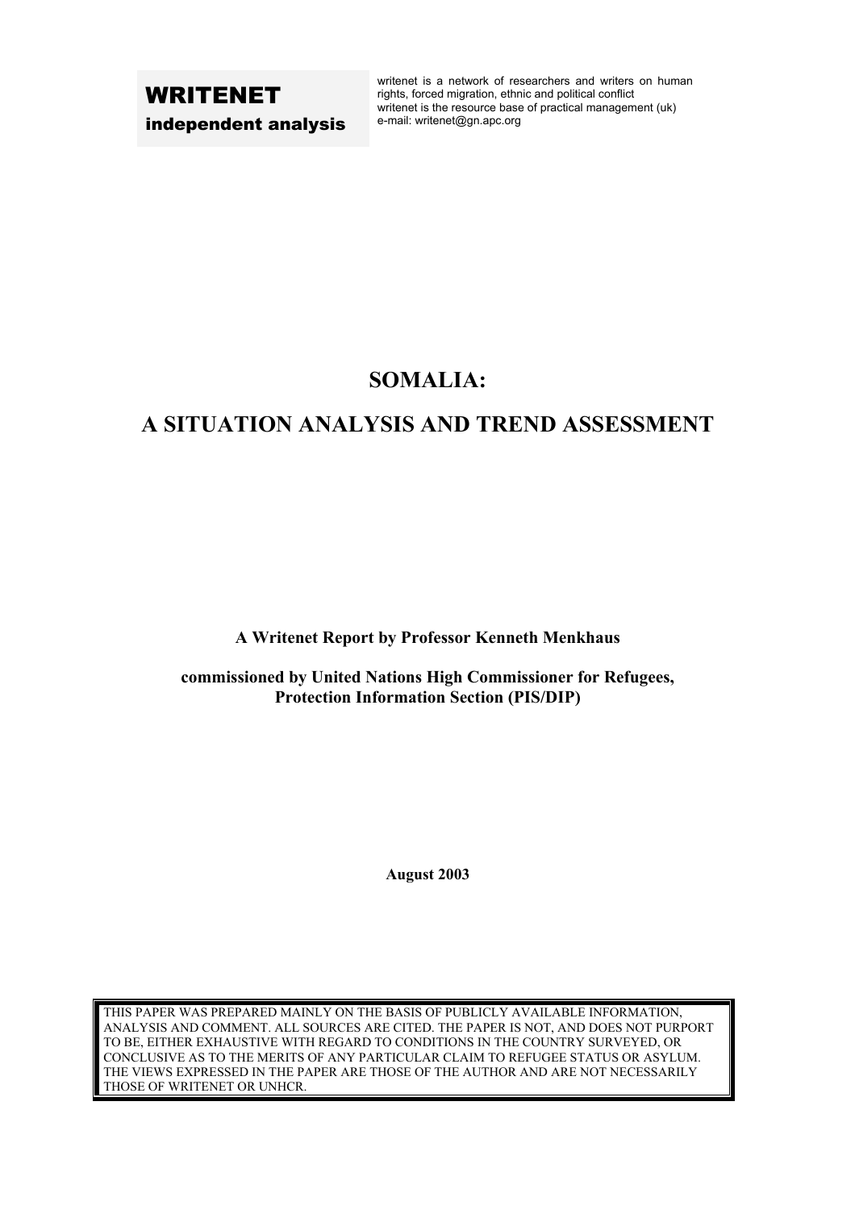**WRITENET**
**independent analysis**

writenet is a network of researchers and writers on human rights, forced migration, ethnic and political conflict
writenet is the resource base of practical management (uk)
e-mail: writenet@gn.apc.org

# SOMALIA:

# A SITUATION ANALYSIS AND TREND ASSESSMENT

**A Writenet Report by Professor Kenneth Menkhaus**

**commissioned by United Nations High Commissioner for Refugees, Protection Information Section (PIS/DIP)**

**August 2003**

THIS PAPER WAS PREPARED MAINLY ON THE BASIS OF PUBLICLY AVAILABLE INFORMATION, ANALYSIS AND COMMENT. ALL SOURCES ARE CITED. THE PAPER IS NOT, AND DOES NOT PURPORT TO BE, EITHER EXHAUSTIVE WITH REGARD TO CONDITIONS IN THE COUNTRY SURVEYED, OR CONCLUSIVE AS TO THE MERITS OF ANY PARTICULAR CLAIM TO REFUGEE STATUS OR ASYLUM. THE VIEWS EXPRESSED IN THE PAPER ARE THOSE OF THE AUTHOR AND ARE NOT NECESSARILY THOSE OF WRITENET OR UNHCR.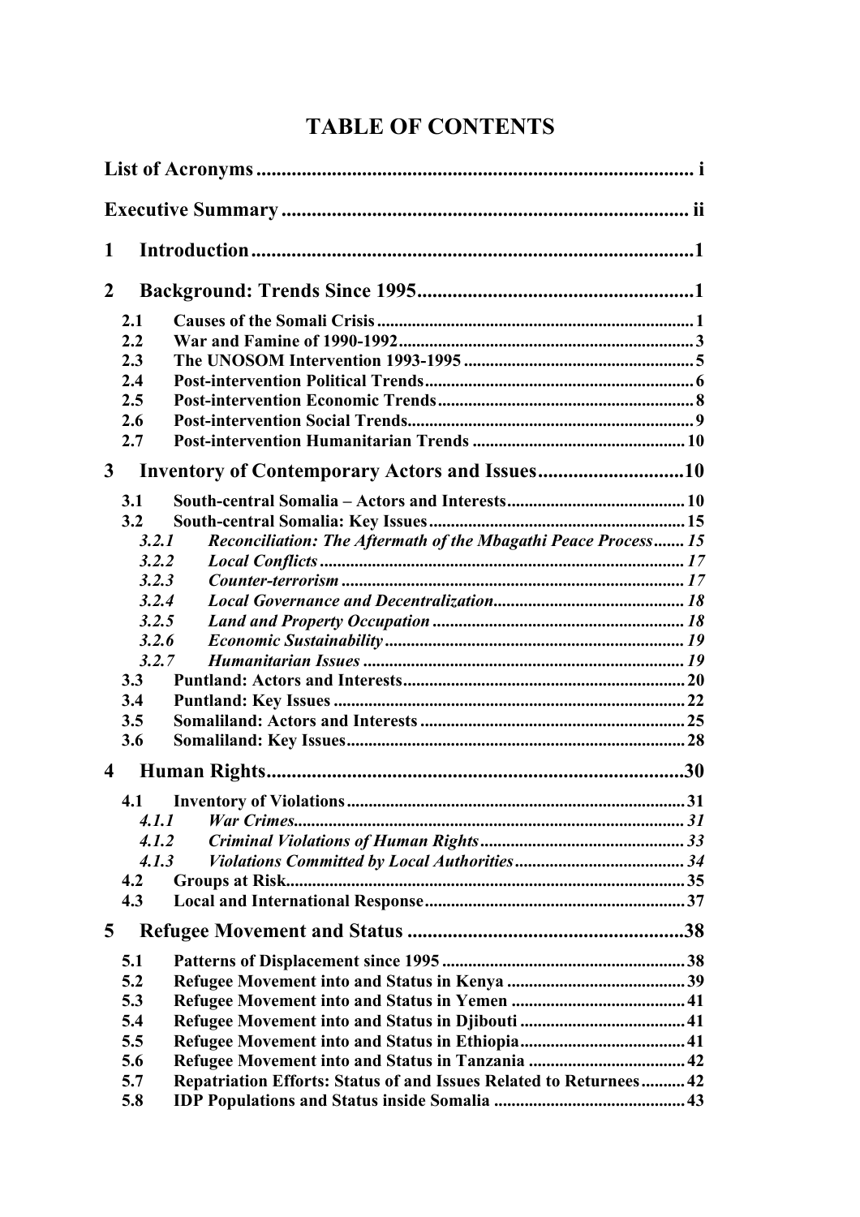# TABLE OF CONTENTS

**List of Acronyms** ..................................................................................... i

**Executive Summary** ................................................................................ ii

**1 Introduction** ........................................................................................1

**2 Background: Trends Since 1995** .......................................................1

- **2.1 Causes of the Somali Crisis** ........................................................................ 1
- **2.2 War and Famine of 1990-1992** ................................................................... 3
- **2.3 The UNOSOM Intervention 1993-1995** ..................................................... 5
- **2.4 Post-intervention Political Trends** .............................................................. 6
- **2.5 Post-intervention Economic Trends** ........................................................... 8
- **2.6 Post-intervention Social Trends** ................................................................. 9
- **2.7 Post-intervention Humanitarian Trends** ................................................. 10

**3 Inventory of Contemporary Actors and Issues** .............................10

- **3.1 South-central Somalia – Actors and Interests** ......................................... 10
- **3.2 South-central Somalia: Key Issues** ........................................................... 15
  - ***3.2.1 Reconciliation: The Aftermath of the Mbagathi Peace Process*** ....... 15
  - ***3.2.2 Local Conflicts*** ................................................................................... 17
  - ***3.2.3 Counter-terrorism*** .............................................................................. 17
  - ***3.2.4 Local Governance and Decentralization*** ............................................ 18
  - ***3.2.5 Land and Property Occupation*** .......................................................... 18
  - ***3.2.6 Economic Sustainability*** ..................................................................... 19
  - ***3.2.7 Humanitarian Issues*** .......................................................................... 19
- **3.3 Puntland: Actors and Interests** ................................................................. 20
- **3.4 Puntland: Key Issues** ................................................................................. 22
- **3.5 Somaliland: Actors and Interests** ............................................................. 25
- **3.6 Somaliland: Key Issues** .............................................................................. 28

**4 Human Rights** ....................................................................................30

- **4.1 Inventory of Violations** .............................................................................. 31
  - ***4.1.1 War Crimes*** ......................................................................................... 31
  - ***4.1.2 Criminal Violations of Human Rights*** ............................................... 33
  - ***4.1.3 Violations Committed by Local Authorities*** ....................................... 34
- **4.2 Groups at Risk** ............................................................................................ 35
- **4.3 Local and International Response** ............................................................ 37

**5 Refugee Movement and Status** .......................................................38

- **5.1 Patterns of Displacement since 1995** ........................................................ 38
- **5.2 Refugee Movement into and Status in Kenya** ......................................... 39
- **5.3 Refugee Movement into and Status in Yemen** ........................................ 41
- **5.4 Refugee Movement into and Status in Djibouti** ...................................... 41
- **5.5 Refugee Movement into and Status in Ethiopia** ...................................... 41
- **5.6 Refugee Movement into and Status in Tanzania** .................................... 42
- **5.7 Repatriation Efforts: Status of and Issues Related to Returnees** .......... 42
- **5.8 IDP Populations and Status inside Somalia** ........................................... 43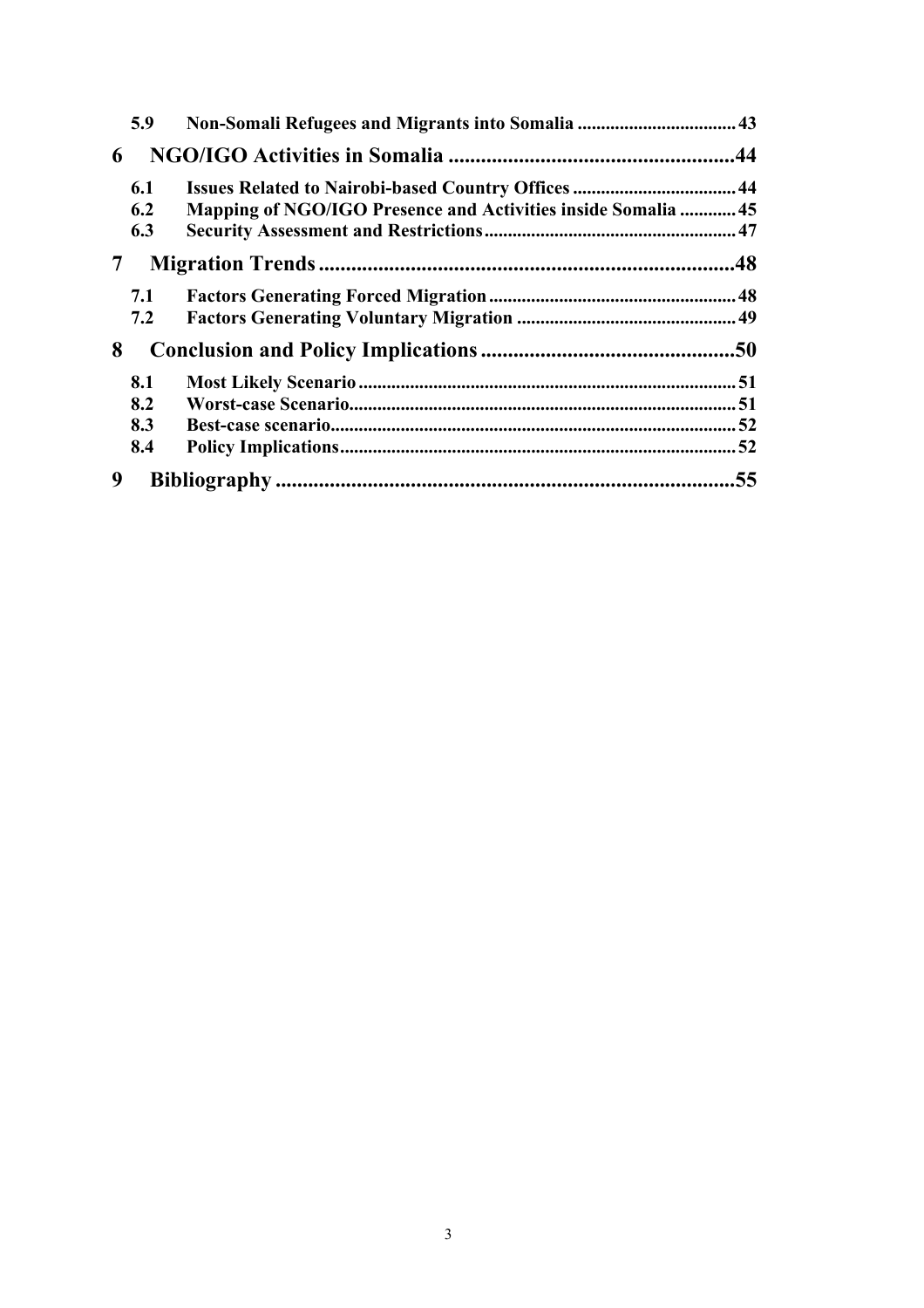5.9 Non-Somali Refugees and Migrants into Somalia .................................. 43

**6 NGO/IGO Activities in Somalia ....................................................44**

6.1 Issues Related to Nairobi-based Country Offices .................................... 44
6.2 Mapping of NGO/IGO Presence and Activities inside Somalia ............ 45
6.3 Security Assessment and Restrictions ...................................................... 47

**7 Migration Trends ..............................................................................48**

7.1 Factors Generating Forced Migration ..................................................... 48
7.2 Factors Generating Voluntary Migration ............................................... 49

**8 Conclusion and Policy Implications ................................................50**

8.1 Most Likely Scenario ................................................................................. 51
8.2 Worst-case Scenario.................................................................................. 51
8.3 Best-case scenario....................................................................................... 52
8.4 Policy Implications..................................................................................... 52

**9 Bibliography .....................................................................................55**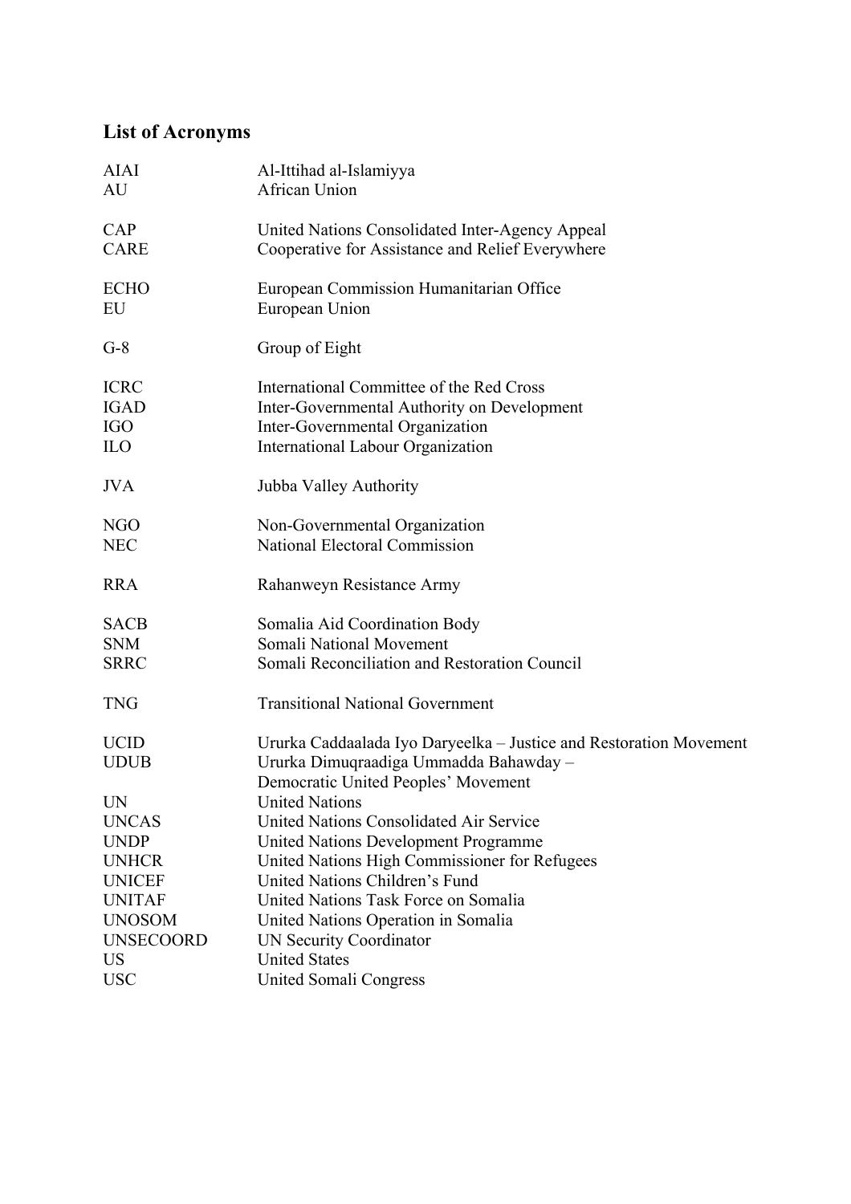## List of Acronyms

| | |
|---|---|
| AIAI | Al-Ittihad al-Islamiyya |
| AU | African Union |
| CAP | United Nations Consolidated Inter-Agency Appeal |
| CARE | Cooperative for Assistance and Relief Everywhere |
| ECHO | European Commission Humanitarian Office |
| EU | European Union |
| G-8 | Group of Eight |
| ICRC | International Committee of the Red Cross |
| IGAD | Inter-Governmental Authority on Development |
| IGO | Inter-Governmental Organization |
| ILO | International Labour Organization |
| JVA | Jubba Valley Authority |
| NGO | Non-Governmental Organization |
| NEC | National Electoral Commission |
| RRA | Rahanweyn Resistance Army |
| SACB | Somalia Aid Coordination Body |
| SNM | Somali National Movement |
| SRRC | Somali Reconciliation and Restoration Council |
| TNG | Transitional National Government |
| UCID | Ururka Caddaalada Iyo Daryeelka – Justice and Restoration Movement |
| UDUB | Ururka Dimuqraadiga Ummadda Bahawday – Democratic United Peoples' Movement |
| UN | United Nations |
| UNCAS | United Nations Consolidated Air Service |
| UNDP | United Nations Development Programme |
| UNHCR | United Nations High Commissioner for Refugees |
| UNICEF | United Nations Children's Fund |
| UNITAF | United Nations Task Force on Somalia |
| UNOSOM | United Nations Operation in Somalia |
| UNSECOORD | UN Security Coordinator |
| US | United States |
| USC | United Somali Congress |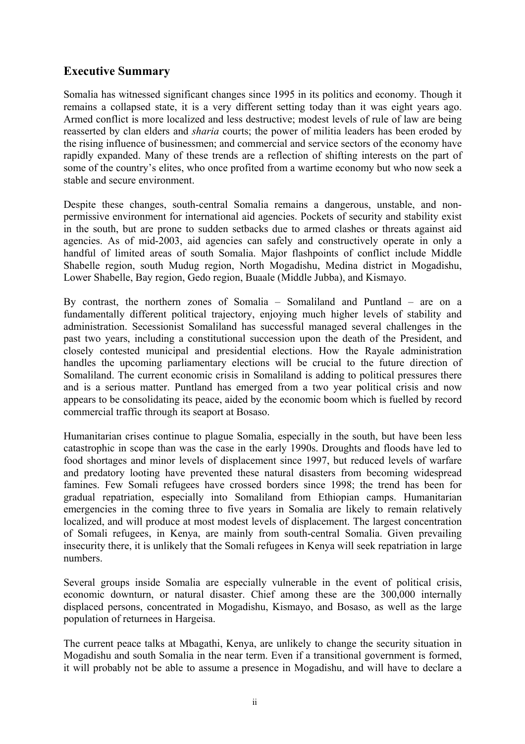## Executive Summary

Somalia has witnessed significant changes since 1995 in its politics and economy. Though it remains a collapsed state, it is a very different setting today than it was eight years ago. Armed conflict is more localized and less destructive; modest levels of rule of law are being reasserted by clan elders and *sharia* courts; the power of militia leaders has been eroded by the rising influence of businessmen; and commercial and service sectors of the economy have rapidly expanded. Many of these trends are a reflection of shifting interests on the part of some of the country's elites, who once profited from a wartime economy but who now seek a stable and secure environment.

Despite these changes, south-central Somalia remains a dangerous, unstable, and non-permissive environment for international aid agencies. Pockets of security and stability exist in the south, but are prone to sudden setbacks due to armed clashes or threats against aid agencies. As of mid-2003, aid agencies can safely and constructively operate in only a handful of limited areas of south Somalia. Major flashpoints of conflict include Middle Shabelle region, south Mudug region, North Mogadishu, Medina district in Mogadishu, Lower Shabelle, Bay region, Gedo region, Buaale (Middle Jubba), and Kismayo.

By contrast, the northern zones of Somalia – Somaliland and Puntland – are on a fundamentally different political trajectory, enjoying much higher levels of stability and administration. Secessionist Somaliland has successful managed several challenges in the past two years, including a constitutional succession upon the death of the President, and closely contested municipal and presidential elections. How the Rayale administration handles the upcoming parliamentary elections will be crucial to the future direction of Somaliland. The current economic crisis in Somaliland is adding to political pressures there and is a serious matter. Puntland has emerged from a two year political crisis and now appears to be consolidating its peace, aided by the economic boom which is fuelled by record commercial traffic through its seaport at Bosaso.

Humanitarian crises continue to plague Somalia, especially in the south, but have been less catastrophic in scope than was the case in the early 1990s. Droughts and floods have led to food shortages and minor levels of displacement since 1997, but reduced levels of warfare and predatory looting have prevented these natural disasters from becoming widespread famines. Few Somali refugees have crossed borders since 1998; the trend has been for gradual repatriation, especially into Somaliland from Ethiopian camps. Humanitarian emergencies in the coming three to five years in Somalia are likely to remain relatively localized, and will produce at most modest levels of displacement. The largest concentration of Somali refugees, in Kenya, are mainly from south-central Somalia. Given prevailing insecurity there, it is unlikely that the Somali refugees in Kenya will seek repatriation in large numbers.

Several groups inside Somalia are especially vulnerable in the event of political crisis, economic downturn, or natural disaster. Chief among these are the 300,000 internally displaced persons, concentrated in Mogadishu, Kismayo, and Bosaso, as well as the large population of returnees in Hargeisa.

The current peace talks at Mbagathi, Kenya, are unlikely to change the security situation in Mogadishu and south Somalia in the near term. Even if a transitional government is formed, it will probably not be able to assume a presence in Mogadishu, and will have to declare a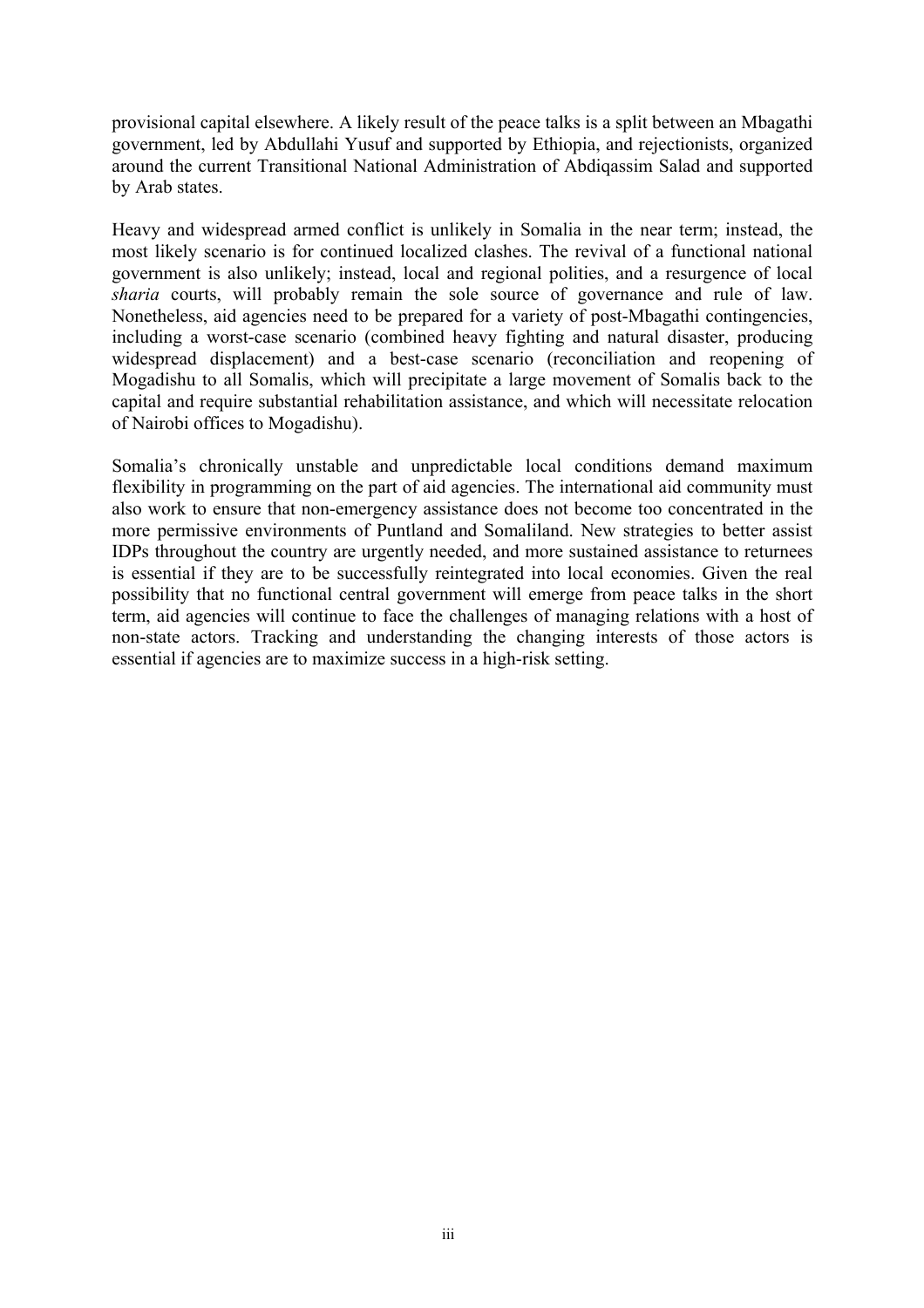provisional capital elsewhere. A likely result of the peace talks is a split between an Mbagathi government, led by Abdullahi Yusuf and supported by Ethiopia, and rejectionists, organized around the current Transitional National Administration of Abdiqassim Salad and supported by Arab states.

Heavy and widespread armed conflict is unlikely in Somalia in the near term; instead, the most likely scenario is for continued localized clashes. The revival of a functional national government is also unlikely; instead, local and regional polities, and a resurgence of local *sharia* courts, will probably remain the sole source of governance and rule of law. Nonetheless, aid agencies need to be prepared for a variety of post-Mbagathi contingencies, including a worst-case scenario (combined heavy fighting and natural disaster, producing widespread displacement) and a best-case scenario (reconciliation and reopening of Mogadishu to all Somalis, which will precipitate a large movement of Somalis back to the capital and require substantial rehabilitation assistance, and which will necessitate relocation of Nairobi offices to Mogadishu).

Somalia's chronically unstable and unpredictable local conditions demand maximum flexibility in programming on the part of aid agencies. The international aid community must also work to ensure that non-emergency assistance does not become too concentrated in the more permissive environments of Puntland and Somaliland. New strategies to better assist IDPs throughout the country are urgently needed, and more sustained assistance to returnees is essential if they are to be successfully reintegrated into local economies. Given the real possibility that no functional central government will emerge from peace talks in the short term, aid agencies will continue to face the challenges of managing relations with a host of non-state actors. Tracking and understanding the changing interests of those actors is essential if agencies are to maximize success in a high-risk setting.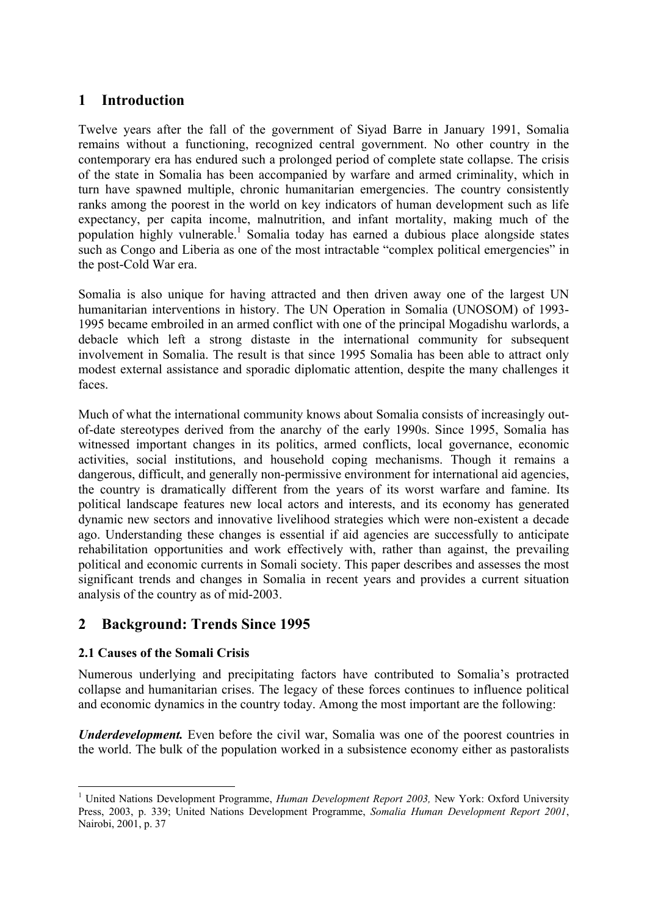# 1 Introduction

Twelve years after the fall of the government of Siyad Barre in January 1991, Somalia remains without a functioning, recognized central government. No other country in the contemporary era has endured such a prolonged period of complete state collapse. The crisis of the state in Somalia has been accompanied by warfare and armed criminality, which in turn have spawned multiple, chronic humanitarian emergencies. The country consistently ranks among the poorest in the world on key indicators of human development such as life expectancy, per capita income, malnutrition, and infant mortality, making much of the population highly vulnerable.[1] Somalia today has earned a dubious place alongside states such as Congo and Liberia as one of the most intractable "complex political emergencies" in the post-Cold War era.

Somalia is also unique for having attracted and then driven away one of the largest UN humanitarian interventions in history. The UN Operation in Somalia (UNOSOM) of 1993-1995 became embroiled in an armed conflict with one of the principal Mogadishu warlords, a debacle which left a strong distaste in the international community for subsequent involvement in Somalia. The result is that since 1995 Somalia has been able to attract only modest external assistance and sporadic diplomatic attention, despite the many challenges it faces.

Much of what the international community knows about Somalia consists of increasingly out-of-date stereotypes derived from the anarchy of the early 1990s. Since 1995, Somalia has witnessed important changes in its politics, armed conflicts, local governance, economic activities, social institutions, and household coping mechanisms. Though it remains a dangerous, difficult, and generally non-permissive environment for international aid agencies, the country is dramatically different from the years of its worst warfare and famine. Its political landscape features new local actors and interests, and its economy has generated dynamic new sectors and innovative livelihood strategies which were non-existent a decade ago. Understanding these changes is essential if aid agencies are successfully to anticipate rehabilitation opportunities and work effectively with, rather than against, the prevailing political and economic currents in Somali society. This paper describes and assesses the most significant trends and changes in Somalia in recent years and provides a current situation analysis of the country as of mid-2003.

# 2 Background: Trends Since 1995

### 2.1 Causes of the Somali Crisis

Numerous underlying and precipitating factors have contributed to Somalia's protracted collapse and humanitarian crises. The legacy of these forces continues to influence political and economic dynamics in the country today. Among the most important are the following:

***Underdevelopment.*** Even before the civil war, Somalia was one of the poorest countries in the world. The bulk of the population worked in a subsistence economy either as pastoralists

---

[1] United Nations Development Programme, *Human Development Report 2003,* New York: Oxford University Press, 2003, p. 339; United Nations Development Programme, *Somalia Human Development Report 2001*, Nairobi, 2001, p. 37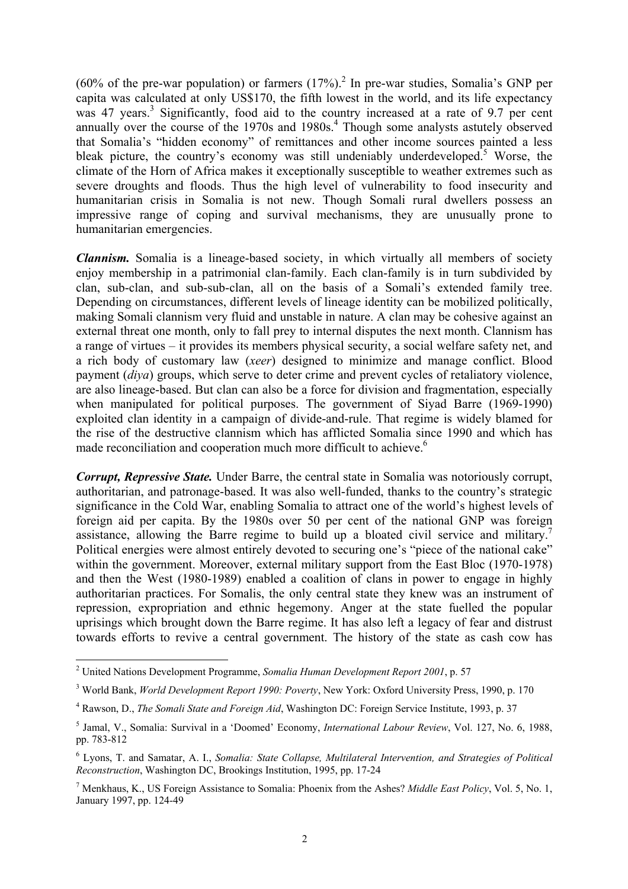(60% of the pre-war population) or farmers (17%).[2] In pre-war studies, Somalia's GNP per capita was calculated at only US$170, the fifth lowest in the world, and its life expectancy was 47 years.[3] Significantly, food aid to the country increased at a rate of 9.7 per cent annually over the course of the 1970s and 1980s.[4] Though some analysts astutely observed that Somalia's "hidden economy" of remittances and other income sources painted a less bleak picture, the country's economy was still undeniably underdeveloped.[5] Worse, the climate of the Horn of Africa makes it exceptionally susceptible to weather extremes such as severe droughts and floods. Thus the high level of vulnerability to food insecurity and humanitarian crisis in Somalia is not new. Though Somali rural dwellers possess an impressive range of coping and survival mechanisms, they are unusually prone to humanitarian emergencies.

***Clannism.*** Somalia is a lineage-based society, in which virtually all members of society enjoy membership in a patrimonial clan-family. Each clan-family is in turn subdivided by clan, sub-clan, and sub-sub-clan, all on the basis of a Somali's extended family tree. Depending on circumstances, different levels of lineage identity can be mobilized politically, making Somali clannism very fluid and unstable in nature. A clan may be cohesive against an external threat one month, only to fall prey to internal disputes the next month. Clannism has a range of virtues – it provides its members physical security, a social welfare safety net, and a rich body of customary law (*xeer*) designed to minimize and manage conflict. Blood payment (*diya*) groups, which serve to deter crime and prevent cycles of retaliatory violence, are also lineage-based. But clan can also be a force for division and fragmentation, especially when manipulated for political purposes. The government of Siyad Barre (1969-1990) exploited clan identity in a campaign of divide-and-rule. That regime is widely blamed for the rise of the destructive clannism which has afflicted Somalia since 1990 and which has made reconciliation and cooperation much more difficult to achieve.[6]

***Corrupt, Repressive State.*** Under Barre, the central state in Somalia was notoriously corrupt, authoritarian, and patronage-based. It was also well-funded, thanks to the country's strategic significance in the Cold War, enabling Somalia to attract one of the world's highest levels of foreign aid per capita. By the 1980s over 50 per cent of the national GNP was foreign assistance, allowing the Barre regime to build up a bloated civil service and military.[7] Political energies were almost entirely devoted to securing one's "piece of the national cake" within the government. Moreover, external military support from the East Bloc (1970-1978) and then the West (1980-1989) enabled a coalition of clans in power to engage in highly authoritarian practices. For Somalis, the only central state they knew was an instrument of repression, expropriation and ethnic hegemony. Anger at the state fuelled the popular uprisings which brought down the Barre regime. It has also left a legacy of fear and distrust towards efforts to revive a central government. The history of the state as cash cow has

---

[2] United Nations Development Programme, *Somalia Human Development Report 2001*, p. 57

[3] World Bank, *World Development Report 1990: Poverty*, New York: Oxford University Press, 1990, p. 170

[4] Rawson, D., *The Somali State and Foreign Aid*, Washington DC: Foreign Service Institute, 1993, p. 37

[5] Jamal, V., Somalia: Survival in a 'Doomed' Economy, *International Labour Review*, Vol. 127, No. 6, 1988, pp. 783-812

[6] Lyons, T. and Samatar, A. I., *Somalia: State Collapse, Multilateral Intervention, and Strategies of Political Reconstruction*, Washington DC, Brookings Institution, 1995, pp. 17-24

[7] Menkhaus, K., US Foreign Assistance to Somalia: Phoenix from the Ashes? *Middle East Policy*, Vol. 5, No. 1, January 1997, pp. 124-49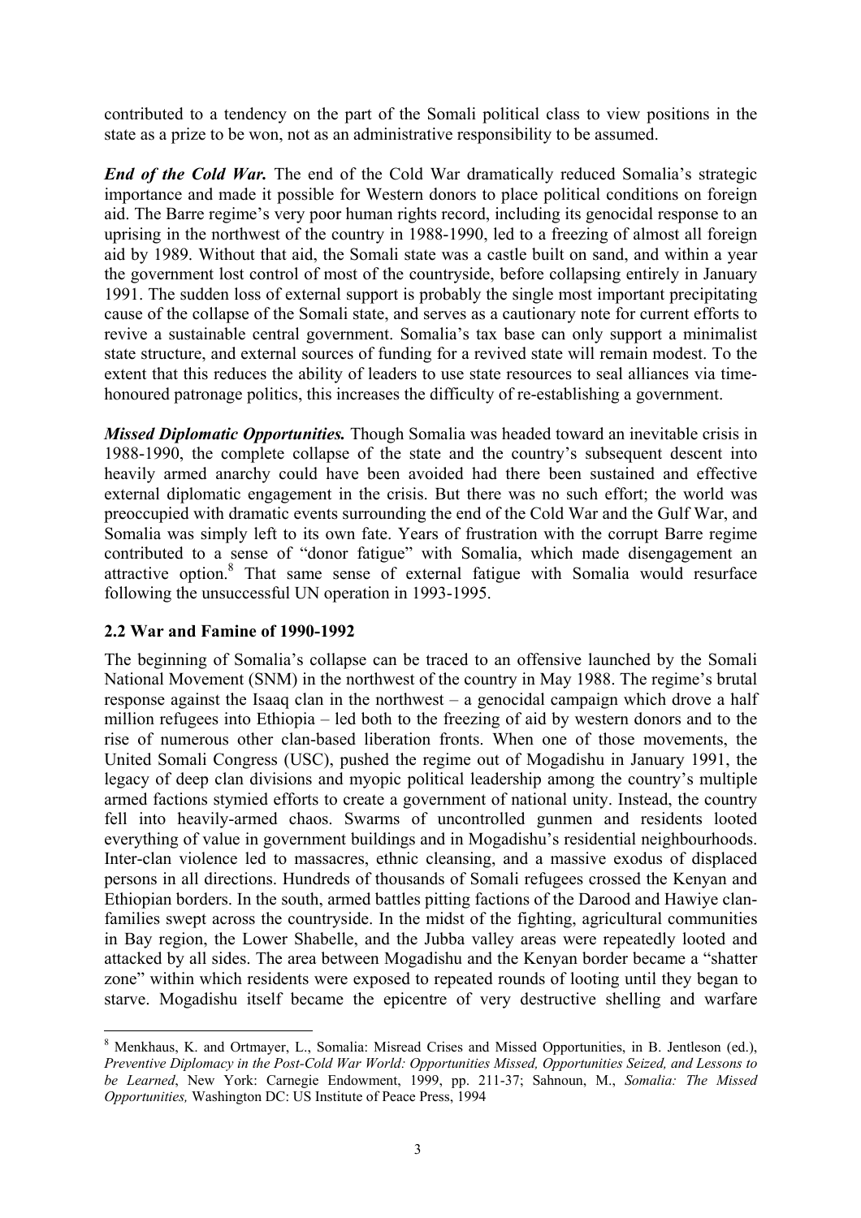contributed to a tendency on the part of the Somali political class to view positions in the state as a prize to be won, not as an administrative responsibility to be assumed.

***End of the Cold War.*** The end of the Cold War dramatically reduced Somalia's strategic importance and made it possible for Western donors to place political conditions on foreign aid. The Barre regime's very poor human rights record, including its genocidal response to an uprising in the northwest of the country in 1988-1990, led to a freezing of almost all foreign aid by 1989. Without that aid, the Somali state was a castle built on sand, and within a year the government lost control of most of the countryside, before collapsing entirely in January 1991. The sudden loss of external support is probably the single most important precipitating cause of the collapse of the Somali state, and serves as a cautionary note for current efforts to revive a sustainable central government. Somalia's tax base can only support a minimalist state structure, and external sources of funding for a revived state will remain modest. To the extent that this reduces the ability of leaders to use state resources to seal alliances via time-honoured patronage politics, this increases the difficulty of re-establishing a government.

***Missed Diplomatic Opportunities.*** Though Somalia was headed toward an inevitable crisis in 1988-1990, the complete collapse of the state and the country's subsequent descent into heavily armed anarchy could have been avoided had there been sustained and effective external diplomatic engagement in the crisis. But there was no such effort; the world was preoccupied with dramatic events surrounding the end of the Cold War and the Gulf War, and Somalia was simply left to its own fate. Years of frustration with the corrupt Barre regime contributed to a sense of "donor fatigue" with Somalia, which made disengagement an attractive option.[8] That same sense of external fatigue with Somalia would resurface following the unsuccessful UN operation in 1993-1995.

### 2.2 War and Famine of 1990-1992

The beginning of Somalia's collapse can be traced to an offensive launched by the Somali National Movement (SNM) in the northwest of the country in May 1988. The regime's brutal response against the Isaaq clan in the northwest – a genocidal campaign which drove a half million refugees into Ethiopia – led both to the freezing of aid by western donors and to the rise of numerous other clan-based liberation fronts. When one of those movements, the United Somali Congress (USC), pushed the regime out of Mogadishu in January 1991, the legacy of deep clan divisions and myopic political leadership among the country's multiple armed factions stymied efforts to create a government of national unity. Instead, the country fell into heavily-armed chaos. Swarms of uncontrolled gunmen and residents looted everything of value in government buildings and in Mogadishu's residential neighbourhoods. Inter-clan violence led to massacres, ethnic cleansing, and a massive exodus of displaced persons in all directions. Hundreds of thousands of Somali refugees crossed the Kenyan and Ethiopian borders. In the south, armed battles pitting factions of the Darood and Hawiye clan-families swept across the countryside. In the midst of the fighting, agricultural communities in Bay region, the Lower Shabelle, and the Jubba valley areas were repeatedly looted and attacked by all sides. The area between Mogadishu and the Kenyan border became a "shatter zone" within which residents were exposed to repeated rounds of looting until they began to starve. Mogadishu itself became the epicentre of very destructive shelling and warfare

---

[8] Menkhaus, K. and Ortmayer, L., Somalia: Misread Crises and Missed Opportunities, in B. Jentleson (ed.), *Preventive Diplomacy in the Post-Cold War World: Opportunities Missed, Opportunities Seized, and Lessons to be Learned*, New York: Carnegie Endowment, 1999, pp. 211-37; Sahnoun, M., *Somalia: The Missed Opportunities,* Washington DC: US Institute of Peace Press, 1994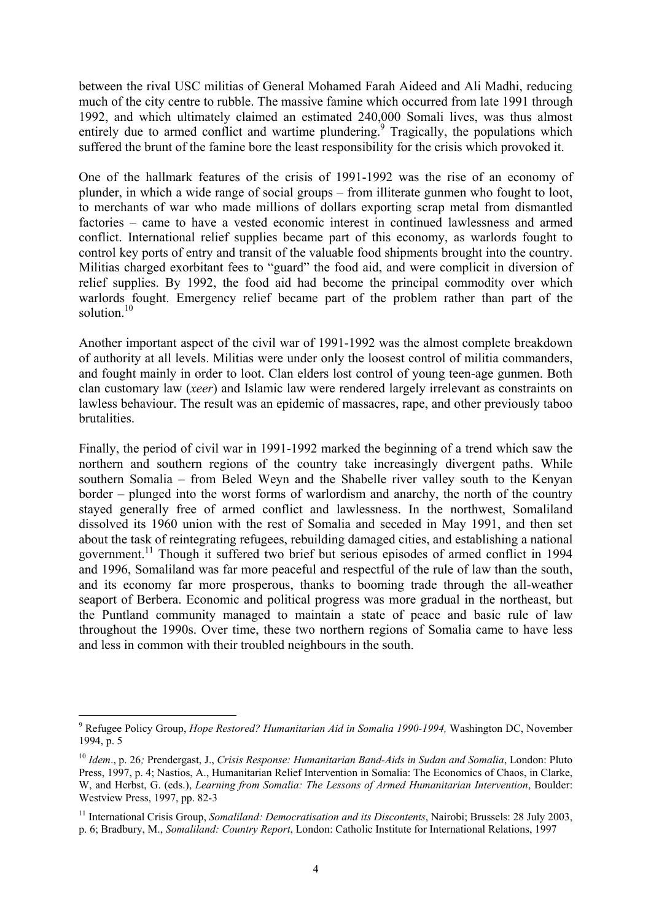between the rival USC militias of General Mohamed Farah Aideed and Ali Madhi, reducing much of the city centre to rubble. The massive famine which occurred from late 1991 through 1992, and which ultimately claimed an estimated 240,000 Somali lives, was thus almost entirely due to armed conflict and wartime plundering.[9] Tragically, the populations which suffered the brunt of the famine bore the least responsibility for the crisis which provoked it.

One of the hallmark features of the crisis of 1991-1992 was the rise of an economy of plunder, in which a wide range of social groups – from illiterate gunmen who fought to loot, to merchants of war who made millions of dollars exporting scrap metal from dismantled factories – came to have a vested economic interest in continued lawlessness and armed conflict. International relief supplies became part of this economy, as warlords fought to control key ports of entry and transit of the valuable food shipments brought into the country. Militias charged exorbitant fees to "guard" the food aid, and were complicit in diversion of relief supplies. By 1992, the food aid had become the principal commodity over which warlords fought. Emergency relief became part of the problem rather than part of the solution.[10]

Another important aspect of the civil war of 1991-1992 was the almost complete breakdown of authority at all levels. Militias were under only the loosest control of militia commanders, and fought mainly in order to loot. Clan elders lost control of young teen-age gunmen. Both clan customary law (*xeer*) and Islamic law were rendered largely irrelevant as constraints on lawless behaviour. The result was an epidemic of massacres, rape, and other previously taboo brutalities.

Finally, the period of civil war in 1991-1992 marked the beginning of a trend which saw the northern and southern regions of the country take increasingly divergent paths. While southern Somalia – from Beled Weyn and the Shabelle river valley south to the Kenyan border – plunged into the worst forms of warlordism and anarchy, the north of the country stayed generally free of armed conflict and lawlessness. In the northwest, Somaliland dissolved its 1960 union with the rest of Somalia and seceded in May 1991, and then set about the task of reintegrating refugees, rebuilding damaged cities, and establishing a national government.[11] Though it suffered two brief but serious episodes of armed conflict in 1994 and 1996, Somaliland was far more peaceful and respectful of the rule of law than the south, and its economy far more prosperous, thanks to booming trade through the all-weather seaport of Berbera. Economic and political progress was more gradual in the northeast, but the Puntland community managed to maintain a state of peace and basic rule of law throughout the 1990s. Over time, these two northern regions of Somalia came to have less and less in common with their troubled neighbours in the south.

---

[9] Refugee Policy Group, *Hope Restored? Humanitarian Aid in Somalia 1990-1994,* Washington DC, November 1994, p. 5

[10] *Idem*., p. 26*;* Prendergast, J., *Crisis Response: Humanitarian Band-Aids in Sudan and Somalia*, London: Pluto Press, 1997, p. 4; Nastios, A., Humanitarian Relief Intervention in Somalia: The Economics of Chaos, in Clarke, W, and Herbst, G. (eds.), *Learning from Somalia: The Lessons of Armed Humanitarian Intervention*, Boulder: Westview Press, 1997, pp. 82-3

[11] International Crisis Group, *Somaliland: Democratisation and its Discontents*, Nairobi; Brussels: 28 July 2003, p. 6; Bradbury, M., *Somaliland: Country Report*, London: Catholic Institute for International Relations, 1997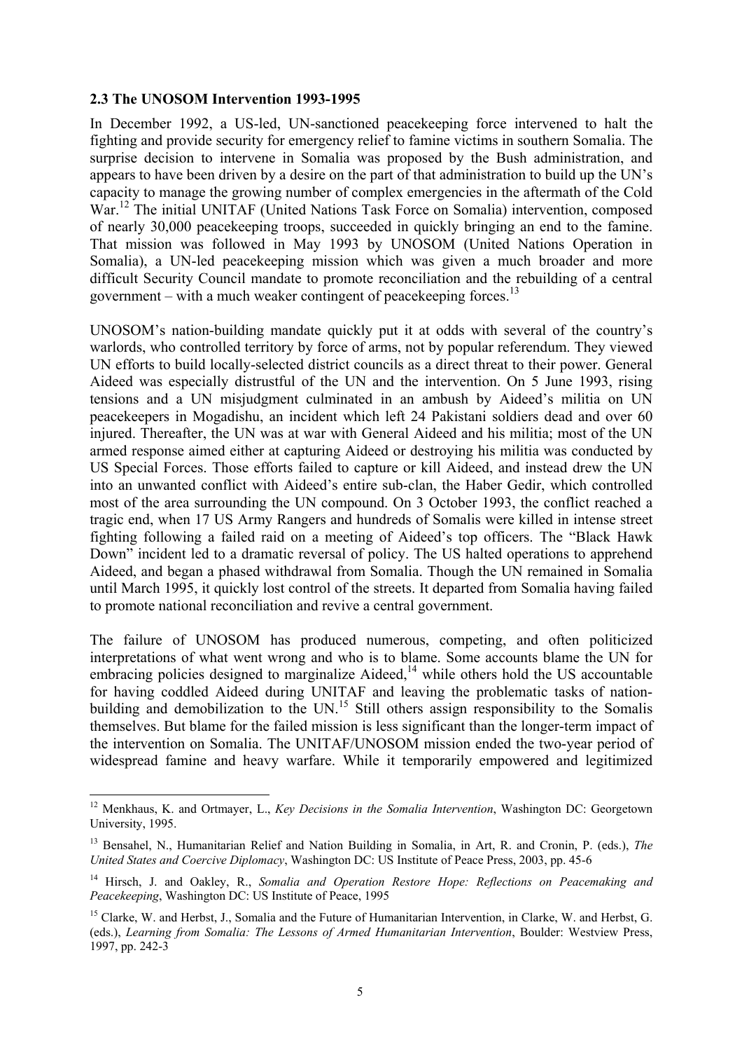### 2.3 The UNOSOM Intervention 1993-1995

In December 1992, a US-led, UN-sanctioned peacekeeping force intervened to halt the fighting and provide security for emergency relief to famine victims in southern Somalia. The surprise decision to intervene in Somalia was proposed by the Bush administration, and appears to have been driven by a desire on the part of that administration to build up the UN's capacity to manage the growing number of complex emergencies in the aftermath of the Cold War.[12] The initial UNITAF (United Nations Task Force on Somalia) intervention, composed of nearly 30,000 peacekeeping troops, succeeded in quickly bringing an end to the famine. That mission was followed in May 1993 by UNOSOM (United Nations Operation in Somalia), a UN-led peacekeeping mission which was given a much broader and more difficult Security Council mandate to promote reconciliation and the rebuilding of a central government – with a much weaker contingent of peacekeeping forces.[13]

UNOSOM's nation-building mandate quickly put it at odds with several of the country's warlords, who controlled territory by force of arms, not by popular referendum. They viewed UN efforts to build locally-selected district councils as a direct threat to their power. General Aideed was especially distrustful of the UN and the intervention. On 5 June 1993, rising tensions and a UN misjudgment culminated in an ambush by Aideed's militia on UN peacekeepers in Mogadishu, an incident which left 24 Pakistani soldiers dead and over 60 injured. Thereafter, the UN was at war with General Aideed and his militia; most of the UN armed response aimed either at capturing Aideed or destroying his militia was conducted by US Special Forces. Those efforts failed to capture or kill Aideed, and instead drew the UN into an unwanted conflict with Aideed's entire sub-clan, the Haber Gedir, which controlled most of the area surrounding the UN compound. On 3 October 1993, the conflict reached a tragic end, when 17 US Army Rangers and hundreds of Somalis were killed in intense street fighting following a failed raid on a meeting of Aideed's top officers. The "Black Hawk Down" incident led to a dramatic reversal of policy. The US halted operations to apprehend Aideed, and began a phased withdrawal from Somalia. Though the UN remained in Somalia until March 1995, it quickly lost control of the streets. It departed from Somalia having failed to promote national reconciliation and revive a central government.

The failure of UNOSOM has produced numerous, competing, and often politicized interpretations of what went wrong and who is to blame. Some accounts blame the UN for embracing policies designed to marginalize Aideed,[14] while others hold the US accountable for having coddled Aideed during UNITAF and leaving the problematic tasks of nation-building and demobilization to the UN.[15] Still others assign responsibility to the Somalis themselves. But blame for the failed mission is less significant than the longer-term impact of the intervention on Somalia. The UNITAF/UNOSOM mission ended the two-year period of widespread famine and heavy warfare. While it temporarily empowered and legitimized

---

[12] Menkhaus, K. and Ortmayer, L., *Key Decisions in the Somalia Intervention*, Washington DC: Georgetown University, 1995.

[13] Bensahel, N., Humanitarian Relief and Nation Building in Somalia, in Art, R. and Cronin, P. (eds.), *The United States and Coercive Diplomacy*, Washington DC: US Institute of Peace Press, 2003, pp. 45-6

[14] Hirsch, J. and Oakley, R., *Somalia and Operation Restore Hope: Reflections on Peacemaking and Peacekeeping*, Washington DC: US Institute of Peace, 1995

[15] Clarke, W. and Herbst, J., Somalia and the Future of Humanitarian Intervention, in Clarke, W. and Herbst, G. (eds.), *Learning from Somalia: The Lessons of Armed Humanitarian Intervention*, Boulder: Westview Press, 1997, pp. 242-3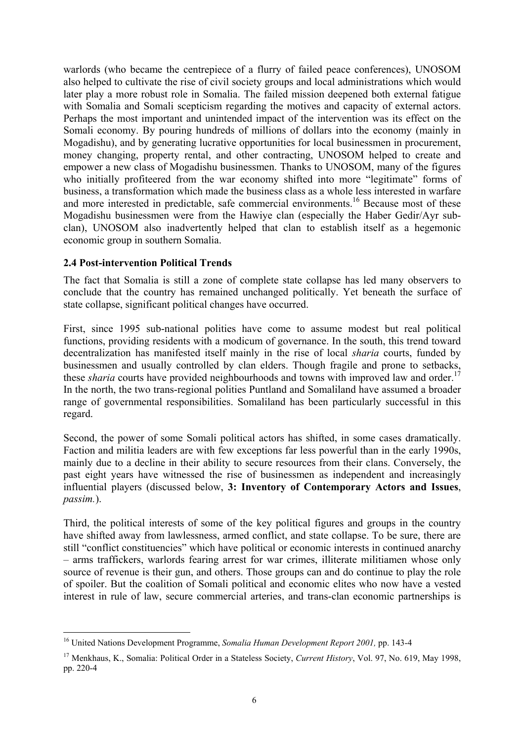warlords (who became the centrepiece of a flurry of failed peace conferences), UNOSOM also helped to cultivate the rise of civil society groups and local administrations which would later play a more robust role in Somalia. The failed mission deepened both external fatigue with Somalia and Somali scepticism regarding the motives and capacity of external actors. Perhaps the most important and unintended impact of the intervention was its effect on the Somali economy. By pouring hundreds of millions of dollars into the economy (mainly in Mogadishu), and by generating lucrative opportunities for local businessmen in procurement, money changing, property rental, and other contracting, UNOSOM helped to create and empower a new class of Mogadishu businessmen. Thanks to UNOSOM, many of the figures who initially profiteered from the war economy shifted into more "legitimate" forms of business, a transformation which made the business class as a whole less interested in warfare and more interested in predictable, safe commercial environments.[16] Because most of these Mogadishu businessmen were from the Hawiye clan (especially the Haber Gedir/Ayr sub-clan), UNOSOM also inadvertently helped that clan to establish itself as a hegemonic economic group in southern Somalia.

### 2.4 Post-intervention Political Trends

The fact that Somalia is still a zone of complete state collapse has led many observers to conclude that the country has remained unchanged politically. Yet beneath the surface of state collapse, significant political changes have occurred.

First, since 1995 sub-national polities have come to assume modest but real political functions, providing residents with a modicum of governance. In the south, this trend toward decentralization has manifested itself mainly in the rise of local *sharia* courts, funded by businessmen and usually controlled by clan elders. Though fragile and prone to setbacks, these *sharia* courts have provided neighbourhoods and towns with improved law and order.[17] In the north, the two trans-regional polities Puntland and Somaliland have assumed a broader range of governmental responsibilities. Somaliland has been particularly successful in this regard.

Second, the power of some Somali political actors has shifted, in some cases dramatically. Faction and militia leaders are with few exceptions far less powerful than in the early 1990s, mainly due to a decline in their ability to secure resources from their clans. Conversely, the past eight years have witnessed the rise of businessmen as independent and increasingly influential players (discussed below, **3: Inventory of Contemporary Actors and Issues**, *passim.*).

Third, the political interests of some of the key political figures and groups in the country have shifted away from lawlessness, armed conflict, and state collapse. To be sure, there are still "conflict constituencies" which have political or economic interests in continued anarchy – arms traffickers, warlords fearing arrest for war crimes, illiterate militiamen whose only source of revenue is their gun, and others. Those groups can and do continue to play the role of spoiler. But the coalition of Somali political and economic elites who now have a vested interest in rule of law, secure commercial arteries, and trans-clan economic partnerships is

---

[16] United Nations Development Programme, *Somalia Human Development Report 2001,* pp. 143-4

[17] Menkhaus, K., Somalia: Political Order in a Stateless Society, *Current History*, Vol. 97, No. 619, May 1998, pp. 220-4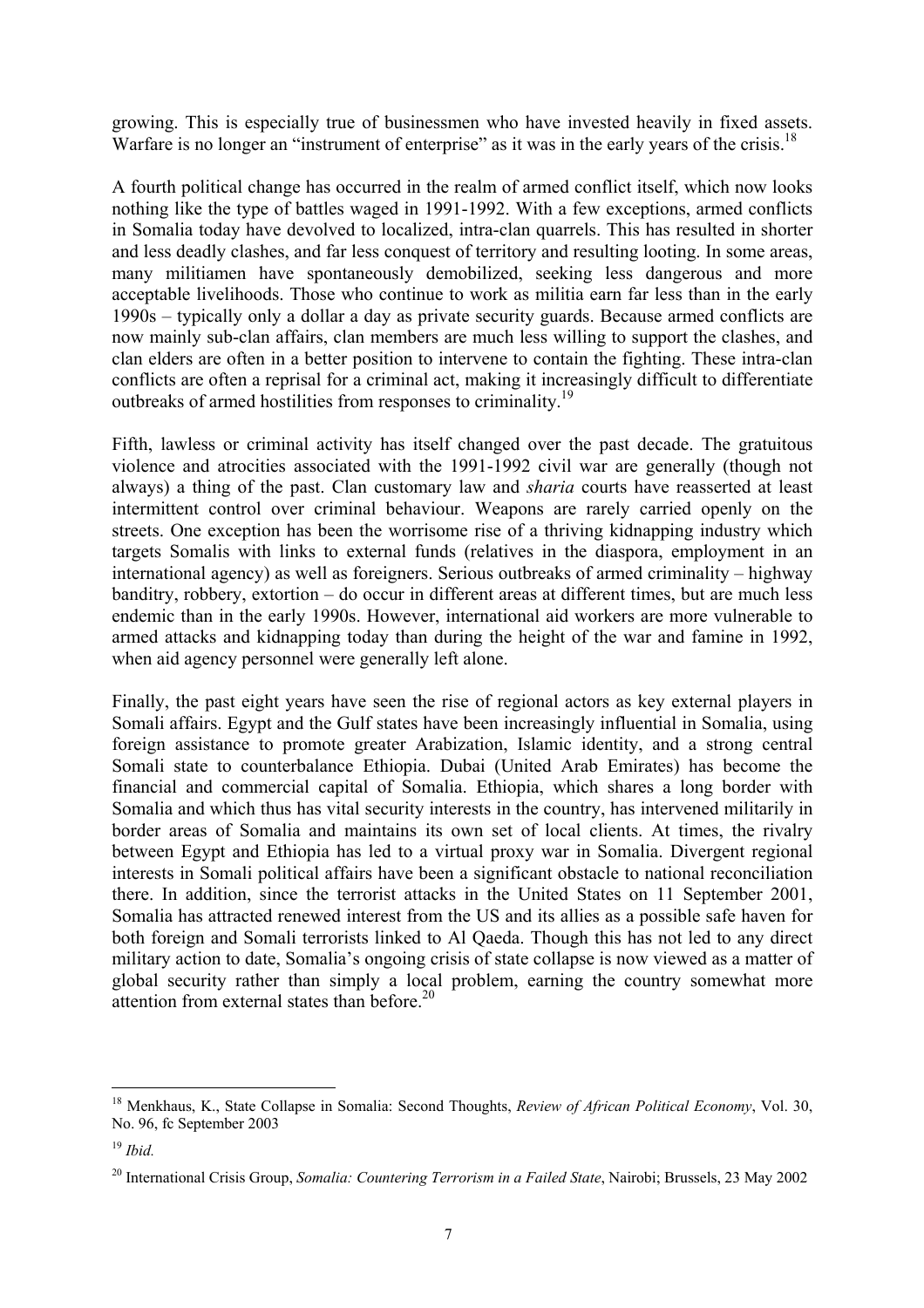growing. This is especially true of businessmen who have invested heavily in fixed assets. Warfare is no longer an "instrument of enterprise" as it was in the early years of the crisis.[18]

A fourth political change has occurred in the realm of armed conflict itself, which now looks nothing like the type of battles waged in 1991-1992. With a few exceptions, armed conflicts in Somalia today have devolved to localized, intra-clan quarrels. This has resulted in shorter and less deadly clashes, and far less conquest of territory and resulting looting. In some areas, many militiamen have spontaneously demobilized, seeking less dangerous and more acceptable livelihoods. Those who continue to work as militia earn far less than in the early 1990s – typically only a dollar a day as private security guards. Because armed conflicts are now mainly sub-clan affairs, clan members are much less willing to support the clashes, and clan elders are often in a better position to intervene to contain the fighting. These intra-clan conflicts are often a reprisal for a criminal act, making it increasingly difficult to differentiate outbreaks of armed hostilities from responses to criminality.[19]

Fifth, lawless or criminal activity has itself changed over the past decade. The gratuitous violence and atrocities associated with the 1991-1992 civil war are generally (though not always) a thing of the past. Clan customary law and *sharia* courts have reasserted at least intermittent control over criminal behaviour. Weapons are rarely carried openly on the streets. One exception has been the worrisome rise of a thriving kidnapping industry which targets Somalis with links to external funds (relatives in the diaspora, employment in an international agency) as well as foreigners. Serious outbreaks of armed criminality – highway banditry, robbery, extortion – do occur in different areas at different times, but are much less endemic than in the early 1990s. However, international aid workers are more vulnerable to armed attacks and kidnapping today than during the height of the war and famine in 1992, when aid agency personnel were generally left alone.

Finally, the past eight years have seen the rise of regional actors as key external players in Somali affairs. Egypt and the Gulf states have been increasingly influential in Somalia, using foreign assistance to promote greater Arabization, Islamic identity, and a strong central Somali state to counterbalance Ethiopia. Dubai (United Arab Emirates) has become the financial and commercial capital of Somalia. Ethiopia, which shares a long border with Somalia and which thus has vital security interests in the country, has intervened militarily in border areas of Somalia and maintains its own set of local clients. At times, the rivalry between Egypt and Ethiopia has led to a virtual proxy war in Somalia. Divergent regional interests in Somali political affairs have been a significant obstacle to national reconciliation there. In addition, since the terrorist attacks in the United States on 11 September 2001, Somalia has attracted renewed interest from the US and its allies as a possible safe haven for both foreign and Somali terrorists linked to Al Qaeda. Though this has not led to any direct military action to date, Somalia's ongoing crisis of state collapse is now viewed as a matter of global security rather than simply a local problem, earning the country somewhat more attention from external states than before.[20]

---

[18] Menkhaus, K., State Collapse in Somalia: Second Thoughts, *Review of African Political Economy*, Vol. 30, No. 96, fc September 2003

[19] *Ibid.*

[20] International Crisis Group, *Somalia: Countering Terrorism in a Failed State*, Nairobi; Brussels, 23 May 2002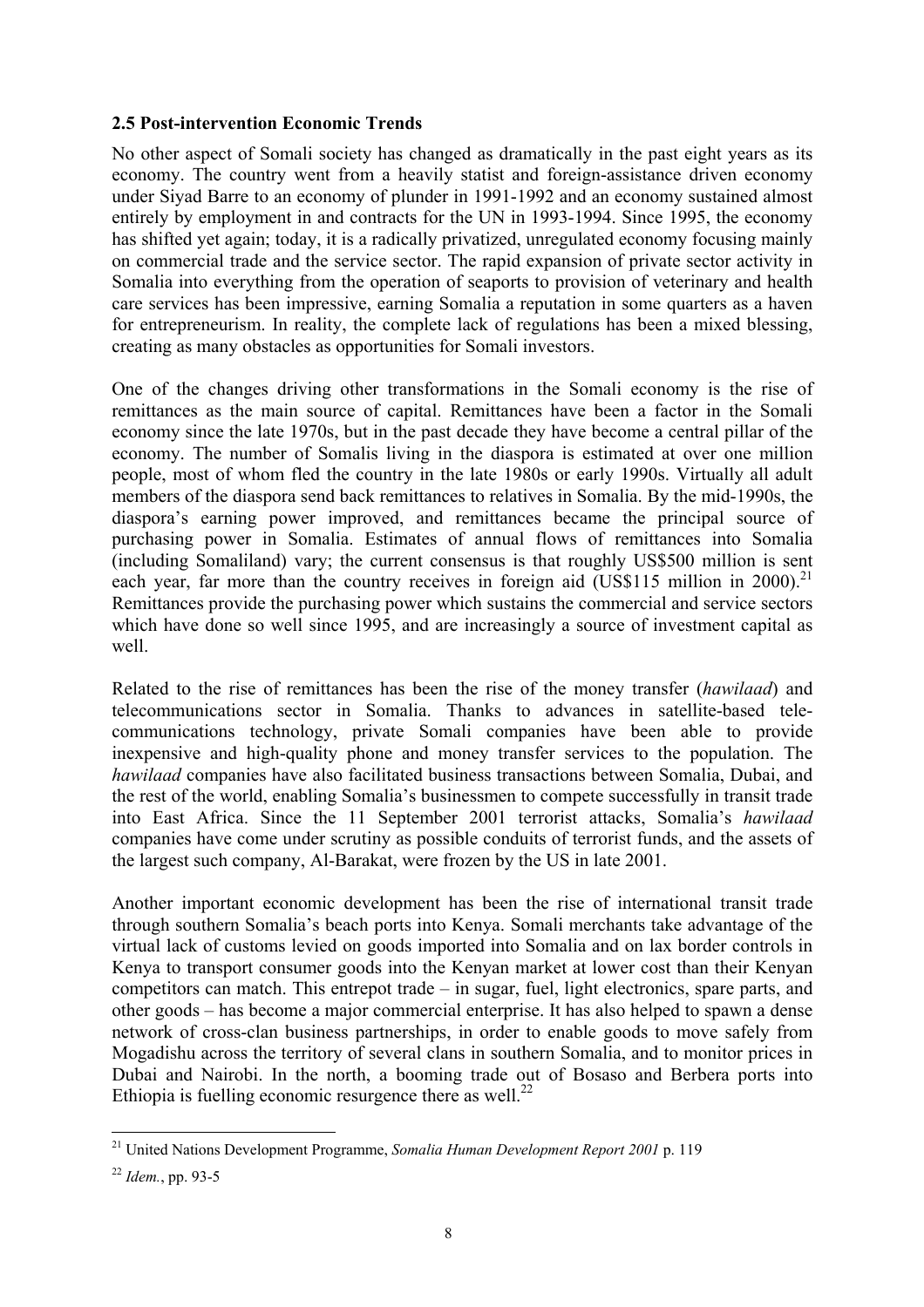## 2.5 Post-intervention Economic Trends

No other aspect of Somali society has changed as dramatically in the past eight years as its economy. The country went from a heavily statist and foreign-assistance driven economy under Siyad Barre to an economy of plunder in 1991-1992 and an economy sustained almost entirely by employment in and contracts for the UN in 1993-1994. Since 1995, the economy has shifted yet again; today, it is a radically privatized, unregulated economy focusing mainly on commercial trade and the service sector. The rapid expansion of private sector activity in Somalia into everything from the operation of seaports to provision of veterinary and health care services has been impressive, earning Somalia a reputation in some quarters as a haven for entrepreneurism. In reality, the complete lack of regulations has been a mixed blessing, creating as many obstacles as opportunities for Somali investors.

One of the changes driving other transformations in the Somali economy is the rise of remittances as the main source of capital. Remittances have been a factor in the Somali economy since the late 1970s, but in the past decade they have become a central pillar of the economy. The number of Somalis living in the diaspora is estimated at over one million people, most of whom fled the country in the late 1980s or early 1990s. Virtually all adult members of the diaspora send back remittances to relatives in Somalia. By the mid-1990s, the diaspora's earning power improved, and remittances became the principal source of purchasing power in Somalia. Estimates of annual flows of remittances into Somalia (including Somaliland) vary; the current consensus is that roughly US$500 million is sent each year, far more than the country receives in foreign aid (US$115 million in 2000).[21] Remittances provide the purchasing power which sustains the commercial and service sectors which have done so well since 1995, and are increasingly a source of investment capital as well.

Related to the rise of remittances has been the rise of the money transfer (*hawilaad*) and telecommunications sector in Somalia. Thanks to advances in satellite-based telecommunications technology, private Somali companies have been able to provide inexpensive and high-quality phone and money transfer services to the population. The *hawilaad* companies have also facilitated business transactions between Somalia, Dubai, and the rest of the world, enabling Somalia's businessmen to compete successfully in transit trade into East Africa. Since the 11 September 2001 terrorist attacks, Somalia's *hawilaad* companies have come under scrutiny as possible conduits of terrorist funds, and the assets of the largest such company, Al-Barakat, were frozen by the US in late 2001.

Another important economic development has been the rise of international transit trade through southern Somalia's beach ports into Kenya. Somali merchants take advantage of the virtual lack of customs levied on goods imported into Somalia and on lax border controls in Kenya to transport consumer goods into the Kenyan market at lower cost than their Kenyan competitors can match. This entrepot trade – in sugar, fuel, light electronics, spare parts, and other goods – has become a major commercial enterprise. It has also helped to spawn a dense network of cross-clan business partnerships, in order to enable goods to move safely from Mogadishu across the territory of several clans in southern Somalia, and to monitor prices in Dubai and Nairobi. In the north, a booming trade out of Bosaso and Berbera ports into Ethiopia is fuelling economic resurgence there as well.[22]

---

[21] United Nations Development Programme, *Somalia Human Development Report 2001* p. 119

[22] *Idem.*, pp. 93-5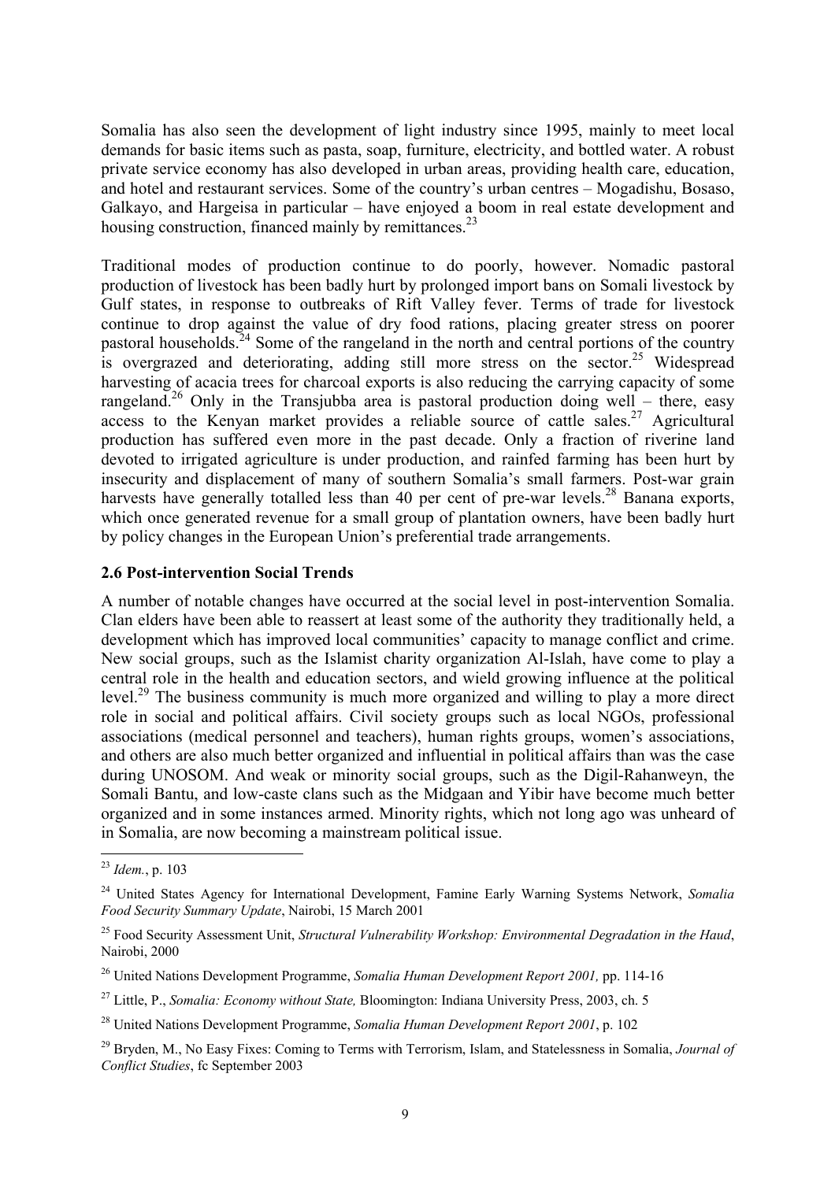Somalia has also seen the development of light industry since 1995, mainly to meet local demands for basic items such as pasta, soap, furniture, electricity, and bottled water. A robust private service economy has also developed in urban areas, providing health care, education, and hotel and restaurant services. Some of the country's urban centres – Mogadishu, Bosaso, Galkayo, and Hargeisa in particular – have enjoyed a boom in real estate development and housing construction, financed mainly by remittances.[23]

Traditional modes of production continue to do poorly, however. Nomadic pastoral production of livestock has been badly hurt by prolonged import bans on Somali livestock by Gulf states, in response to outbreaks of Rift Valley fever. Terms of trade for livestock continue to drop against the value of dry food rations, placing greater stress on poorer pastoral households.[24] Some of the rangeland in the north and central portions of the country is overgrazed and deteriorating, adding still more stress on the sector.[25] Widespread harvesting of acacia trees for charcoal exports is also reducing the carrying capacity of some rangeland.[26] Only in the Transjubba area is pastoral production doing well – there, easy access to the Kenyan market provides a reliable source of cattle sales.[27] Agricultural production has suffered even more in the past decade. Only a fraction of riverine land devoted to irrigated agriculture is under production, and rainfed farming has been hurt by insecurity and displacement of many of southern Somalia's small farmers. Post-war grain harvests have generally totalled less than 40 per cent of pre-war levels.[28] Banana exports, which once generated revenue for a small group of plantation owners, have been badly hurt by policy changes in the European Union's preferential trade arrangements.

### 2.6 Post-intervention Social Trends

A number of notable changes have occurred at the social level in post-intervention Somalia. Clan elders have been able to reassert at least some of the authority they traditionally held, a development which has improved local communities' capacity to manage conflict and crime. New social groups, such as the Islamist charity organization Al-Islah, have come to play a central role in the health and education sectors, and wield growing influence at the political level.[29] The business community is much more organized and willing to play a more direct role in social and political affairs. Civil society groups such as local NGOs, professional associations (medical personnel and teachers), human rights groups, women's associations, and others are also much better organized and influential in political affairs than was the case during UNOSOM. And weak or minority social groups, such as the Digil-Rahanweyn, the Somali Bantu, and low-caste clans such as the Midgaan and Yibir have become much better organized and in some instances armed. Minority rights, which not long ago was unheard of in Somalia, are now becoming a mainstream political issue.

---

[23] *Idem.*, p. 103

[24] United States Agency for International Development, Famine Early Warning Systems Network, *Somalia Food Security Summary Update*, Nairobi, 15 March 2001

[25] Food Security Assessment Unit, *Structural Vulnerability Workshop: Environmental Degradation in the Haud*, Nairobi, 2000

[26] United Nations Development Programme, *Somalia Human Development Report 2001,* pp. 114-16

[27] Little, P., *Somalia: Economy without State,* Bloomington: Indiana University Press, 2003, ch. 5

[28] United Nations Development Programme, *Somalia Human Development Report 2001*, p. 102

[29] Bryden, M., No Easy Fixes: Coming to Terms with Terrorism, Islam, and Statelessness in Somalia, *Journal of Conflict Studies*, fc September 2003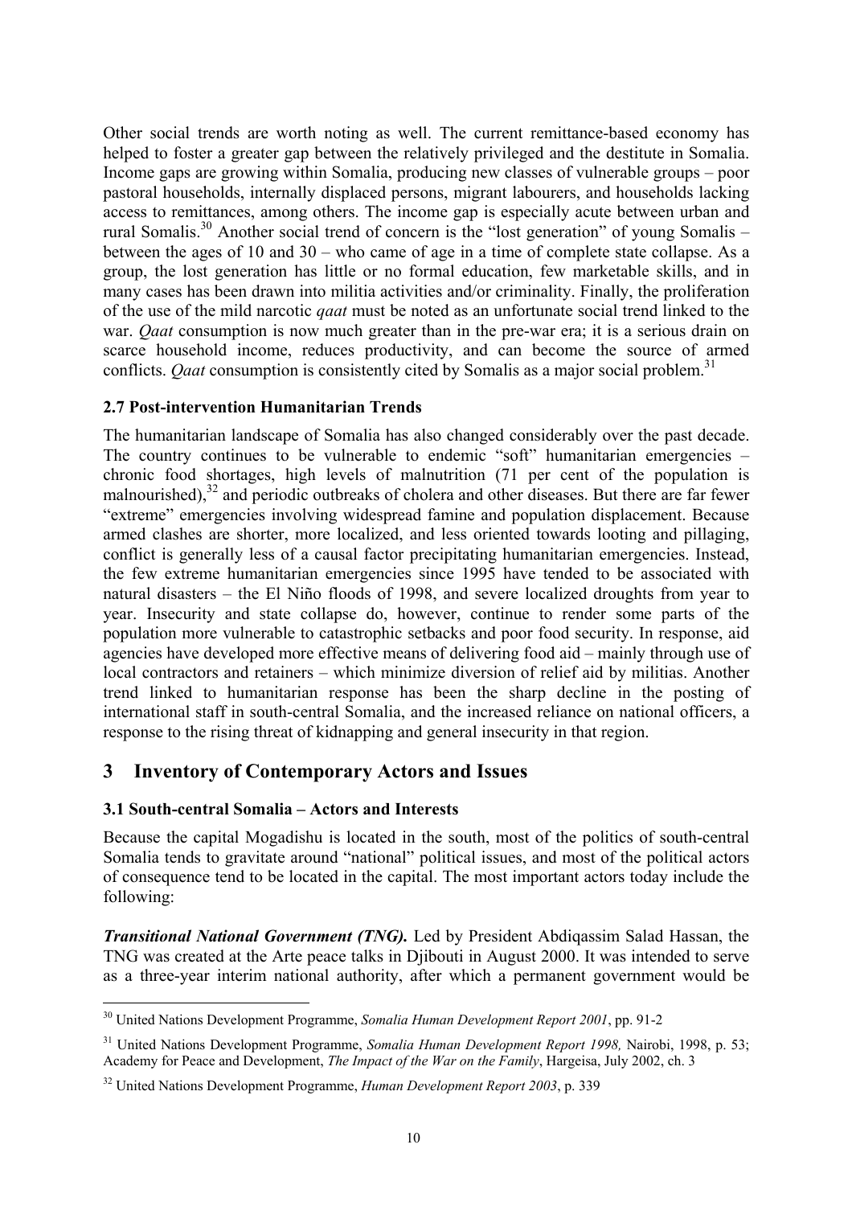Other social trends are worth noting as well. The current remittance-based economy has helped to foster a greater gap between the relatively privileged and the destitute in Somalia. Income gaps are growing within Somalia, producing new classes of vulnerable groups – poor pastoral households, internally displaced persons, migrant labourers, and households lacking access to remittances, among others. The income gap is especially acute between urban and rural Somalis.[30] Another social trend of concern is the "lost generation" of young Somalis – between the ages of 10 and 30 – who came of age in a time of complete state collapse. As a group, the lost generation has little or no formal education, few marketable skills, and in many cases has been drawn into militia activities and/or criminality. Finally, the proliferation of the use of the mild narcotic *qaat* must be noted as an unfortunate social trend linked to the war. *Qaat* consumption is now much greater than in the pre-war era; it is a serious drain on scarce household income, reduces productivity, and can become the source of armed conflicts. *Qaat* consumption is consistently cited by Somalis as a major social problem.[31]

### 2.7 Post-intervention Humanitarian Trends

The humanitarian landscape of Somalia has also changed considerably over the past decade. The country continues to be vulnerable to endemic "soft" humanitarian emergencies – chronic food shortages, high levels of malnutrition (71 per cent of the population is malnourished),[32] and periodic outbreaks of cholera and other diseases. But there are far fewer "extreme" emergencies involving widespread famine and population displacement. Because armed clashes are shorter, more localized, and less oriented towards looting and pillaging, conflict is generally less of a causal factor precipitating humanitarian emergencies. Instead, the few extreme humanitarian emergencies since 1995 have tended to be associated with natural disasters – the El Niño floods of 1998, and severe localized droughts from year to year. Insecurity and state collapse do, however, continue to render some parts of the population more vulnerable to catastrophic setbacks and poor food security. In response, aid agencies have developed more effective means of delivering food aid – mainly through use of local contractors and retainers – which minimize diversion of relief aid by militias. Another trend linked to humanitarian response has been the sharp decline in the posting of international staff in south-central Somalia, and the increased reliance on national officers, a response to the rising threat of kidnapping and general insecurity in that region.

## 3 Inventory of Contemporary Actors and Issues

### 3.1 South-central Somalia – Actors and Interests

Because the capital Mogadishu is located in the south, most of the politics of south-central Somalia tends to gravitate around "national" political issues, and most of the political actors of consequence tend to be located in the capital. The most important actors today include the following:

***Transitional National Government (TNG).*** Led by President Abdiqassim Salad Hassan, the TNG was created at the Arte peace talks in Djibouti in August 2000. It was intended to serve as a three-year interim national authority, after which a permanent government would be

---

[30] United Nations Development Programme, *Somalia Human Development Report 2001*, pp. 91-2

[31] United Nations Development Programme, *Somalia Human Development Report 1998,* Nairobi, 1998, p. 53; Academy for Peace and Development, *The Impact of the War on the Family*, Hargeisa, July 2002, ch. 3

[32] United Nations Development Programme, *Human Development Report 2003*, p. 339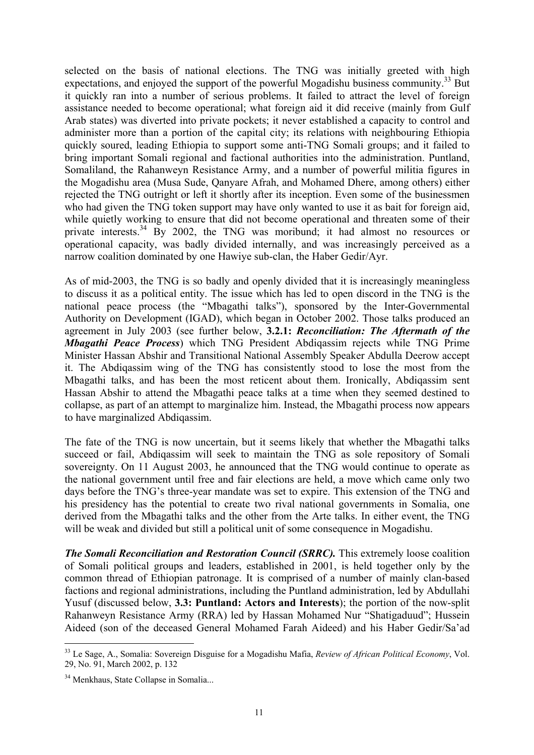selected on the basis of national elections. The TNG was initially greeted with high expectations, and enjoyed the support of the powerful Mogadishu business community.[33] But it quickly ran into a number of serious problems. It failed to attract the level of foreign assistance needed to become operational; what foreign aid it did receive (mainly from Gulf Arab states) was diverted into private pockets; it never established a capacity to control and administer more than a portion of the capital city; its relations with neighbouring Ethiopia quickly soured, leading Ethiopia to support some anti-TNG Somali groups; and it failed to bring important Somali regional and factional authorities into the administration. Puntland, Somaliland, the Rahanweyn Resistance Army, and a number of powerful militia figures in the Mogadishu area (Musa Sude, Qanyare Afrah, and Mohamed Dhere, among others) either rejected the TNG outright or left it shortly after its inception. Even some of the businessmen who had given the TNG token support may have only wanted to use it as bait for foreign aid, while quietly working to ensure that did not become operational and threaten some of their private interests.[34] By 2002, the TNG was moribund; it had almost no resources or operational capacity, was badly divided internally, and was increasingly perceived as a narrow coalition dominated by one Hawiye sub-clan, the Haber Gedir/Ayr.

As of mid-2003, the TNG is so badly and openly divided that it is increasingly meaningless to discuss it as a political entity. The issue which has led to open discord in the TNG is the national peace process (the "Mbagathi talks"), sponsored by the Inter-Governmental Authority on Development (IGAD), which began in October 2002. Those talks produced an agreement in July 2003 (see further below, **3.2.1: *Reconciliation: The Aftermath of the Mbagathi Peace Process***) which TNG President Abdiqassim rejects while TNG Prime Minister Hassan Abshir and Transitional National Assembly Speaker Abdulla Deerow accept it. The Abdiqassim wing of the TNG has consistently stood to lose the most from the Mbagathi talks, and has been the most reticent about them. Ironically, Abdiqassim sent Hassan Abshir to attend the Mbagathi peace talks at a time when they seemed destined to collapse, as part of an attempt to marginalize him. Instead, the Mbagathi process now appears to have marginalized Abdiqassim.

The fate of the TNG is now uncertain, but it seems likely that whether the Mbagathi talks succeed or fail, Abdiqassim will seek to maintain the TNG as sole repository of Somali sovereignty. On 11 August 2003, he announced that the TNG would continue to operate as the national government until free and fair elections are held, a move which came only two days before the TNG's three-year mandate was set to expire. This extension of the TNG and his presidency has the potential to create two rival national governments in Somalia, one derived from the Mbagathi talks and the other from the Arte talks. In either event, the TNG will be weak and divided but still a political unit of some consequence in Mogadishu.

***The Somali Reconciliation and Restoration Council (SRRC).*** This extremely loose coalition of Somali political groups and leaders, established in 2001, is held together only by the common thread of Ethiopian patronage. It is comprised of a number of mainly clan-based factions and regional administrations, including the Puntland administration, led by Abdullahi Yusuf (discussed below, **3.3: Puntland: Actors and Interests**); the portion of the now-split Rahanweyn Resistance Army (RRA) led by Hassan Mohamed Nur "Shatigaduud"; Hussein Aideed (son of the deceased General Mohamed Farah Aideed) and his Haber Gedir/Sa'ad

[33] Le Sage, A., Somalia: Sovereign Disguise for a Mogadishu Mafia, *Review of African Political Economy*, Vol. 29, No. 91, March 2002, p. 132

[34] Menkhaus, State Collapse in Somalia...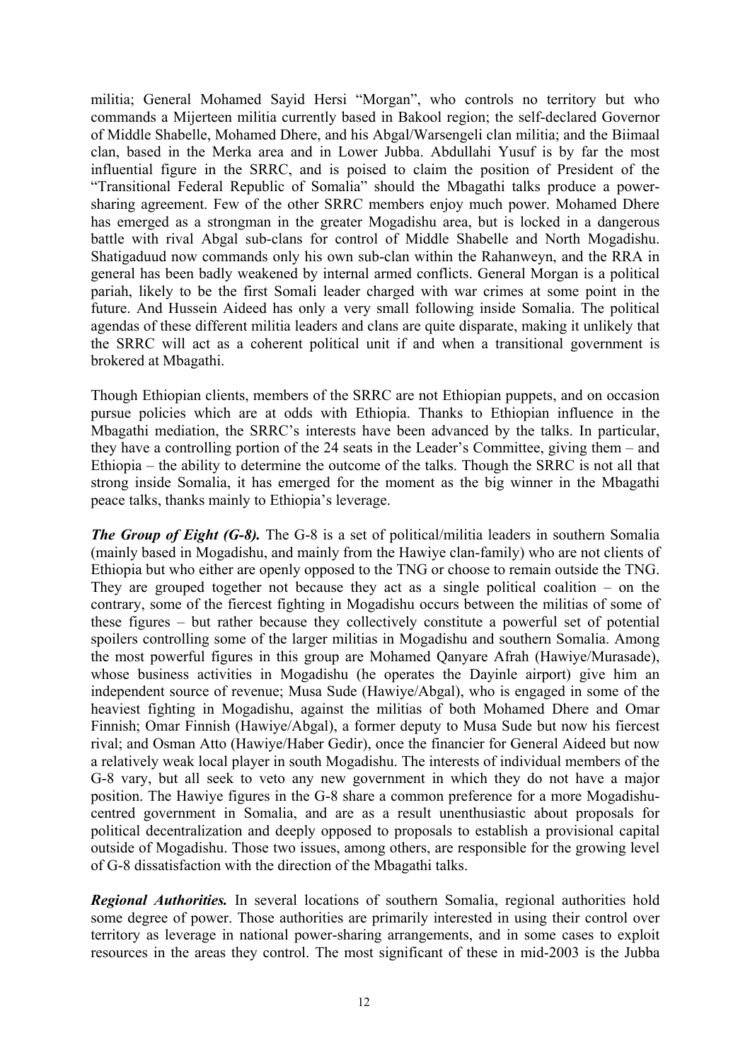militia; General Mohamed Sayid Hersi "Morgan", who controls no territory but who commands a Mijerteen militia currently based in Bakool region; the self-declared Governor of Middle Shabelle, Mohamed Dhere, and his Abgal/Warsengeli clan militia; and the Biimaal clan, based in the Merka area and in Lower Jubba. Abdullahi Yusuf is by far the most influential figure in the SRRC, and is poised to claim the position of President of the "Transitional Federal Republic of Somalia" should the Mbagathi talks produce a power-sharing agreement. Few of the other SRRC members enjoy much power. Mohamed Dhere has emerged as a strongman in the greater Mogadishu area, but is locked in a dangerous battle with rival Abgal sub-clans for control of Middle Shabelle and North Mogadishu. Shatigaduud now commands only his own sub-clan within the Rahanweyn, and the RRA in general has been badly weakened by internal armed conflicts. General Morgan is a political pariah, likely to be the first Somali leader charged with war crimes at some point in the future. And Hussein Aideed has only a very small following inside Somalia. The political agendas of these different militia leaders and clans are quite disparate, making it unlikely that the SRRC will act as a coherent political unit if and when a transitional government is brokered at Mbagathi.

Though Ethiopian clients, members of the SRRC are not Ethiopian puppets, and on occasion pursue policies which are at odds with Ethiopia. Thanks to Ethiopian influence in the Mbagathi mediation, the SRRC's interests have been advanced by the talks. In particular, they have a controlling portion of the 24 seats in the Leader's Committee, giving them – and Ethiopia – the ability to determine the outcome of the talks. Though the SRRC is not all that strong inside Somalia, it has emerged for the moment as the big winner in the Mbagathi peace talks, thanks mainly to Ethiopia's leverage.

***The Group of Eight (G-8).*** The G-8 is a set of political/militia leaders in southern Somalia (mainly based in Mogadishu, and mainly from the Hawiye clan-family) who are not clients of Ethiopia but who either are openly opposed to the TNG or choose to remain outside the TNG. They are grouped together not because they act as a single political coalition – on the contrary, some of the fiercest fighting in Mogadishu occurs between the militias of some of these figures – but rather because they collectively constitute a powerful set of potential spoilers controlling some of the larger militias in Mogadishu and southern Somalia. Among the most powerful figures in this group are Mohamed Qanyare Afrah (Hawiye/Murasade), whose business activities in Mogadishu (he operates the Dayinle airport) give him an independent source of revenue; Musa Sude (Hawiye/Abgal), who is engaged in some of the heaviest fighting in Mogadishu, against the militias of both Mohamed Dhere and Omar Finnish; Omar Finnish (Hawiye/Abgal), a former deputy to Musa Sude but now his fiercest rival; and Osman Atto (Hawiye/Haber Gedir), once the financier for General Aideed but now a relatively weak local player in south Mogadishu. The interests of individual members of the G-8 vary, but all seek to veto any new government in which they do not have a major position. The Hawiye figures in the G-8 share a common preference for a more Mogadishu-centred government in Somalia, and are as a result unenthusiastic about proposals for political decentralization and deeply opposed to proposals to establish a provisional capital outside of Mogadishu. Those two issues, among others, are responsible for the growing level of G-8 dissatisfaction with the direction of the Mbagathi talks.

***Regional Authorities.*** In several locations of southern Somalia, regional authorities hold some degree of power. Those authorities are primarily interested in using their control over territory as leverage in national power-sharing arrangements, and in some cases to exploit resources in the areas they control. The most significant of these in mid-2003 is the Jubba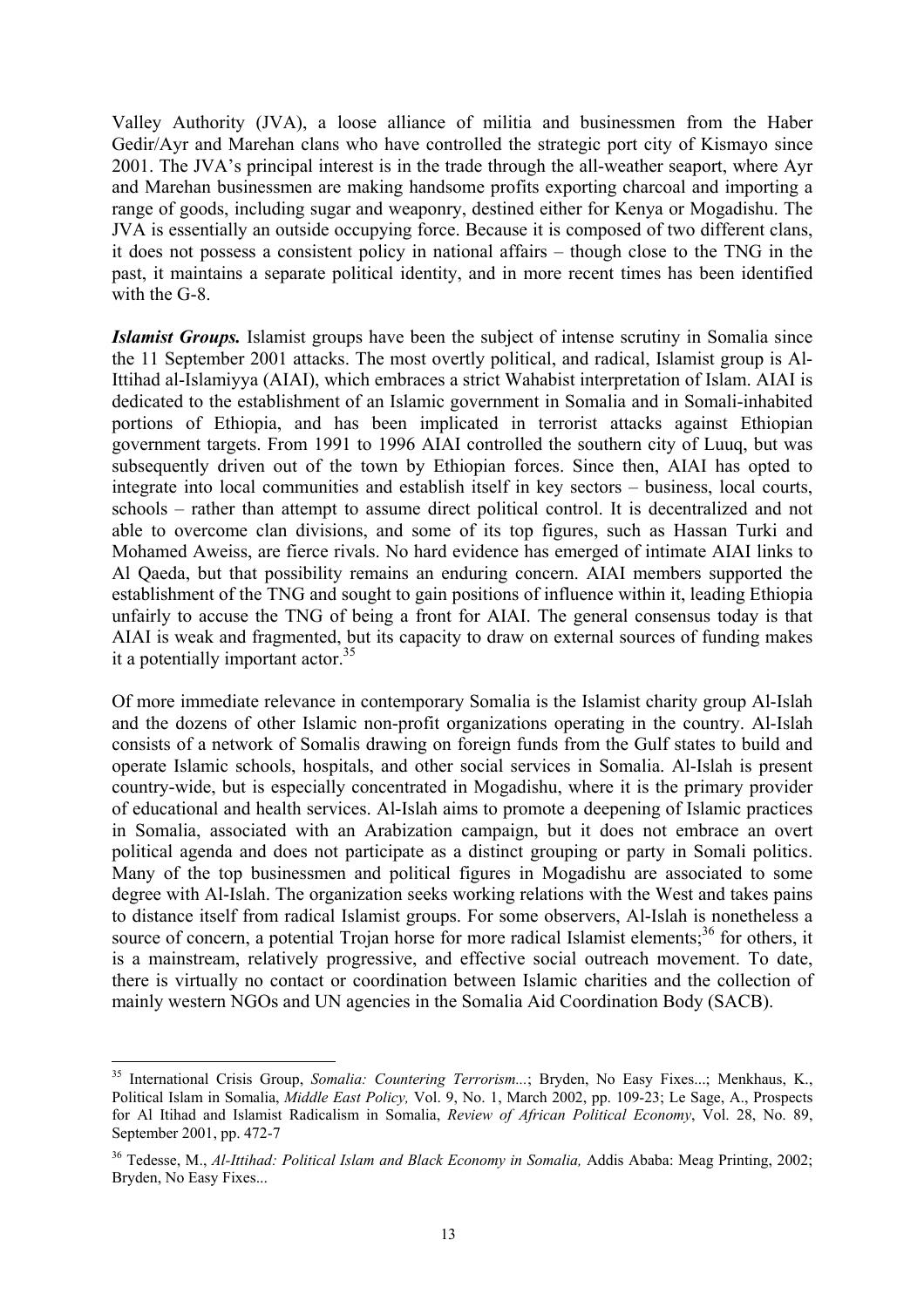Valley Authority (JVA), a loose alliance of militia and businessmen from the Haber Gedir/Ayr and Marehan clans who have controlled the strategic port city of Kismayo since 2001. The JVA's principal interest is in the trade through the all-weather seaport, where Ayr and Marehan businessmen are making handsome profits exporting charcoal and importing a range of goods, including sugar and weaponry, destined either for Kenya or Mogadishu. The JVA is essentially an outside occupying force. Because it is composed of two different clans, it does not possess a consistent policy in national affairs – though close to the TNG in the past, it maintains a separate political identity, and in more recent times has been identified with the G-8.

***Islamist Groups.*** Islamist groups have been the subject of intense scrutiny in Somalia since the 11 September 2001 attacks. The most overtly political, and radical, Islamist group is Al-Ittihad al-Islamiyya (AIAI), which embraces a strict Wahabist interpretation of Islam. AIAI is dedicated to the establishment of an Islamic government in Somalia and in Somali-inhabited portions of Ethiopia, and has been implicated in terrorist attacks against Ethiopian government targets. From 1991 to 1996 AIAI controlled the southern city of Luuq, but was subsequently driven out of the town by Ethiopian forces. Since then, AIAI has opted to integrate into local communities and establish itself in key sectors – business, local courts, schools – rather than attempt to assume direct political control. It is decentralized and not able to overcome clan divisions, and some of its top figures, such as Hassan Turki and Mohamed Aweiss, are fierce rivals. No hard evidence has emerged of intimate AIAI links to Al Qaeda, but that possibility remains an enduring concern. AIAI members supported the establishment of the TNG and sought to gain positions of influence within it, leading Ethiopia unfairly to accuse the TNG of being a front for AIAI. The general consensus today is that AIAI is weak and fragmented, but its capacity to draw on external sources of funding makes it a potentially important actor.[35]

Of more immediate relevance in contemporary Somalia is the Islamist charity group Al-Islah and the dozens of other Islamic non-profit organizations operating in the country. Al-Islah consists of a network of Somalis drawing on foreign funds from the Gulf states to build and operate Islamic schools, hospitals, and other social services in Somalia. Al-Islah is present country-wide, but is especially concentrated in Mogadishu, where it is the primary provider of educational and health services. Al-Islah aims to promote a deepening of Islamic practices in Somalia, associated with an Arabization campaign, but it does not embrace an overt political agenda and does not participate as a distinct grouping or party in Somali politics. Many of the top businessmen and political figures in Mogadishu are associated to some degree with Al-Islah. The organization seeks working relations with the West and takes pains to distance itself from radical Islamist groups. For some observers, Al-Islah is nonetheless a source of concern, a potential Trojan horse for more radical Islamist elements;[36] for others, it is a mainstream, relatively progressive, and effective social outreach movement. To date, there is virtually no contact or coordination between Islamic charities and the collection of mainly western NGOs and UN agencies in the Somalia Aid Coordination Body (SACB).

---

[35] International Crisis Group, *Somalia: Countering Terrorism...*; Bryden, No Easy Fixes...; Menkhaus, K., Political Islam in Somalia, *Middle East Policy,* Vol. 9, No. 1, March 2002, pp. 109-23; Le Sage, A., Prospects for Al Itihad and Islamist Radicalism in Somalia, *Review of African Political Economy*, Vol. 28, No. 89, September 2001, pp. 472-7

[36] Tedesse, M., *Al-Ittihad: Political Islam and Black Economy in Somalia,* Addis Ababa: Meag Printing, 2002; Bryden, No Easy Fixes...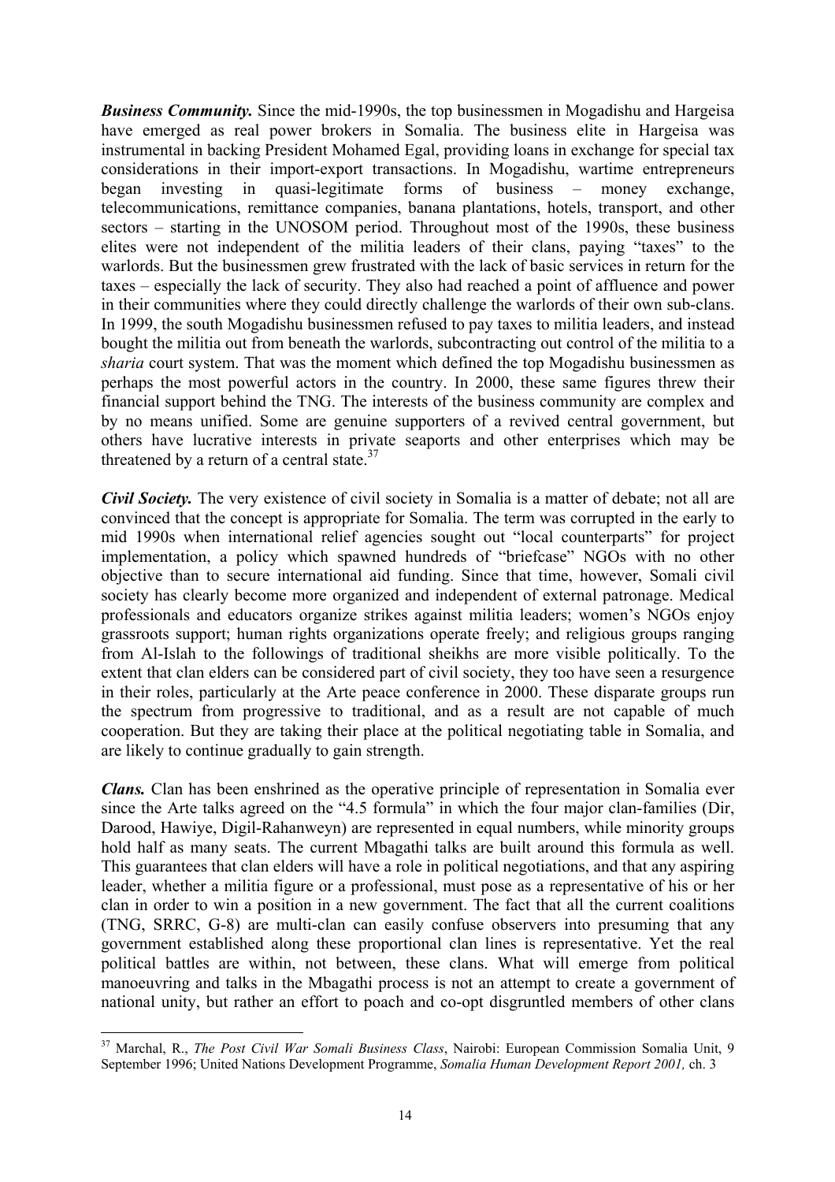***Business Community.*** Since the mid-1990s, the top businessmen in Mogadishu and Hargeisa have emerged as real power brokers in Somalia. The business elite in Hargeisa was instrumental in backing President Mohamed Egal, providing loans in exchange for special tax considerations in their import-export transactions. In Mogadishu, wartime entrepreneurs began investing in quasi-legitimate forms of business – money exchange, telecommunications, remittance companies, banana plantations, hotels, transport, and other sectors – starting in the UNOSOM period. Throughout most of the 1990s, these business elites were not independent of the militia leaders of their clans, paying "taxes" to the warlords. But the businessmen grew frustrated with the lack of basic services in return for the taxes – especially the lack of security. They also had reached a point of affluence and power in their communities where they could directly challenge the warlords of their own sub-clans. In 1999, the south Mogadishu businessmen refused to pay taxes to militia leaders, and instead bought the militia out from beneath the warlords, subcontracting out control of the militia to a *sharia* court system. That was the moment which defined the top Mogadishu businessmen as perhaps the most powerful actors in the country. In 2000, these same figures threw their financial support behind the TNG. The interests of the business community are complex and by no means unified. Some are genuine supporters of a revived central government, but others have lucrative interests in private seaports and other enterprises which may be threatened by a return of a central state.[37]

***Civil Society.*** The very existence of civil society in Somalia is a matter of debate; not all are convinced that the concept is appropriate for Somalia. The term was corrupted in the early to mid 1990s when international relief agencies sought out "local counterparts" for project implementation, a policy which spawned hundreds of "briefcase" NGOs with no other objective than to secure international aid funding. Since that time, however, Somali civil society has clearly become more organized and independent of external patronage. Medical professionals and educators organize strikes against militia leaders; women's NGOs enjoy grassroots support; human rights organizations operate freely; and religious groups ranging from Al-Islah to the followings of traditional sheikhs are more visible politically. To the extent that clan elders can be considered part of civil society, they too have seen a resurgence in their roles, particularly at the Arte peace conference in 2000. These disparate groups run the spectrum from progressive to traditional, and as a result are not capable of much cooperation. But they are taking their place at the political negotiating table in Somalia, and are likely to continue gradually to gain strength.

***Clans.*** Clan has been enshrined as the operative principle of representation in Somalia ever since the Arte talks agreed on the "4.5 formula" in which the four major clan-families (Dir, Darood, Hawiye, Digil-Rahanweyn) are represented in equal numbers, while minority groups hold half as many seats. The current Mbagathi talks are built around this formula as well. This guarantees that clan elders will have a role in political negotiations, and that any aspiring leader, whether a militia figure or a professional, must pose as a representative of his or her clan in order to win a position in a new government. The fact that all the current coalitions (TNG, SRRC, G-8) are multi-clan can easily confuse observers into presuming that any government established along these proportional clan lines is representative. Yet the real political battles are within, not between, these clans. What will emerge from political manoeuvring and talks in the Mbagathi process is not an attempt to create a government of national unity, but rather an effort to poach and co-opt disgruntled members of other clans

---

[37] Marchal, R., *The Post Civil War Somali Business Class*, Nairobi: European Commission Somalia Unit, 9 September 1996; United Nations Development Programme, *Somalia Human Development Report 2001,* ch. 3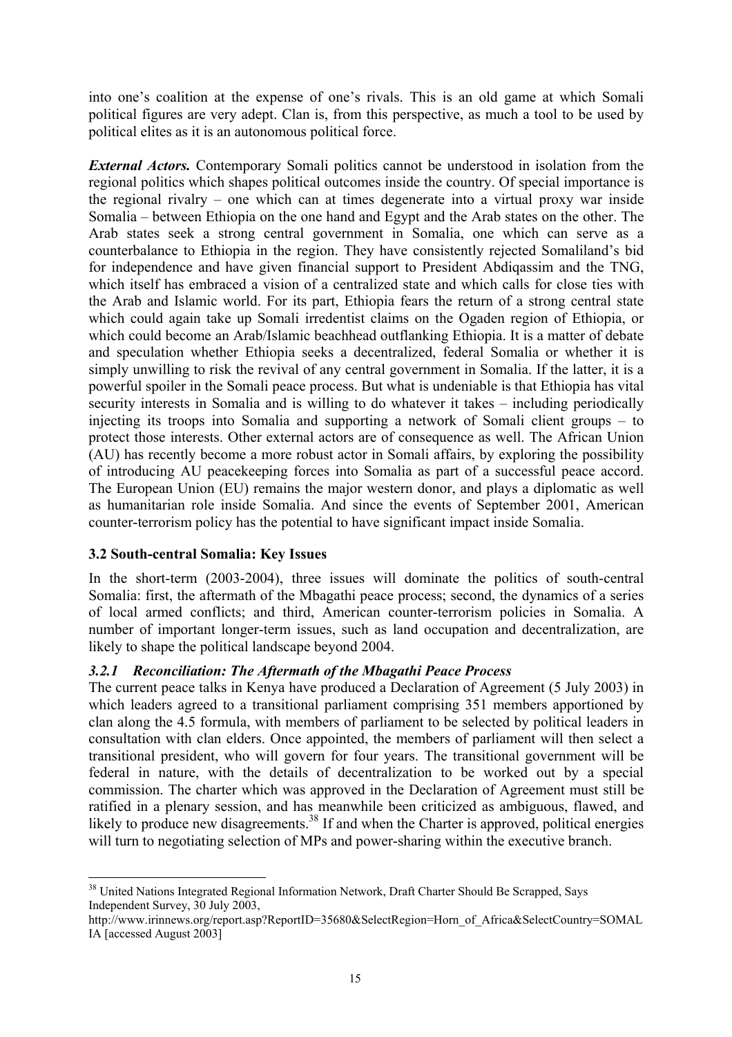into one's coalition at the expense of one's rivals. This is an old game at which Somali political figures are very adept. Clan is, from this perspective, as much a tool to be used by political elites as it is an autonomous political force.

***External Actors.*** Contemporary Somali politics cannot be understood in isolation from the regional politics which shapes political outcomes inside the country. Of special importance is the regional rivalry – one which can at times degenerate into a virtual proxy war inside Somalia – between Ethiopia on the one hand and Egypt and the Arab states on the other. The Arab states seek a strong central government in Somalia, one which can serve as a counterbalance to Ethiopia in the region. They have consistently rejected Somaliland's bid for independence and have given financial support to President Abdiqassim and the TNG, which itself has embraced a vision of a centralized state and which calls for close ties with the Arab and Islamic world. For its part, Ethiopia fears the return of a strong central state which could again take up Somali irredentist claims on the Ogaden region of Ethiopia, or which could become an Arab/Islamic beachhead outflanking Ethiopia. It is a matter of debate and speculation whether Ethiopia seeks a decentralized, federal Somalia or whether it is simply unwilling to risk the revival of any central government in Somalia. If the latter, it is a powerful spoiler in the Somali peace process. But what is undeniable is that Ethiopia has vital security interests in Somalia and is willing to do whatever it takes – including periodically injecting its troops into Somalia and supporting a network of Somali client groups – to protect those interests. Other external actors are of consequence as well. The African Union (AU) has recently become a more robust actor in Somali affairs, by exploring the possibility of introducing AU peacekeeping forces into Somalia as part of a successful peace accord. The European Union (EU) remains the major western donor, and plays a diplomatic as well as humanitarian role inside Somalia. And since the events of September 2001, American counter-terrorism policy has the potential to have significant impact inside Somalia.

### 3.2 South-central Somalia: Key Issues

In the short-term (2003-2004), three issues will dominate the politics of south-central Somalia: first, the aftermath of the Mbagathi peace process; second, the dynamics of a series of local armed conflicts; and third, American counter-terrorism policies in Somalia. A number of important longer-term issues, such as land occupation and decentralization, are likely to shape the political landscape beyond 2004.

#### *3.2.1 Reconciliation: The Aftermath of the Mbagathi Peace Process*

The current peace talks in Kenya have produced a Declaration of Agreement (5 July 2003) in which leaders agreed to a transitional parliament comprising 351 members apportioned by clan along the 4.5 formula, with members of parliament to be selected by political leaders in consultation with clan elders. Once appointed, the members of parliament will then select a transitional president, who will govern for four years. The transitional government will be federal in nature, with the details of decentralization to be worked out by a special commission. The charter which was approved in the Declaration of Agreement must still be ratified in a plenary session, and has meanwhile been criticized as ambiguous, flawed, and likely to produce new disagreements.[38] If and when the Charter is approved, political energies will turn to negotiating selection of MPs and power-sharing within the executive branch.

---

[38] United Nations Integrated Regional Information Network, Draft Charter Should Be Scrapped, Says Independent Survey, 30 July 2003, http://www.irinnews.org/report.asp?ReportID=35680&SelectRegion=Horn_of_Africa&SelectCountry=SOMALIA [accessed August 2003]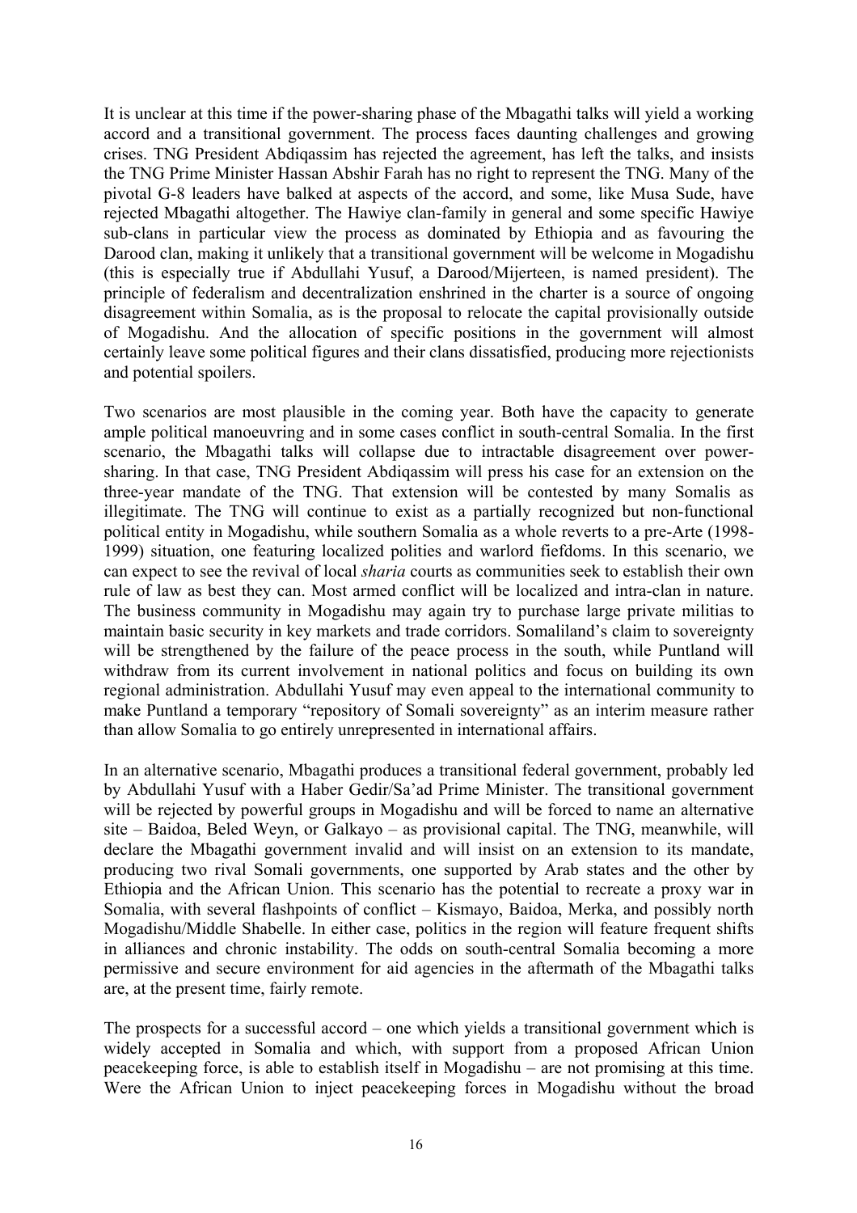It is unclear at this time if the power-sharing phase of the Mbagathi talks will yield a working accord and a transitional government. The process faces daunting challenges and growing crises. TNG President Abdiqassim has rejected the agreement, has left the talks, and insists the TNG Prime Minister Hassan Abshir Farah has no right to represent the TNG. Many of the pivotal G-8 leaders have balked at aspects of the accord, and some, like Musa Sude, have rejected Mbagathi altogether. The Hawiye clan-family in general and some specific Hawiye sub-clans in particular view the process as dominated by Ethiopia and as favouring the Darood clan, making it unlikely that a transitional government will be welcome in Mogadishu (this is especially true if Abdullahi Yusuf, a Darood/Mijerteen, is named president). The principle of federalism and decentralization enshrined in the charter is a source of ongoing disagreement within Somalia, as is the proposal to relocate the capital provisionally outside of Mogadishu. And the allocation of specific positions in the government will almost certainly leave some political figures and their clans dissatisfied, producing more rejectionists and potential spoilers.

Two scenarios are most plausible in the coming year. Both have the capacity to generate ample political manoeuvring and in some cases conflict in south-central Somalia. In the first scenario, the Mbagathi talks will collapse due to intractable disagreement over power-sharing. In that case, TNG President Abdiqassim will press his case for an extension on the three-year mandate of the TNG. That extension will be contested by many Somalis as illegitimate. The TNG will continue to exist as a partially recognized but non-functional political entity in Mogadishu, while southern Somalia as a whole reverts to a pre-Arte (1998-1999) situation, one featuring localized polities and warlord fiefdoms. In this scenario, we can expect to see the revival of local *sharia* courts as communities seek to establish their own rule of law as best they can. Most armed conflict will be localized and intra-clan in nature. The business community in Mogadishu may again try to purchase large private militias to maintain basic security in key markets and trade corridors. Somaliland's claim to sovereignty will be strengthened by the failure of the peace process in the south, while Puntland will withdraw from its current involvement in national politics and focus on building its own regional administration. Abdullahi Yusuf may even appeal to the international community to make Puntland a temporary "repository of Somali sovereignty" as an interim measure rather than allow Somalia to go entirely unrepresented in international affairs.

In an alternative scenario, Mbagathi produces a transitional federal government, probably led by Abdullahi Yusuf with a Haber Gedir/Sa'ad Prime Minister. The transitional government will be rejected by powerful groups in Mogadishu and will be forced to name an alternative site – Baidoa, Beled Weyn, or Galkayo – as provisional capital. The TNG, meanwhile, will declare the Mbagathi government invalid and will insist on an extension to its mandate, producing two rival Somali governments, one supported by Arab states and the other by Ethiopia and the African Union. This scenario has the potential to recreate a proxy war in Somalia, with several flashpoints of conflict – Kismayo, Baidoa, Merka, and possibly north Mogadishu/Middle Shabelle. In either case, politics in the region will feature frequent shifts in alliances and chronic instability. The odds on south-central Somalia becoming a more permissive and secure environment for aid agencies in the aftermath of the Mbagathi talks are, at the present time, fairly remote.

The prospects for a successful accord – one which yields a transitional government which is widely accepted in Somalia and which, with support from a proposed African Union peacekeeping force, is able to establish itself in Mogadishu – are not promising at this time. Were the African Union to inject peacekeeping forces in Mogadishu without the broad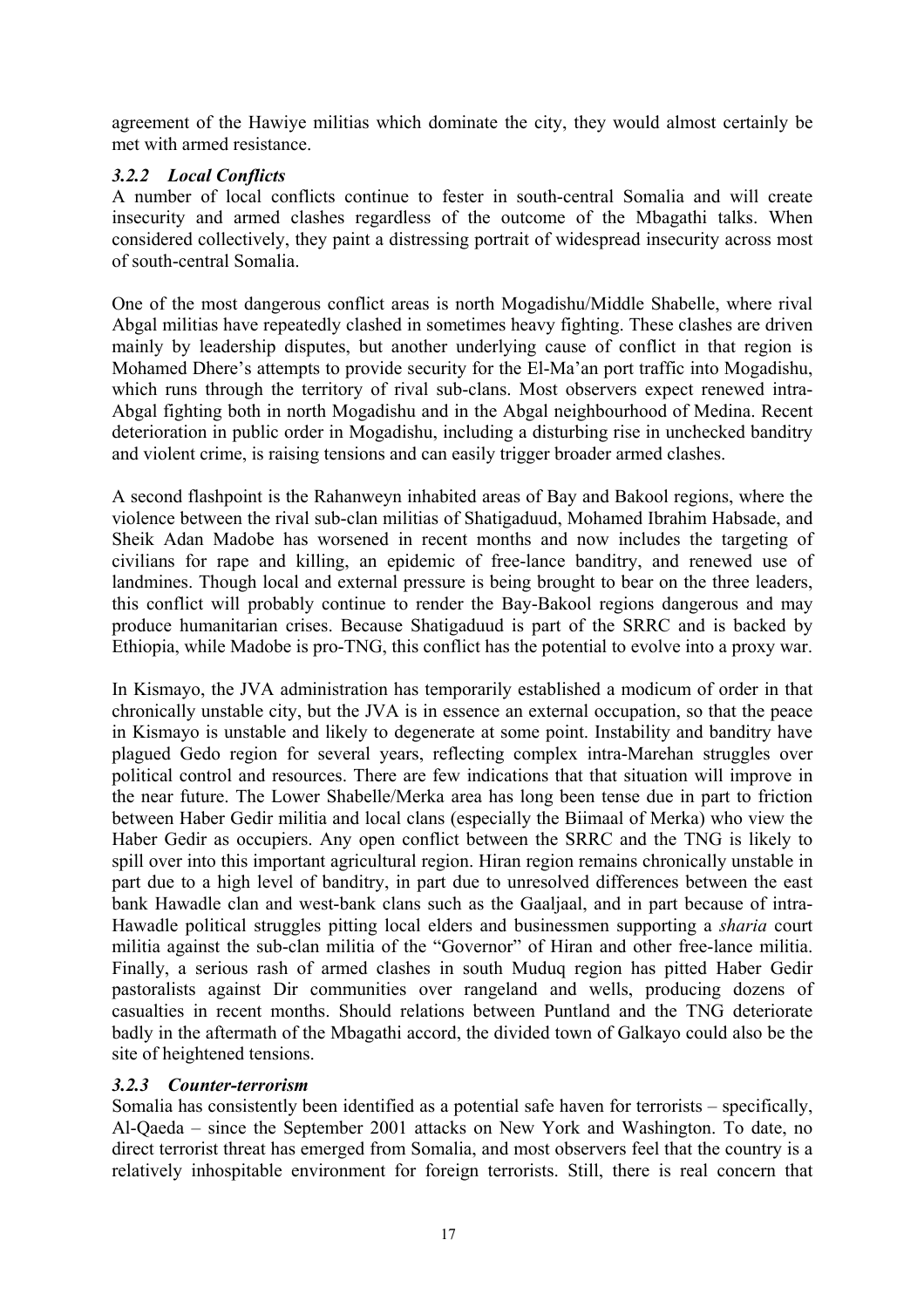agreement of the Hawiye militias which dominate the city, they would almost certainly be met with armed resistance.

### *3.2.2 Local Conflicts*

A number of local conflicts continue to fester in south-central Somalia and will create insecurity and armed clashes regardless of the outcome of the Mbagathi talks. When considered collectively, they paint a distressing portrait of widespread insecurity across most of south-central Somalia.

One of the most dangerous conflict areas is north Mogadishu/Middle Shabelle, where rival Abgal militias have repeatedly clashed in sometimes heavy fighting. These clashes are driven mainly by leadership disputes, but another underlying cause of conflict in that region is Mohamed Dhere's attempts to provide security for the El-Ma'an port traffic into Mogadishu, which runs through the territory of rival sub-clans. Most observers expect renewed intra-Abgal fighting both in north Mogadishu and in the Abgal neighbourhood of Medina. Recent deterioration in public order in Mogadishu, including a disturbing rise in unchecked banditry and violent crime, is raising tensions and can easily trigger broader armed clashes.

A second flashpoint is the Rahanweyn inhabited areas of Bay and Bakool regions, where the violence between the rival sub-clan militias of Shatigaduud, Mohamed Ibrahim Habsade, and Sheik Adan Madobe has worsened in recent months and now includes the targeting of civilians for rape and killing, an epidemic of free-lance banditry, and renewed use of landmines. Though local and external pressure is being brought to bear on the three leaders, this conflict will probably continue to render the Bay-Bakool regions dangerous and may produce humanitarian crises. Because Shatigaduud is part of the SRRC and is backed by Ethiopia, while Madobe is pro-TNG, this conflict has the potential to evolve into a proxy war.

In Kismayo, the JVA administration has temporarily established a modicum of order in that chronically unstable city, but the JVA is in essence an external occupation, so that the peace in Kismayo is unstable and likely to degenerate at some point. Instability and banditry have plagued Gedo region for several years, reflecting complex intra-Marehan struggles over political control and resources. There are few indications that that situation will improve in the near future. The Lower Shabelle/Merka area has long been tense due in part to friction between Haber Gedir militia and local clans (especially the Biimaal of Merka) who view the Haber Gedir as occupiers. Any open conflict between the SRRC and the TNG is likely to spill over into this important agricultural region. Hiran region remains chronically unstable in part due to a high level of banditry, in part due to unresolved differences between the east bank Hawadle clan and west-bank clans such as the Gaaljaal, and in part because of intra-Hawadle political struggles pitting local elders and businessmen supporting a *sharia* court militia against the sub-clan militia of the "Governor" of Hiran and other free-lance militia. Finally, a serious rash of armed clashes in south Muduq region has pitted Haber Gedir pastoralists against Dir communities over rangeland and wells, producing dozens of casualties in recent months. Should relations between Puntland and the TNG deteriorate badly in the aftermath of the Mbagathi accord, the divided town of Galkayo could also be the site of heightened tensions.

### *3.2.3 Counter-terrorism*

Somalia has consistently been identified as a potential safe haven for terrorists – specifically, Al-Qaeda – since the September 2001 attacks on New York and Washington. To date, no direct terrorist threat has emerged from Somalia, and most observers feel that the country is a relatively inhospitable environment for foreign terrorists. Still, there is real concern that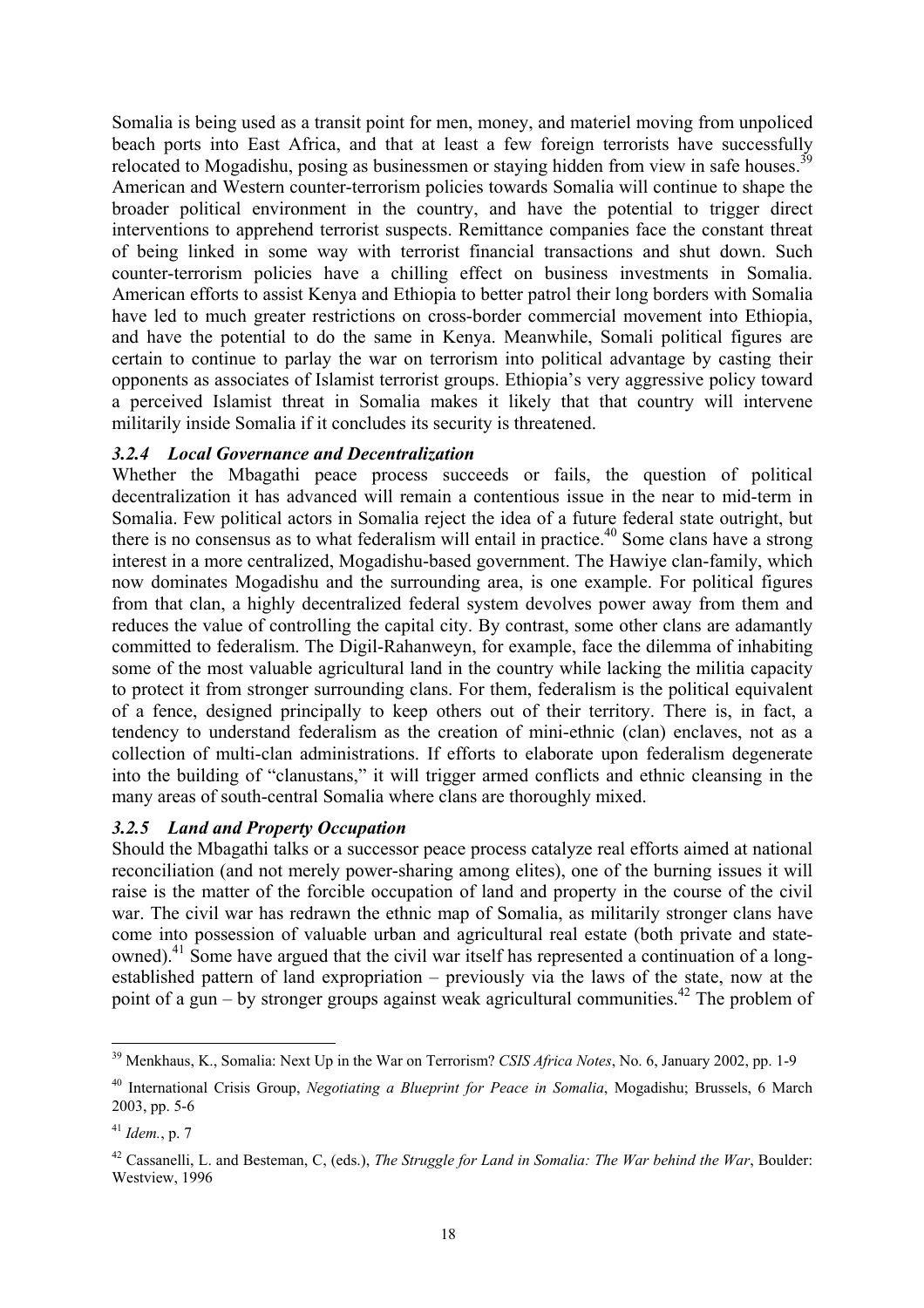Somalia is being used as a transit point for men, money, and materiel moving from unpoliced beach ports into East Africa, and that at least a few foreign terrorists have successfully relocated to Mogadishu, posing as businessmen or staying hidden from view in safe houses.[39] American and Western counter-terrorism policies towards Somalia will continue to shape the broader political environment in the country, and have the potential to trigger direct interventions to apprehend terrorist suspects. Remittance companies face the constant threat of being linked in some way with terrorist financial transactions and shut down. Such counter-terrorism policies have a chilling effect on business investments in Somalia. American efforts to assist Kenya and Ethiopia to better patrol their long borders with Somalia have led to much greater restrictions on cross-border commercial movement into Ethiopia, and have the potential to do the same in Kenya. Meanwhile, Somali political figures are certain to continue to parlay the war on terrorism into political advantage by casting their opponents as associates of Islamist terrorist groups. Ethiopia's very aggressive policy toward a perceived Islamist threat in Somalia makes it likely that that country will intervene militarily inside Somalia if it concludes its security is threatened.

### *3.2.4 Local Governance and Decentralization*

Whether the Mbagathi peace process succeeds or fails, the question of political decentralization it has advanced will remain a contentious issue in the near to mid-term in Somalia. Few political actors in Somalia reject the idea of a future federal state outright, but there is no consensus as to what federalism will entail in practice.[40] Some clans have a strong interest in a more centralized, Mogadishu-based government. The Hawiye clan-family, which now dominates Mogadishu and the surrounding area, is one example. For political figures from that clan, a highly decentralized federal system devolves power away from them and reduces the value of controlling the capital city. By contrast, some other clans are adamantly committed to federalism. The Digil-Rahanweyn, for example, face the dilemma of inhabiting some of the most valuable agricultural land in the country while lacking the militia capacity to protect it from stronger surrounding clans. For them, federalism is the political equivalent of a fence, designed principally to keep others out of their territory. There is, in fact, a tendency to understand federalism as the creation of mini-ethnic (clan) enclaves, not as a collection of multi-clan administrations. If efforts to elaborate upon federalism degenerate into the building of "clanustans," it will trigger armed conflicts and ethnic cleansing in the many areas of south-central Somalia where clans are thoroughly mixed.

### *3.2.5 Land and Property Occupation*

Should the Mbagathi talks or a successor peace process catalyze real efforts aimed at national reconciliation (and not merely power-sharing among elites), one of the burning issues it will raise is the matter of the forcible occupation of land and property in the course of the civil war. The civil war has redrawn the ethnic map of Somalia, as militarily stronger clans have come into possession of valuable urban and agricultural real estate (both private and state-owned).[41] Some have argued that the civil war itself has represented a continuation of a long-established pattern of land expropriation – previously via the laws of the state, now at the point of a gun – by stronger groups against weak agricultural communities.[42] The problem of

---

[39] Menkhaus, K., Somalia: Next Up in the War on Terrorism? *CSIS Africa Notes*, No. 6, January 2002, pp. 1-9

[40] International Crisis Group, *Negotiating a Blueprint for Peace in Somalia*, Mogadishu; Brussels, 6 March 2003, pp. 5-6

[41] *Idem.*, p. 7

[42] Cassanelli, L. and Besteman, C, (eds.), *The Struggle for Land in Somalia: The War behind the War*, Boulder: Westview, 1996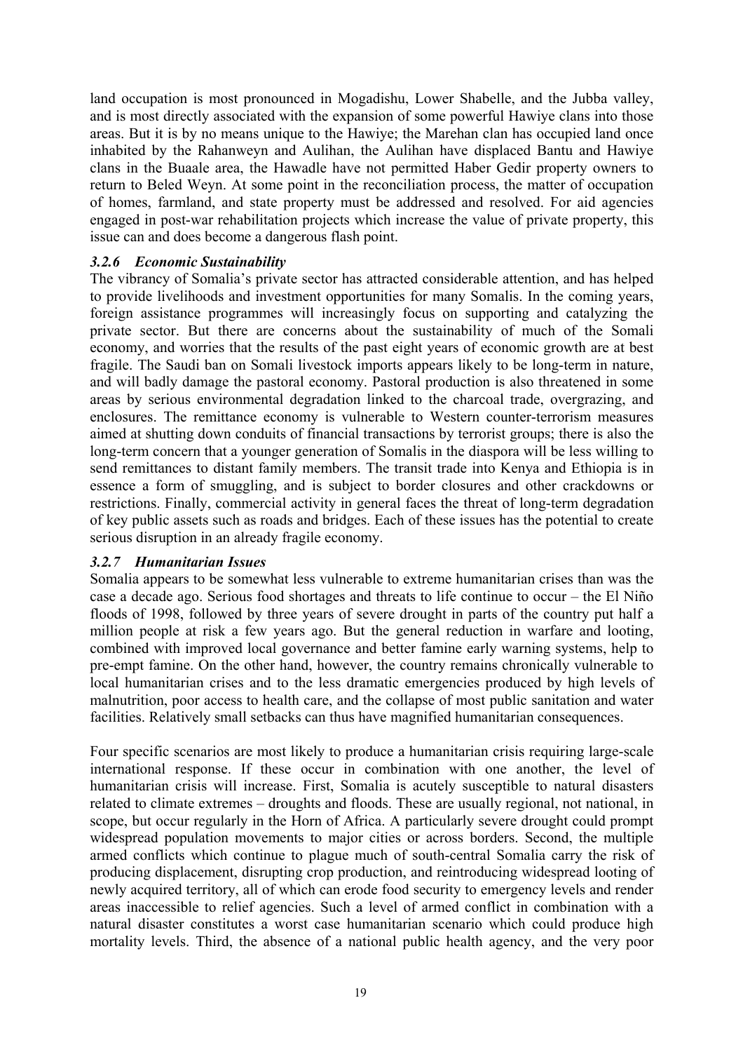land occupation is most pronounced in Mogadishu, Lower Shabelle, and the Jubba valley, and is most directly associated with the expansion of some powerful Hawiye clans into those areas. But it is by no means unique to the Hawiye; the Marehan clan has occupied land once inhabited by the Rahanweyn and Aulihan, the Aulihan have displaced Bantu and Hawiye clans in the Buaale area, the Hawadle have not permitted Haber Gedir property owners to return to Beled Weyn. At some point in the reconciliation process, the matter of occupation of homes, farmland, and state property must be addressed and resolved. For aid agencies engaged in post-war rehabilitation projects which increase the value of private property, this issue can and does become a dangerous flash point.

### *3.2.6 Economic Sustainability*

The vibrancy of Somalia's private sector has attracted considerable attention, and has helped to provide livelihoods and investment opportunities for many Somalis. In the coming years, foreign assistance programmes will increasingly focus on supporting and catalyzing the private sector. But there are concerns about the sustainability of much of the Somali economy, and worries that the results of the past eight years of economic growth are at best fragile. The Saudi ban on Somali livestock imports appears likely to be long-term in nature, and will badly damage the pastoral economy. Pastoral production is also threatened in some areas by serious environmental degradation linked to the charcoal trade, overgrazing, and enclosures. The remittance economy is vulnerable to Western counter-terrorism measures aimed at shutting down conduits of financial transactions by terrorist groups; there is also the long-term concern that a younger generation of Somalis in the diaspora will be less willing to send remittances to distant family members. The transit trade into Kenya and Ethiopia is in essence a form of smuggling, and is subject to border closures and other crackdowns or restrictions. Finally, commercial activity in general faces the threat of long-term degradation of key public assets such as roads and bridges. Each of these issues has the potential to create serious disruption in an already fragile economy.

### *3.2.7 Humanitarian Issues*

Somalia appears to be somewhat less vulnerable to extreme humanitarian crises than was the case a decade ago. Serious food shortages and threats to life continue to occur – the El Niño floods of 1998, followed by three years of severe drought in parts of the country put half a million people at risk a few years ago. But the general reduction in warfare and looting, combined with improved local governance and better famine early warning systems, help to pre-empt famine. On the other hand, however, the country remains chronically vulnerable to local humanitarian crises and to the less dramatic emergencies produced by high levels of malnutrition, poor access to health care, and the collapse of most public sanitation and water facilities. Relatively small setbacks can thus have magnified humanitarian consequences.

Four specific scenarios are most likely to produce a humanitarian crisis requiring large-scale international response. If these occur in combination with one another, the level of humanitarian crisis will increase. First, Somalia is acutely susceptible to natural disasters related to climate extremes – droughts and floods. These are usually regional, not national, in scope, but occur regularly in the Horn of Africa. A particularly severe drought could prompt widespread population movements to major cities or across borders. Second, the multiple armed conflicts which continue to plague much of south-central Somalia carry the risk of producing displacement, disrupting crop production, and reintroducing widespread looting of newly acquired territory, all of which can erode food security to emergency levels and render areas inaccessible to relief agencies. Such a level of armed conflict in combination with a natural disaster constitutes a worst case humanitarian scenario which could produce high mortality levels. Third, the absence of a national public health agency, and the very poor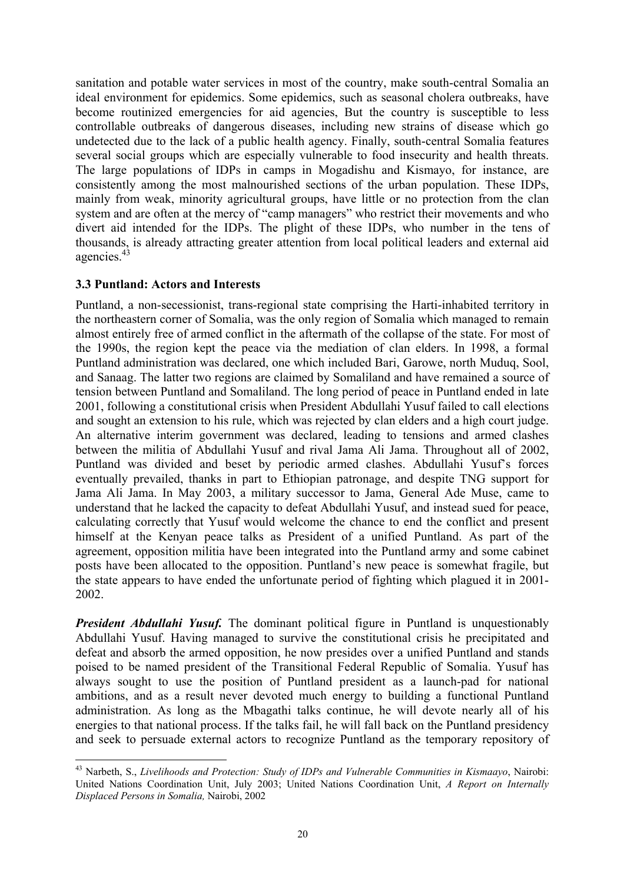sanitation and potable water services in most of the country, make south-central Somalia an ideal environment for epidemics. Some epidemics, such as seasonal cholera outbreaks, have become routinized emergencies for aid agencies, But the country is susceptible to less controllable outbreaks of dangerous diseases, including new strains of disease which go undetected due to the lack of a public health agency. Finally, south-central Somalia features several social groups which are especially vulnerable to food insecurity and health threats. The large populations of IDPs in camps in Mogadishu and Kismayo, for instance, are consistently among the most malnourished sections of the urban population. These IDPs, mainly from weak, minority agricultural groups, have little or no protection from the clan system and are often at the mercy of "camp managers" who restrict their movements and who divert aid intended for the IDPs. The plight of these IDPs, who number in the tens of thousands, is already attracting greater attention from local political leaders and external aid agencies.[43]

### 3.3 Puntland: Actors and Interests

Puntland, a non-secessionist, trans-regional state comprising the Harti-inhabited territory in the northeastern corner of Somalia, was the only region of Somalia which managed to remain almost entirely free of armed conflict in the aftermath of the collapse of the state. For most of the 1990s, the region kept the peace via the mediation of clan elders. In 1998, a formal Puntland administration was declared, one which included Bari, Garowe, north Muduq, Sool, and Sanaag. The latter two regions are claimed by Somaliland and have remained a source of tension between Puntland and Somaliland. The long period of peace in Puntland ended in late 2001, following a constitutional crisis when President Abdullahi Yusuf failed to call elections and sought an extension to his rule, which was rejected by clan elders and a high court judge. An alternative interim government was declared, leading to tensions and armed clashes between the militia of Abdullahi Yusuf and rival Jama Ali Jama. Throughout all of 2002, Puntland was divided and beset by periodic armed clashes. Abdullahi Yusuf's forces eventually prevailed, thanks in part to Ethiopian patronage, and despite TNG support for Jama Ali Jama. In May 2003, a military successor to Jama, General Ade Muse, came to understand that he lacked the capacity to defeat Abdullahi Yusuf, and instead sued for peace, calculating correctly that Yusuf would welcome the chance to end the conflict and present himself at the Kenyan peace talks as President of a unified Puntland. As part of the agreement, opposition militia have been integrated into the Puntland army and some cabinet posts have been allocated to the opposition. Puntland's new peace is somewhat fragile, but the state appears to have ended the unfortunate period of fighting which plagued it in 2001-2002.

***President Abdullahi Yusuf.*** The dominant political figure in Puntland is unquestionably Abdullahi Yusuf. Having managed to survive the constitutional crisis he precipitated and defeat and absorb the armed opposition, he now presides over a unified Puntland and stands poised to be named president of the Transitional Federal Republic of Somalia. Yusuf has always sought to use the position of Puntland president as a launch-pad for national ambitions, and as a result never devoted much energy to building a functional Puntland administration. As long as the Mbagathi talks continue, he will devote nearly all of his energies to that national process. If the talks fail, he will fall back on the Puntland presidency and seek to persuade external actors to recognize Puntland as the temporary repository of

---

[43] Narbeth, S., *Livelihoods and Protection: Study of IDPs and Vulnerable Communities in Kismaayo*, Nairobi: United Nations Coordination Unit, July 2003; United Nations Coordination Unit, *A Report on Internally Displaced Persons in Somalia,* Nairobi, 2002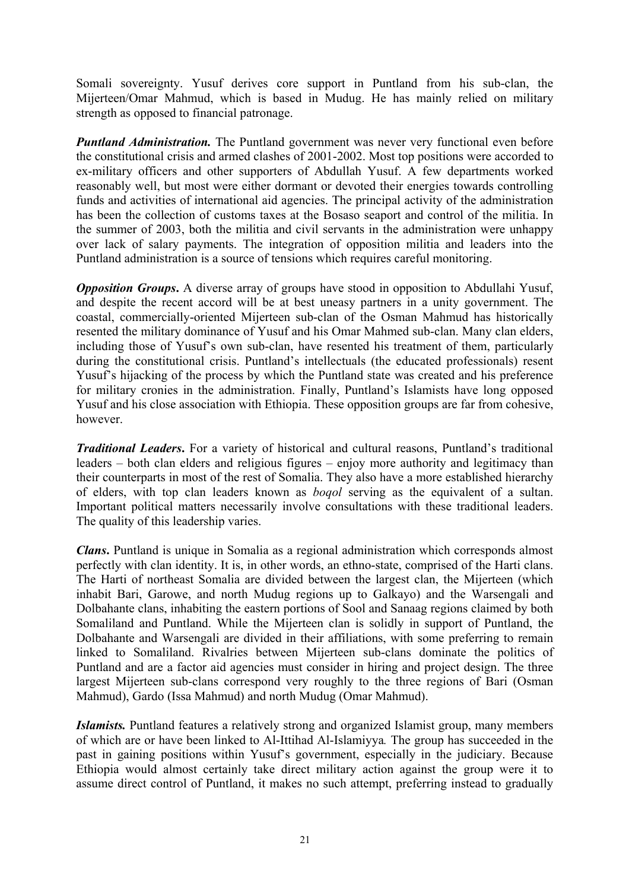Somali sovereignty. Yusuf derives core support in Puntland from his sub-clan, the Mijerteen/Omar Mahmud, which is based in Mudug. He has mainly relied on military strength as opposed to financial patronage.

***Puntland Administration.*** The Puntland government was never very functional even before the constitutional crisis and armed clashes of 2001-2002. Most top positions were accorded to ex-military officers and other supporters of Abdullah Yusuf. A few departments worked reasonably well, but most were either dormant or devoted their energies towards controlling funds and activities of international aid agencies. The principal activity of the administration has been the collection of customs taxes at the Bosaso seaport and control of the militia. In the summer of 2003, both the militia and civil servants in the administration were unhappy over lack of salary payments. The integration of opposition militia and leaders into the Puntland administration is a source of tensions which requires careful monitoring.

***Opposition Groups.*** A diverse array of groups have stood in opposition to Abdullahi Yusuf, and despite the recent accord will be at best uneasy partners in a unity government. The coastal, commercially-oriented Mijerteen sub-clan of the Osman Mahmud has historically resented the military dominance of Yusuf and his Omar Mahmed sub-clan. Many clan elders, including those of Yusuf's own sub-clan, have resented his treatment of them, particularly during the constitutional crisis. Puntland's intellectuals (the educated professionals) resent Yusuf's hijacking of the process by which the Puntland state was created and his preference for military cronies in the administration. Finally, Puntland's Islamists have long opposed Yusuf and his close association with Ethiopia. These opposition groups are far from cohesive, however.

***Traditional Leaders.*** For a variety of historical and cultural reasons, Puntland's traditional leaders – both clan elders and religious figures – enjoy more authority and legitimacy than their counterparts in most of the rest of Somalia. They also have a more established hierarchy of elders, with top clan leaders known as *boqol* serving as the equivalent of a sultan. Important political matters necessarily involve consultations with these traditional leaders. The quality of this leadership varies.

***Clans.*** Puntland is unique in Somalia as a regional administration which corresponds almost perfectly with clan identity. It is, in other words, an ethno-state, comprised of the Harti clans. The Harti of northeast Somalia are divided between the largest clan, the Mijerteen (which inhabit Bari, Garowe, and north Mudug regions up to Galkayo) and the Warsengali and Dolbahante clans, inhabiting the eastern portions of Sool and Sanaag regions claimed by both Somaliland and Puntland. While the Mijerteen clan is solidly in support of Puntland, the Dolbahante and Warsengali are divided in their affiliations, with some preferring to remain linked to Somaliland. Rivalries between Mijerteen sub-clans dominate the politics of Puntland and are a factor aid agencies must consider in hiring and project design. The three largest Mijerteen sub-clans correspond very roughly to the three regions of Bari (Osman Mahmud), Gardo (Issa Mahmud) and north Mudug (Omar Mahmud).

***Islamists.*** Puntland features a relatively strong and organized Islamist group, many members of which are or have been linked to Al-Ittihad Al-Islamiyya*.* The group has succeeded in the past in gaining positions within Yusuf's government, especially in the judiciary. Because Ethiopia would almost certainly take direct military action against the group were it to assume direct control of Puntland, it makes no such attempt, preferring instead to gradually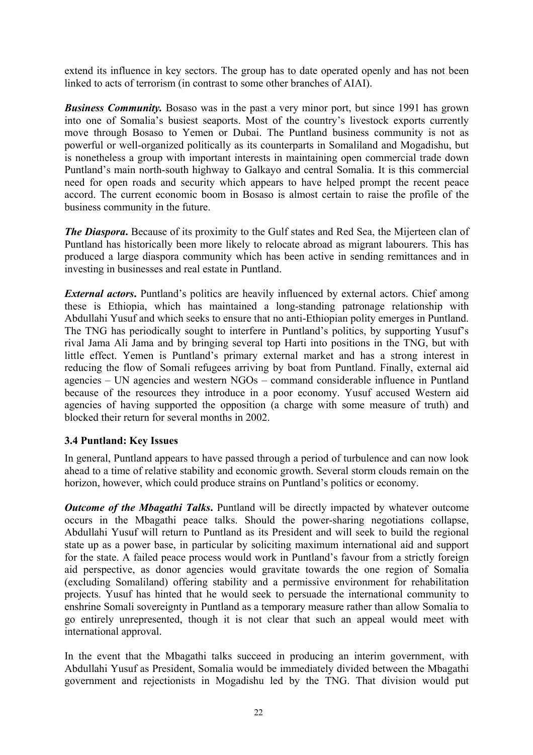extend its influence in key sectors. The group has to date operated openly and has not been linked to acts of terrorism (in contrast to some other branches of AIAI).

***Business Community.*** Bosaso was in the past a very minor port, but since 1991 has grown into one of Somalia's busiest seaports. Most of the country's livestock exports currently move through Bosaso to Yemen or Dubai. The Puntland business community is not as powerful or well-organized politically as its counterparts in Somaliland and Mogadishu, but is nonetheless a group with important interests in maintaining open commercial trade down Puntland's main north-south highway to Galkayo and central Somalia. It is this commercial need for open roads and security which appears to have helped prompt the recent peace accord. The current economic boom in Bosaso is almost certain to raise the profile of the business community in the future.

***The Diaspora.*** Because of its proximity to the Gulf states and Red Sea, the Mijerteen clan of Puntland has historically been more likely to relocate abroad as migrant labourers. This has produced a large diaspora community which has been active in sending remittances and in investing in businesses and real estate in Puntland.

***External actors.*** Puntland's politics are heavily influenced by external actors. Chief among these is Ethiopia, which has maintained a long-standing patronage relationship with Abdullahi Yusuf and which seeks to ensure that no anti-Ethiopian polity emerges in Puntland. The TNG has periodically sought to interfere in Puntland's politics, by supporting Yusuf's rival Jama Ali Jama and by bringing several top Harti into positions in the TNG, but with little effect. Yemen is Puntland's primary external market and has a strong interest in reducing the flow of Somali refugees arriving by boat from Puntland. Finally, external aid agencies – UN agencies and western NGOs – command considerable influence in Puntland because of the resources they introduce in a poor economy. Yusuf accused Western aid agencies of having supported the opposition (a charge with some measure of truth) and blocked their return for several months in 2002.

### 3.4 Puntland: Key Issues

In general, Puntland appears to have passed through a period of turbulence and can now look ahead to a time of relative stability and economic growth. Several storm clouds remain on the horizon, however, which could produce strains on Puntland's politics or economy.

***Outcome of the Mbagathi Talks.*** Puntland will be directly impacted by whatever outcome occurs in the Mbagathi peace talks. Should the power-sharing negotiations collapse, Abdullahi Yusuf will return to Puntland as its President and will seek to build the regional state up as a power base, in particular by soliciting maximum international aid and support for the state. A failed peace process would work in Puntland's favour from a strictly foreign aid perspective, as donor agencies would gravitate towards the one region of Somalia (excluding Somaliland) offering stability and a permissive environment for rehabilitation projects. Yusuf has hinted that he would seek to persuade the international community to enshrine Somali sovereignty in Puntland as a temporary measure rather than allow Somalia to go entirely unrepresented, though it is not clear that such an appeal would meet with international approval.

In the event that the Mbagathi talks succeed in producing an interim government, with Abdullahi Yusuf as President, Somalia would be immediately divided between the Mbagathi government and rejectionists in Mogadishu led by the TNG. That division would put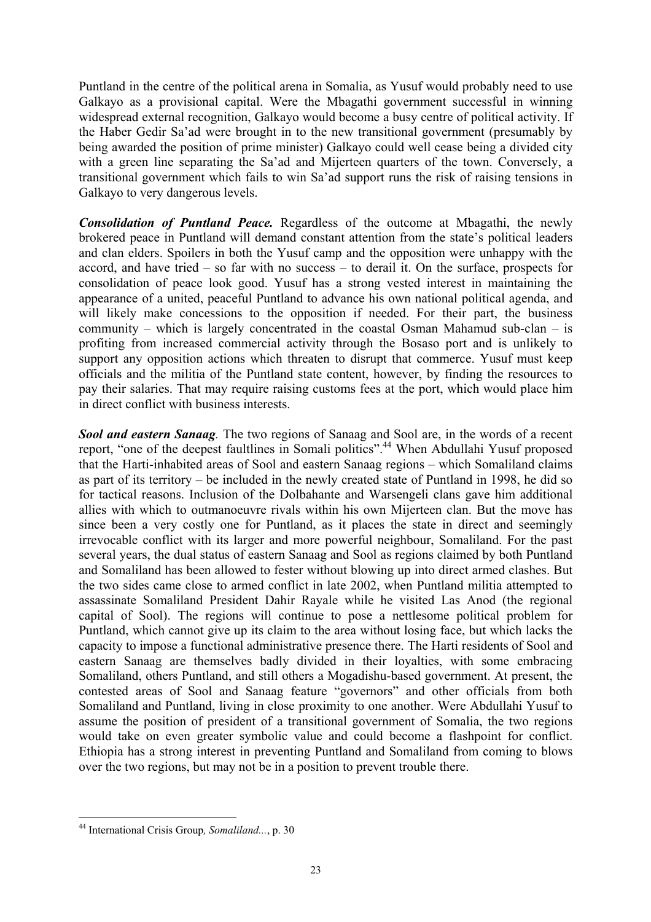Puntland in the centre of the political arena in Somalia, as Yusuf would probably need to use Galkayo as a provisional capital. Were the Mbagathi government successful in winning widespread external recognition, Galkayo would become a busy centre of political activity. If the Haber Gedir Sa'ad were brought in to the new transitional government (presumably by being awarded the position of prime minister) Galkayo could well cease being a divided city with a green line separating the Sa'ad and Mijerteen quarters of the town. Conversely, a transitional government which fails to win Sa'ad support runs the risk of raising tensions in Galkayo to very dangerous levels.

***Consolidation of Puntland Peace.*** Regardless of the outcome at Mbagathi, the newly brokered peace in Puntland will demand constant attention from the state's political leaders and clan elders. Spoilers in both the Yusuf camp and the opposition were unhappy with the accord, and have tried – so far with no success – to derail it. On the surface, prospects for consolidation of peace look good. Yusuf has a strong vested interest in maintaining the appearance of a united, peaceful Puntland to advance his own national political agenda, and will likely make concessions to the opposition if needed. For their part, the business community – which is largely concentrated in the coastal Osman Mahamud sub-clan – is profiting from increased commercial activity through the Bosaso port and is unlikely to support any opposition actions which threaten to disrupt that commerce. Yusuf must keep officials and the militia of the Puntland state content, however, by finding the resources to pay their salaries. That may require raising customs fees at the port, which would place him in direct conflict with business interests.

***Sool and eastern Sanaag****.* The two regions of Sanaag and Sool are, in the words of a recent report, "one of the deepest faultlines in Somali politics".[44] When Abdullahi Yusuf proposed that the Harti-inhabited areas of Sool and eastern Sanaag regions – which Somaliland claims as part of its territory – be included in the newly created state of Puntland in 1998, he did so for tactical reasons. Inclusion of the Dolbahante and Warsengeli clans gave him additional allies with which to outmanoeuvre rivals within his own Mijerteen clan. But the move has since been a very costly one for Puntland, as it places the state in direct and seemingly irrevocable conflict with its larger and more powerful neighbour, Somaliland. For the past several years, the dual status of eastern Sanaag and Sool as regions claimed by both Puntland and Somaliland has been allowed to fester without blowing up into direct armed clashes. But the two sides came close to armed conflict in late 2002, when Puntland militia attempted to assassinate Somaliland President Dahir Rayale while he visited Las Anod (the regional capital of Sool). The regions will continue to pose a nettlesome political problem for Puntland, which cannot give up its claim to the area without losing face, but which lacks the capacity to impose a functional administrative presence there. The Harti residents of Sool and eastern Sanaag are themselves badly divided in their loyalties, with some embracing Somaliland, others Puntland, and still others a Mogadishu-based government. At present, the contested areas of Sool and Sanaag feature "governors" and other officials from both Somaliland and Puntland, living in close proximity to one another. Were Abdullahi Yusuf to assume the position of president of a transitional government of Somalia, the two regions would take on even greater symbolic value and could become a flashpoint for conflict. Ethiopia has a strong interest in preventing Puntland and Somaliland from coming to blows over the two regions, but may not be in a position to prevent trouble there.

---

[44] International Crisis Group*, Somaliland...*, p. 30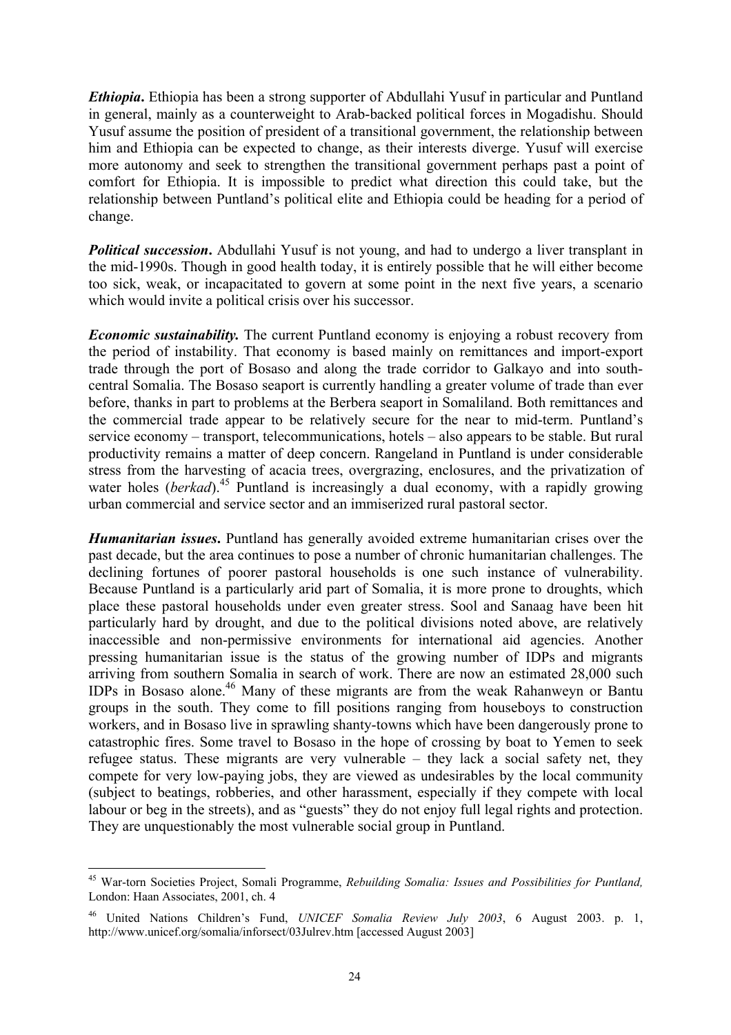***Ethiopia*.** Ethiopia has been a strong supporter of Abdullahi Yusuf in particular and Puntland in general, mainly as a counterweight to Arab-backed political forces in Mogadishu. Should Yusuf assume the position of president of a transitional government, the relationship between him and Ethiopia can be expected to change, as their interests diverge. Yusuf will exercise more autonomy and seek to strengthen the transitional government perhaps past a point of comfort for Ethiopia. It is impossible to predict what direction this could take, but the relationship between Puntland's political elite and Ethiopia could be heading for a period of change.

***Political succession*.** Abdullahi Yusuf is not young, and had to undergo a liver transplant in the mid-1990s. Though in good health today, it is entirely possible that he will either become too sick, weak, or incapacitated to govern at some point in the next five years, a scenario which would invite a political crisis over his successor.

***Economic sustainability.*** The current Puntland economy is enjoying a robust recovery from the period of instability. That economy is based mainly on remittances and import-export trade through the port of Bosaso and along the trade corridor to Galkayo and into south-central Somalia. The Bosaso seaport is currently handling a greater volume of trade than ever before, thanks in part to problems at the Berbera seaport in Somaliland. Both remittances and the commercial trade appear to be relatively secure for the near to mid-term. Puntland's service economy – transport, telecommunications, hotels – also appears to be stable. But rural productivity remains a matter of deep concern. Rangeland in Puntland is under considerable stress from the harvesting of acacia trees, overgrazing, enclosures, and the privatization of water holes (*berkad*).[45] Puntland is increasingly a dual economy, with a rapidly growing urban commercial and service sector and an immiserized rural pastoral sector.

***Humanitarian issues*.** Puntland has generally avoided extreme humanitarian crises over the past decade, but the area continues to pose a number of chronic humanitarian challenges. The declining fortunes of poorer pastoral households is one such instance of vulnerability. Because Puntland is a particularly arid part of Somalia, it is more prone to droughts, which place these pastoral households under even greater stress. Sool and Sanaag have been hit particularly hard by drought, and due to the political divisions noted above, are relatively inaccessible and non-permissive environments for international aid agencies. Another pressing humanitarian issue is the status of the growing number of IDPs and migrants arriving from southern Somalia in search of work. There are now an estimated 28,000 such IDPs in Bosaso alone.[46] Many of these migrants are from the weak Rahanweyn or Bantu groups in the south. They come to fill positions ranging from houseboys to construction workers, and in Bosaso live in sprawling shanty-towns which have been dangerously prone to catastrophic fires. Some travel to Bosaso in the hope of crossing by boat to Yemen to seek refugee status. These migrants are very vulnerable – they lack a social safety net, they compete for very low-paying jobs, they are viewed as undesirables by the local community (subject to beatings, robberies, and other harassment, especially if they compete with local labour or beg in the streets), and as "guests" they do not enjoy full legal rights and protection. They are unquestionably the most vulnerable social group in Puntland.

---

[45] War-torn Societies Project, Somali Programme, *Rebuilding Somalia: Issues and Possibilities for Puntland,* London: Haan Associates, 2001, ch. 4

[46] United Nations Children's Fund, *UNICEF Somalia Review July 2003*, 6 August 2003. p. 1, http://www.unicef.org/somalia/inforsect/03Julrev.htm [accessed August 2003]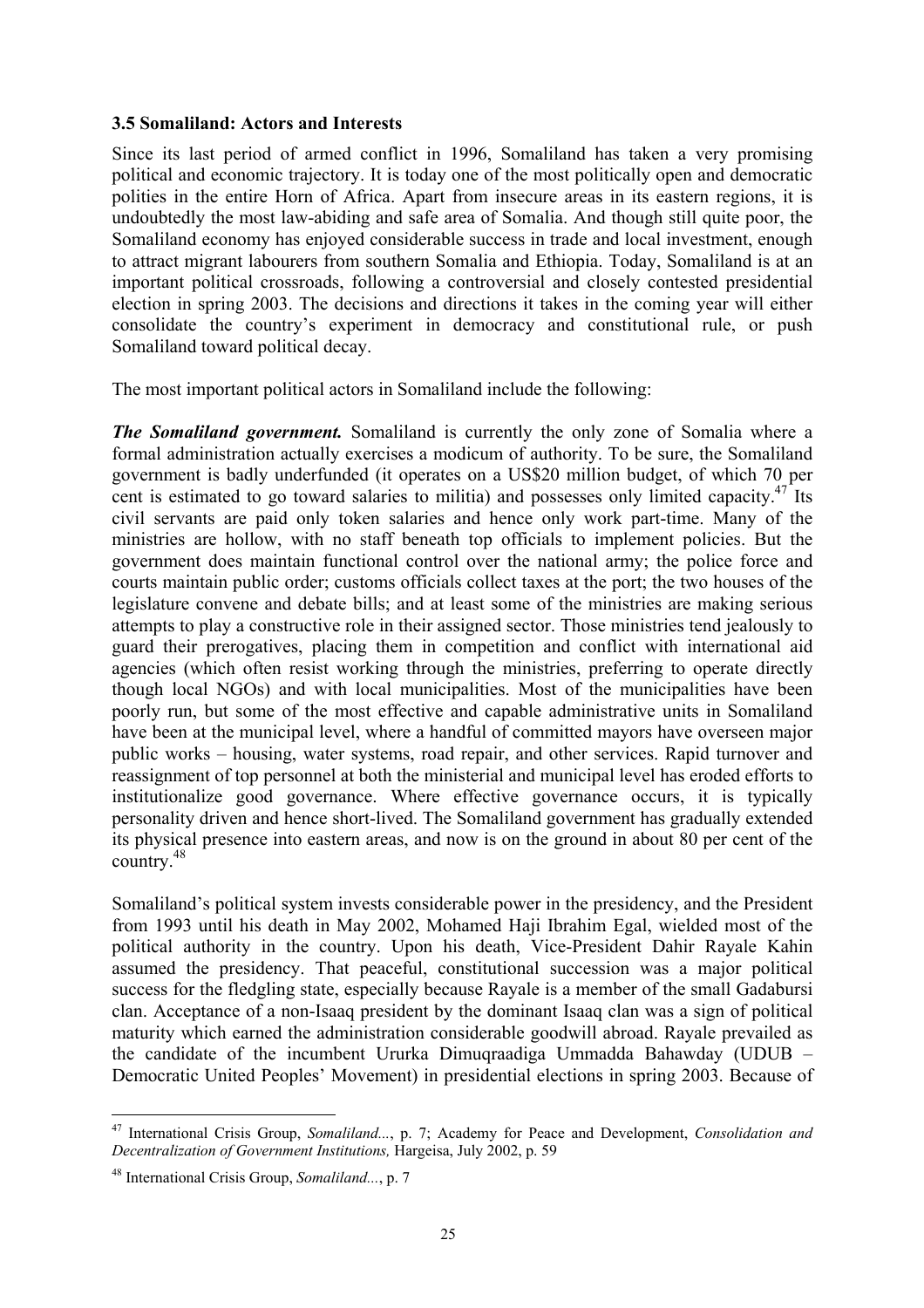### 3.5 Somaliland: Actors and Interests

Since its last period of armed conflict in 1996, Somaliland has taken a very promising political and economic trajectory. It is today one of the most politically open and democratic polities in the entire Horn of Africa. Apart from insecure areas in its eastern regions, it is undoubtedly the most law-abiding and safe area of Somalia. And though still quite poor, the Somaliland economy has enjoyed considerable success in trade and local investment, enough to attract migrant labourers from southern Somalia and Ethiopia. Today, Somaliland is at an important political crossroads, following a controversial and closely contested presidential election in spring 2003. The decisions and directions it takes in the coming year will either consolidate the country's experiment in democracy and constitutional rule, or push Somaliland toward political decay.

The most important political actors in Somaliland include the following:

***The Somaliland government.*** Somaliland is currently the only zone of Somalia where a formal administration actually exercises a modicum of authority. To be sure, the Somaliland government is badly underfunded (it operates on a US$20 million budget, of which 70 per cent is estimated to go toward salaries to militia) and possesses only limited capacity.[47] Its civil servants are paid only token salaries and hence only work part-time. Many of the ministries are hollow, with no staff beneath top officials to implement policies. But the government does maintain functional control over the national army; the police force and courts maintain public order; customs officials collect taxes at the port; the two houses of the legislature convene and debate bills; and at least some of the ministries are making serious attempts to play a constructive role in their assigned sector. Those ministries tend jealously to guard their prerogatives, placing them in competition and conflict with international aid agencies (which often resist working through the ministries, preferring to operate directly though local NGOs) and with local municipalities. Most of the municipalities have been poorly run, but some of the most effective and capable administrative units in Somaliland have been at the municipal level, where a handful of committed mayors have overseen major public works – housing, water systems, road repair, and other services. Rapid turnover and reassignment of top personnel at both the ministerial and municipal level has eroded efforts to institutionalize good governance. Where effective governance occurs, it is typically personality driven and hence short-lived. The Somaliland government has gradually extended its physical presence into eastern areas, and now is on the ground in about 80 per cent of the country.[48]

Somaliland's political system invests considerable power in the presidency, and the President from 1993 until his death in May 2002, Mohamed Haji Ibrahim Egal, wielded most of the political authority in the country. Upon his death, Vice-President Dahir Rayale Kahin assumed the presidency. That peaceful, constitutional succession was a major political success for the fledgling state, especially because Rayale is a member of the small Gadabursi clan. Acceptance of a non-Isaaq president by the dominant Isaaq clan was a sign of political maturity which earned the administration considerable goodwill abroad. Rayale prevailed as the candidate of the incumbent Ururka Dimuqraadiga Ummadda Bahawday (UDUB – Democratic United Peoples' Movement) in presidential elections in spring 2003. Because of

---

[47] International Crisis Group, *Somaliland...*, p. 7; Academy for Peace and Development, *Consolidation and Decentralization of Government Institutions,* Hargeisa, July 2002, p. 59

[48] International Crisis Group, *Somaliland...*, p. 7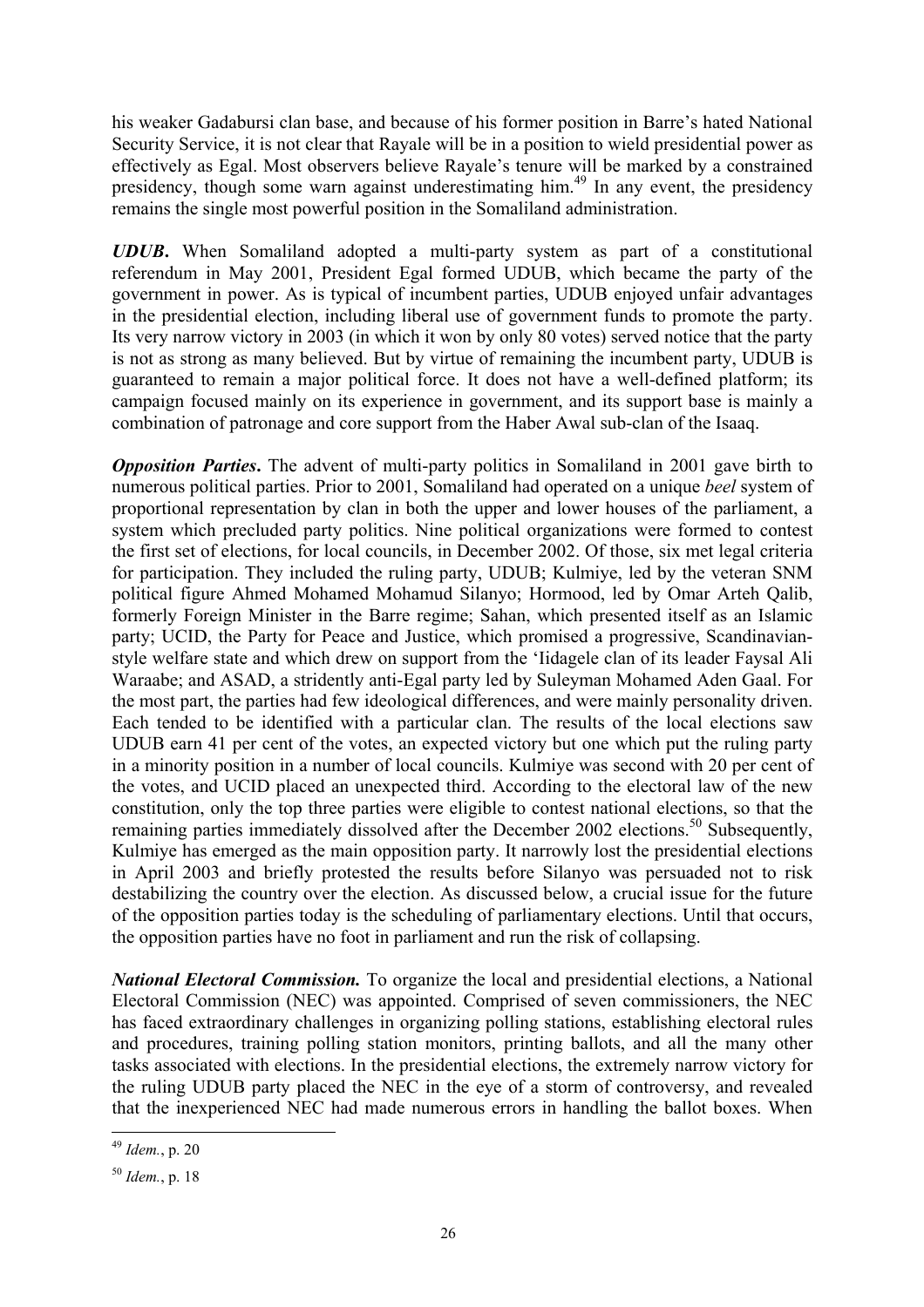his weaker Gadabursi clan base, and because of his former position in Barre's hated National Security Service, it is not clear that Rayale will be in a position to wield presidential power as effectively as Egal. Most observers believe Rayale's tenure will be marked by a constrained presidency, though some warn against underestimating him.[49] In any event, the presidency remains the single most powerful position in the Somaliland administration.

***UDUB***. When Somaliland adopted a multi-party system as part of a constitutional referendum in May 2001, President Egal formed UDUB, which became the party of the government in power. As is typical of incumbent parties, UDUB enjoyed unfair advantages in the presidential election, including liberal use of government funds to promote the party. Its very narrow victory in 2003 (in which it won by only 80 votes) served notice that the party is not as strong as many believed. But by virtue of remaining the incumbent party, UDUB is guaranteed to remain a major political force. It does not have a well-defined platform; its campaign focused mainly on its experience in government, and its support base is mainly a combination of patronage and core support from the Haber Awal sub-clan of the Isaaq.

***Opposition Parties***. The advent of multi-party politics in Somaliland in 2001 gave birth to numerous political parties. Prior to 2001, Somaliland had operated on a unique *beel* system of proportional representation by clan in both the upper and lower houses of the parliament, a system which precluded party politics. Nine political organizations were formed to contest the first set of elections, for local councils, in December 2002. Of those, six met legal criteria for participation. They included the ruling party, UDUB; Kulmiye, led by the veteran SNM political figure Ahmed Mohamed Mohamud Silanyo; Hormood, led by Omar Arteh Qalib, formerly Foreign Minister in the Barre regime; Sahan, which presented itself as an Islamic party; UCID, the Party for Peace and Justice, which promised a progressive, Scandinavian-style welfare state and which drew on support from the 'Iidagele clan of its leader Faysal Ali Waraabe; and ASAD, a stridently anti-Egal party led by Suleyman Mohamed Aden Gaal. For the most part, the parties had few ideological differences, and were mainly personality driven. Each tended to be identified with a particular clan. The results of the local elections saw UDUB earn 41 per cent of the votes, an expected victory but one which put the ruling party in a minority position in a number of local councils. Kulmiye was second with 20 per cent of the votes, and UCID placed an unexpected third. According to the electoral law of the new constitution, only the top three parties were eligible to contest national elections, so that the remaining parties immediately dissolved after the December 2002 elections.[50] Subsequently, Kulmiye has emerged as the main opposition party. It narrowly lost the presidential elections in April 2003 and briefly protested the results before Silanyo was persuaded not to risk destabilizing the country over the election. As discussed below, a crucial issue for the future of the opposition parties today is the scheduling of parliamentary elections. Until that occurs, the opposition parties have no foot in parliament and run the risk of collapsing.

***National Electoral Commission.*** To organize the local and presidential elections, a National Electoral Commission (NEC) was appointed. Comprised of seven commissioners, the NEC has faced extraordinary challenges in organizing polling stations, establishing electoral rules and procedures, training polling station monitors, printing ballots, and all the many other tasks associated with elections. In the presidential elections, the extremely narrow victory for the ruling UDUB party placed the NEC in the eye of a storm of controversy, and revealed that the inexperienced NEC had made numerous errors in handling the ballot boxes. When

---

[49] *Idem.*, p. 20

[50] *Idem.*, p. 18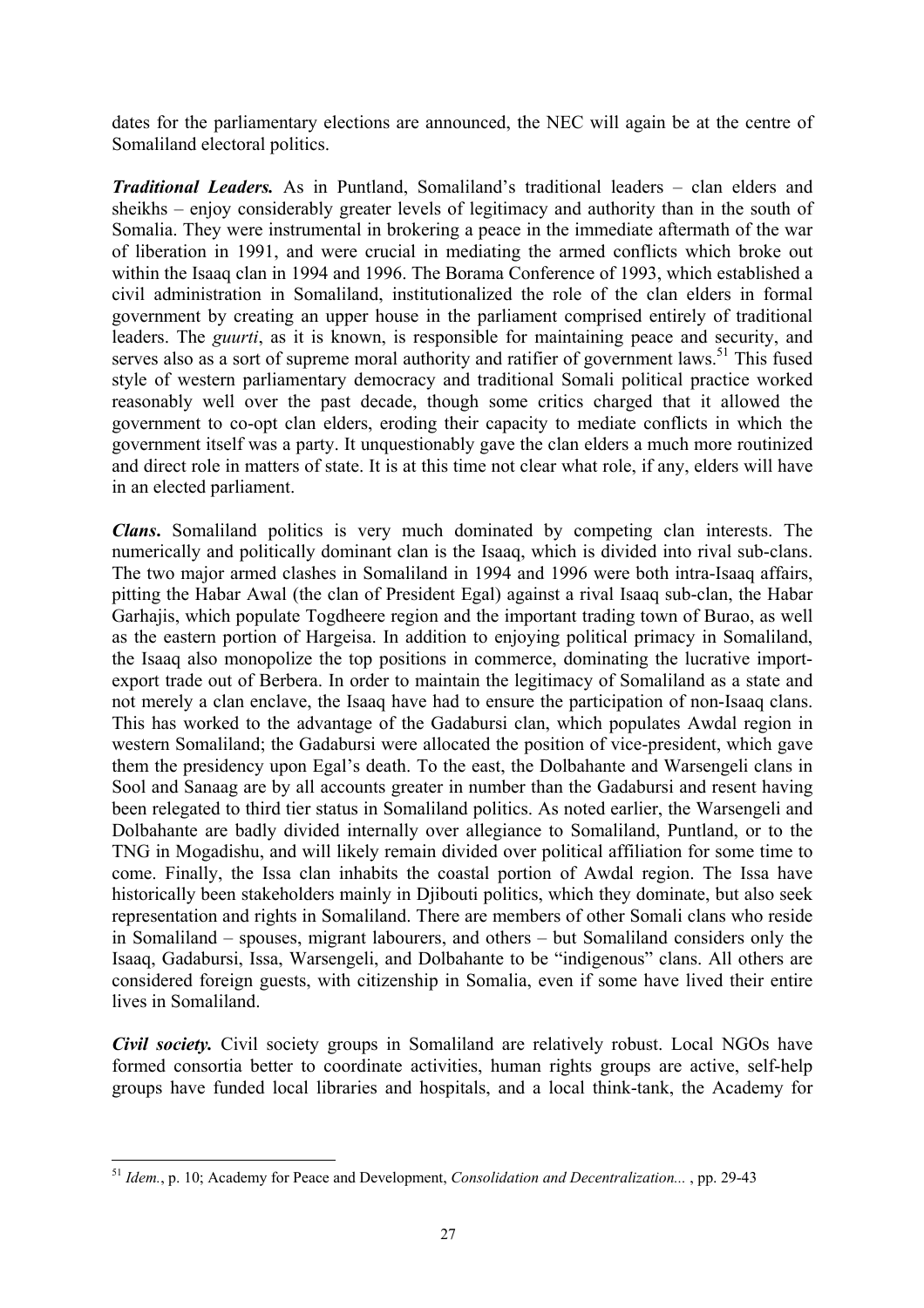dates for the parliamentary elections are announced, the NEC will again be at the centre of Somaliland electoral politics.

***Traditional Leaders.*** As in Puntland, Somaliland's traditional leaders – clan elders and sheikhs – enjoy considerably greater levels of legitimacy and authority than in the south of Somalia. They were instrumental in brokering a peace in the immediate aftermath of the war of liberation in 1991, and were crucial in mediating the armed conflicts which broke out within the Isaaq clan in 1994 and 1996. The Borama Conference of 1993, which established a civil administration in Somaliland, institutionalized the role of the clan elders in formal government by creating an upper house in the parliament comprised entirely of traditional leaders. The *guurti*, as it is known, is responsible for maintaining peace and security, and serves also as a sort of supreme moral authority and ratifier of government laws.[51] This fused style of western parliamentary democracy and traditional Somali political practice worked reasonably well over the past decade, though some critics charged that it allowed the government to co-opt clan elders, eroding their capacity to mediate conflicts in which the government itself was a party. It unquestionably gave the clan elders a much more routinized and direct role in matters of state. It is at this time not clear what role, if any, elders will have in an elected parliament.

***Clans***. Somaliland politics is very much dominated by competing clan interests. The numerically and politically dominant clan is the Isaaq, which is divided into rival sub-clans. The two major armed clashes in Somaliland in 1994 and 1996 were both intra-Isaaq affairs, pitting the Habar Awal (the clan of President Egal) against a rival Isaaq sub-clan, the Habar Garhajis, which populate Togdheere region and the important trading town of Burao, as well as the eastern portion of Hargeisa. In addition to enjoying political primacy in Somaliland, the Isaaq also monopolize the top positions in commerce, dominating the lucrative import-export trade out of Berbera. In order to maintain the legitimacy of Somaliland as a state and not merely a clan enclave, the Isaaq have had to ensure the participation of non-Isaaq clans. This has worked to the advantage of the Gadabursi clan, which populates Awdal region in western Somaliland; the Gadabursi were allocated the position of vice-president, which gave them the presidency upon Egal's death. To the east, the Dolbahante and Warsengeli clans in Sool and Sanaag are by all accounts greater in number than the Gadabursi and resent having been relegated to third tier status in Somaliland politics. As noted earlier, the Warsengeli and Dolbahante are badly divided internally over allegiance to Somaliland, Puntland, or to the TNG in Mogadishu, and will likely remain divided over political affiliation for some time to come. Finally, the Issa clan inhabits the coastal portion of Awdal region. The Issa have historically been stakeholders mainly in Djibouti politics, which they dominate, but also seek representation and rights in Somaliland. There are members of other Somali clans who reside in Somaliland – spouses, migrant labourers, and others – but Somaliland considers only the Isaaq, Gadabursi, Issa, Warsengeli, and Dolbahante to be "indigenous" clans. All others are considered foreign guests, with citizenship in Somalia, even if some have lived their entire lives in Somaliland.

***Civil society.*** Civil society groups in Somaliland are relatively robust. Local NGOs have formed consortia better to coordinate activities, human rights groups are active, self-help groups have funded local libraries and hospitals, and a local think-tank, the Academy for

[51] *Idem.*, p. 10; Academy for Peace and Development, *Consolidation and Decentralization...* , pp. 29-43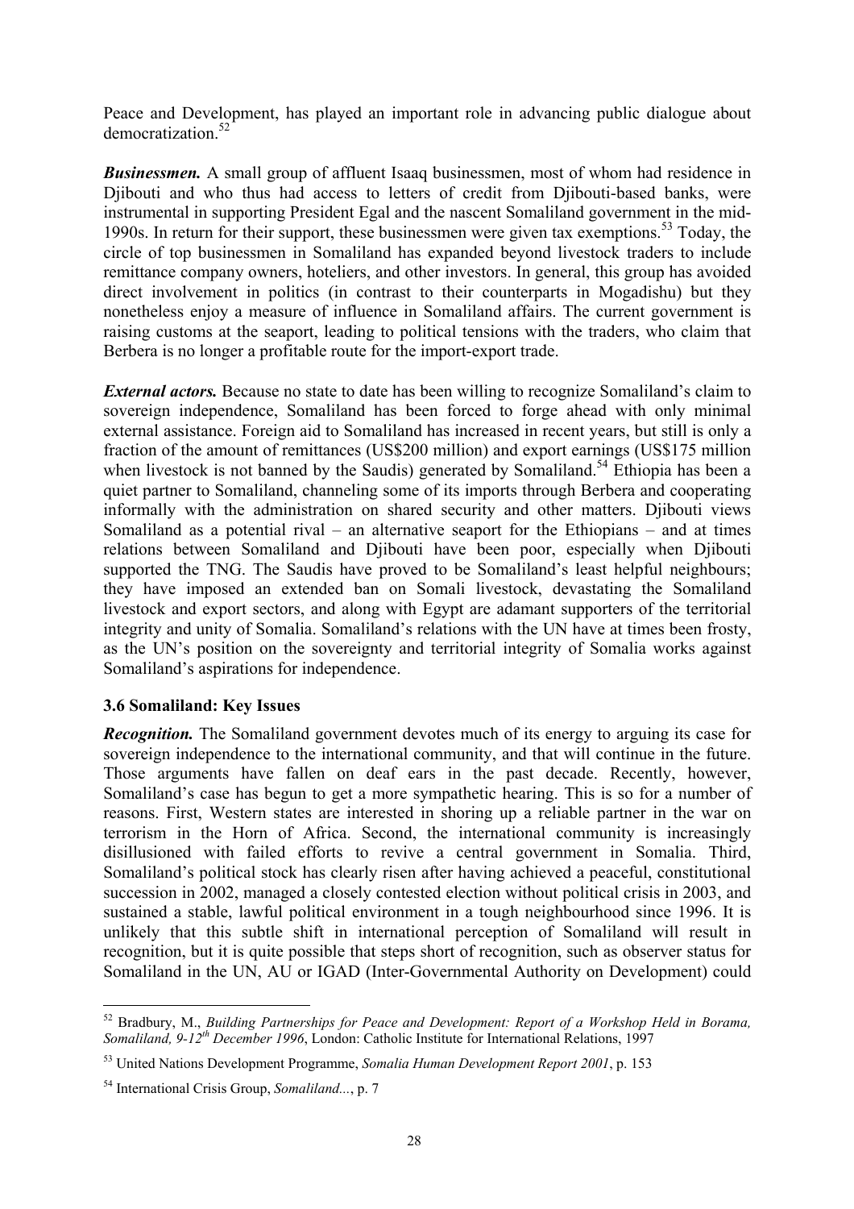Peace and Development, has played an important role in advancing public dialogue about democratization.[52]

***Businessmen.*** A small group of affluent Isaaq businessmen, most of whom had residence in Djibouti and who thus had access to letters of credit from Djibouti-based banks, were instrumental in supporting President Egal and the nascent Somaliland government in the mid-1990s. In return for their support, these businessmen were given tax exemptions.[53] Today, the circle of top businessmen in Somaliland has expanded beyond livestock traders to include remittance company owners, hoteliers, and other investors. In general, this group has avoided direct involvement in politics (in contrast to their counterparts in Mogadishu) but they nonetheless enjoy a measure of influence in Somaliland affairs. The current government is raising customs at the seaport, leading to political tensions with the traders, who claim that Berbera is no longer a profitable route for the import-export trade.

***External actors.*** Because no state to date has been willing to recognize Somaliland's claim to sovereign independence, Somaliland has been forced to forge ahead with only minimal external assistance. Foreign aid to Somaliland has increased in recent years, but still is only a fraction of the amount of remittances (US$200 million) and export earnings (US$175 million when livestock is not banned by the Saudis) generated by Somaliland.[54] Ethiopia has been a quiet partner to Somaliland, channeling some of its imports through Berbera and cooperating informally with the administration on shared security and other matters. Djibouti views Somaliland as a potential rival – an alternative seaport for the Ethiopians – and at times relations between Somaliland and Djibouti have been poor, especially when Djibouti supported the TNG. The Saudis have proved to be Somaliland's least helpful neighbours; they have imposed an extended ban on Somali livestock, devastating the Somaliland livestock and export sectors, and along with Egypt are adamant supporters of the territorial integrity and unity of Somalia. Somaliland's relations with the UN have at times been frosty, as the UN's position on the sovereignty and territorial integrity of Somalia works against Somaliland's aspirations for independence.

### 3.6 Somaliland: Key Issues

***Recognition.*** The Somaliland government devotes much of its energy to arguing its case for sovereign independence to the international community, and that will continue in the future. Those arguments have fallen on deaf ears in the past decade. Recently, however, Somaliland's case has begun to get a more sympathetic hearing. This is so for a number of reasons. First, Western states are interested in shoring up a reliable partner in the war on terrorism in the Horn of Africa. Second, the international community is increasingly disillusioned with failed efforts to revive a central government in Somalia. Third, Somaliland's political stock has clearly risen after having achieved a peaceful, constitutional succession in 2002, managed a closely contested election without political crisis in 2003, and sustained a stable, lawful political environment in a tough neighbourhood since 1996. It is unlikely that this subtle shift in international perception of Somaliland will result in recognition, but it is quite possible that steps short of recognition, such as observer status for Somaliland in the UN, AU or IGAD (Inter-Governmental Authority on Development) could

---

[52] Bradbury, M., *Building Partnerships for Peace and Development: Report of a Workshop Held in Borama, Somaliland, 9-12th December 1996*, London: Catholic Institute for International Relations, 1997

[53] United Nations Development Programme, *Somalia Human Development Report 2001*, p. 153

[54] International Crisis Group, *Somaliland...*, p. 7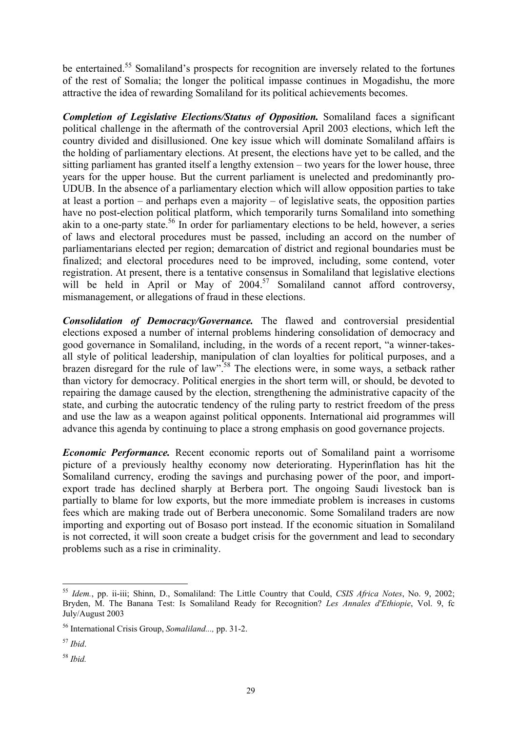be entertained.[55] Somaliland's prospects for recognition are inversely related to the fortunes of the rest of Somalia; the longer the political impasse continues in Mogadishu, the more attractive the idea of rewarding Somaliland for its political achievements becomes.

***Completion of Legislative Elections/Status of Opposition.*** Somaliland faces a significant political challenge in the aftermath of the controversial April 2003 elections, which left the country divided and disillusioned. One key issue which will dominate Somaliland affairs is the holding of parliamentary elections. At present, the elections have yet to be called, and the sitting parliament has granted itself a lengthy extension – two years for the lower house, three years for the upper house. But the current parliament is unelected and predominantly pro-UDUB. In the absence of a parliamentary election which will allow opposition parties to take at least a portion – and perhaps even a majority – of legislative seats, the opposition parties have no post-election political platform, which temporarily turns Somaliland into something akin to a one-party state.[56] In order for parliamentary elections to be held, however, a series of laws and electoral procedures must be passed, including an accord on the number of parliamentarians elected per region; demarcation of district and regional boundaries must be finalized; and electoral procedures need to be improved, including, some contend, voter registration. At present, there is a tentative consensus in Somaliland that legislative elections will be held in April or May of 2004.[57] Somaliland cannot afford controversy, mismanagement, or allegations of fraud in these elections.

***Consolidation of Democracy/Governance.*** The flawed and controversial presidential elections exposed a number of internal problems hindering consolidation of democracy and good governance in Somaliland, including, in the words of a recent report, "a winner-takes-all style of political leadership, manipulation of clan loyalties for political purposes, and a brazen disregard for the rule of law".[58] The elections were, in some ways, a setback rather than victory for democracy. Political energies in the short term will, or should, be devoted to repairing the damage caused by the election, strengthening the administrative capacity of the state, and curbing the autocratic tendency of the ruling party to restrict freedom of the press and use the law as a weapon against political opponents. International aid programmes will advance this agenda by continuing to place a strong emphasis on good governance projects.

***Economic Performance.*** Recent economic reports out of Somaliland paint a worrisome picture of a previously healthy economy now deteriorating. Hyperinflation has hit the Somaliland currency, eroding the savings and purchasing power of the poor, and import-export trade has declined sharply at Berbera port. The ongoing Saudi livestock ban is partially to blame for low exports, but the more immediate problem is increases in customs fees which are making trade out of Berbera uneconomic. Some Somaliland traders are now importing and exporting out of Bosaso port instead. If the economic situation in Somaliland is not corrected, it will soon create a budget crisis for the government and lead to secondary problems such as a rise in criminality.

---

[55] *Idem.*, pp. ii-iii; Shinn, D., Somaliland: The Little Country that Could, *CSIS Africa Notes*, No. 9, 2002; Bryden, M. The Banana Test: Is Somaliland Ready for Recognition? *Les Annales d'Ethiopie*, Vol. 9, fc July/August 2003

[56] International Crisis Group, *Somaliland...,* pp. 31-2.

[57] *Ibid*.

[58] *Ibid.*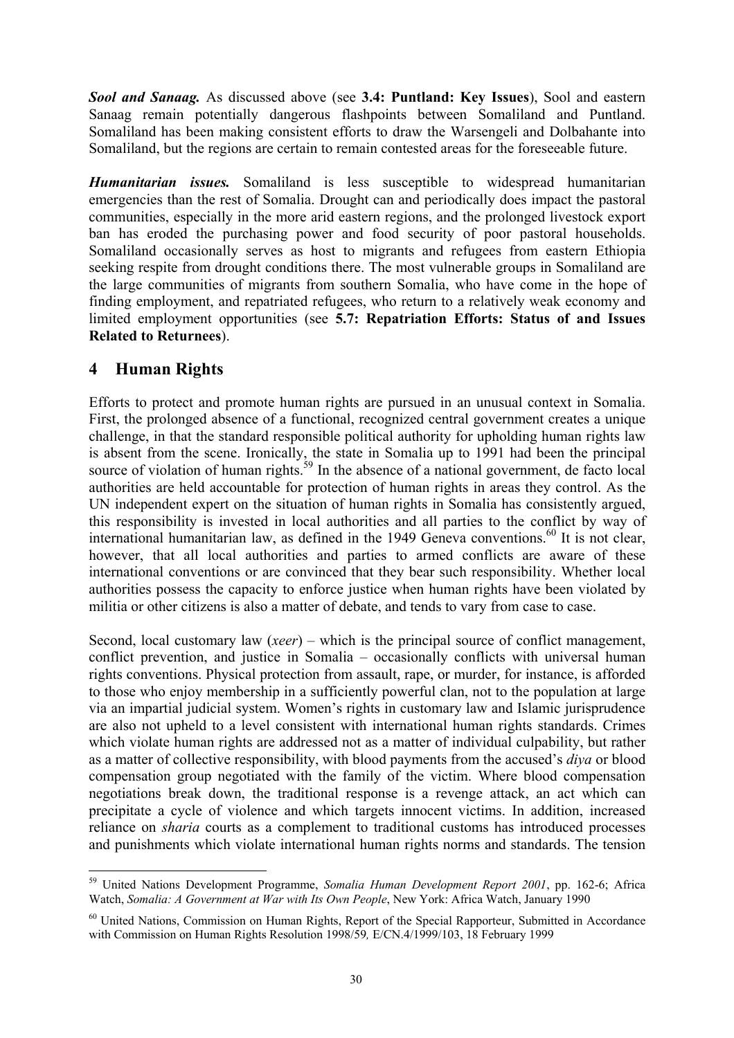***Sool and Sanaag.*** As discussed above (see **3.4: Puntland: Key Issues**), Sool and eastern Sanaag remain potentially dangerous flashpoints between Somaliland and Puntland. Somaliland has been making consistent efforts to draw the Warsengeli and Dolbahante into Somaliland, but the regions are certain to remain contested areas for the foreseeable future.

***Humanitarian issues.*** Somaliland is less susceptible to widespread humanitarian emergencies than the rest of Somalia. Drought can and periodically does impact the pastoral communities, especially in the more arid eastern regions, and the prolonged livestock export ban has eroded the purchasing power and food security of poor pastoral households. Somaliland occasionally serves as host to migrants and refugees from eastern Ethiopia seeking respite from drought conditions there. The most vulnerable groups in Somaliland are the large communities of migrants from southern Somalia, who have come in the hope of finding employment, and repatriated refugees, who return to a relatively weak economy and limited employment opportunities (see **5.7: Repatriation Efforts: Status of and Issues Related to Returnees**).

# 4 Human Rights

Efforts to protect and promote human rights are pursued in an unusual context in Somalia. First, the prolonged absence of a functional, recognized central government creates a unique challenge, in that the standard responsible political authority for upholding human rights law is absent from the scene. Ironically, the state in Somalia up to 1991 had been the principal source of violation of human rights.[59] In the absence of a national government, de facto local authorities are held accountable for protection of human rights in areas they control. As the UN independent expert on the situation of human rights in Somalia has consistently argued, this responsibility is invested in local authorities and all parties to the conflict by way of international humanitarian law, as defined in the 1949 Geneva conventions.[60] It is not clear, however, that all local authorities and parties to armed conflicts are aware of these international conventions or are convinced that they bear such responsibility. Whether local authorities possess the capacity to enforce justice when human rights have been violated by militia or other citizens is also a matter of debate, and tends to vary from case to case.

Second, local customary law (*xeer*) – which is the principal source of conflict management, conflict prevention, and justice in Somalia – occasionally conflicts with universal human rights conventions. Physical protection from assault, rape, or murder, for instance, is afforded to those who enjoy membership in a sufficiently powerful clan, not to the population at large via an impartial judicial system. Women's rights in customary law and Islamic jurisprudence are also not upheld to a level consistent with international human rights standards. Crimes which violate human rights are addressed not as a matter of individual culpability, but rather as a matter of collective responsibility, with blood payments from the accused's *diya* or blood compensation group negotiated with the family of the victim. Where blood compensation negotiations break down, the traditional response is a revenge attack, an act which can precipitate a cycle of violence and which targets innocent victims. In addition, increased reliance on *sharia* courts as a complement to traditional customs has introduced processes and punishments which violate international human rights norms and standards. The tension

---

[59] United Nations Development Programme, *Somalia Human Development Report 2001*, pp. 162-6; Africa Watch, *Somalia: A Government at War with Its Own People*, New York: Africa Watch, January 1990

[60] United Nations, Commission on Human Rights, Report of the Special Rapporteur, Submitted in Accordance with Commission on Human Rights Resolution 1998/59*,* E/CN.4/1999/103, 18 February 1999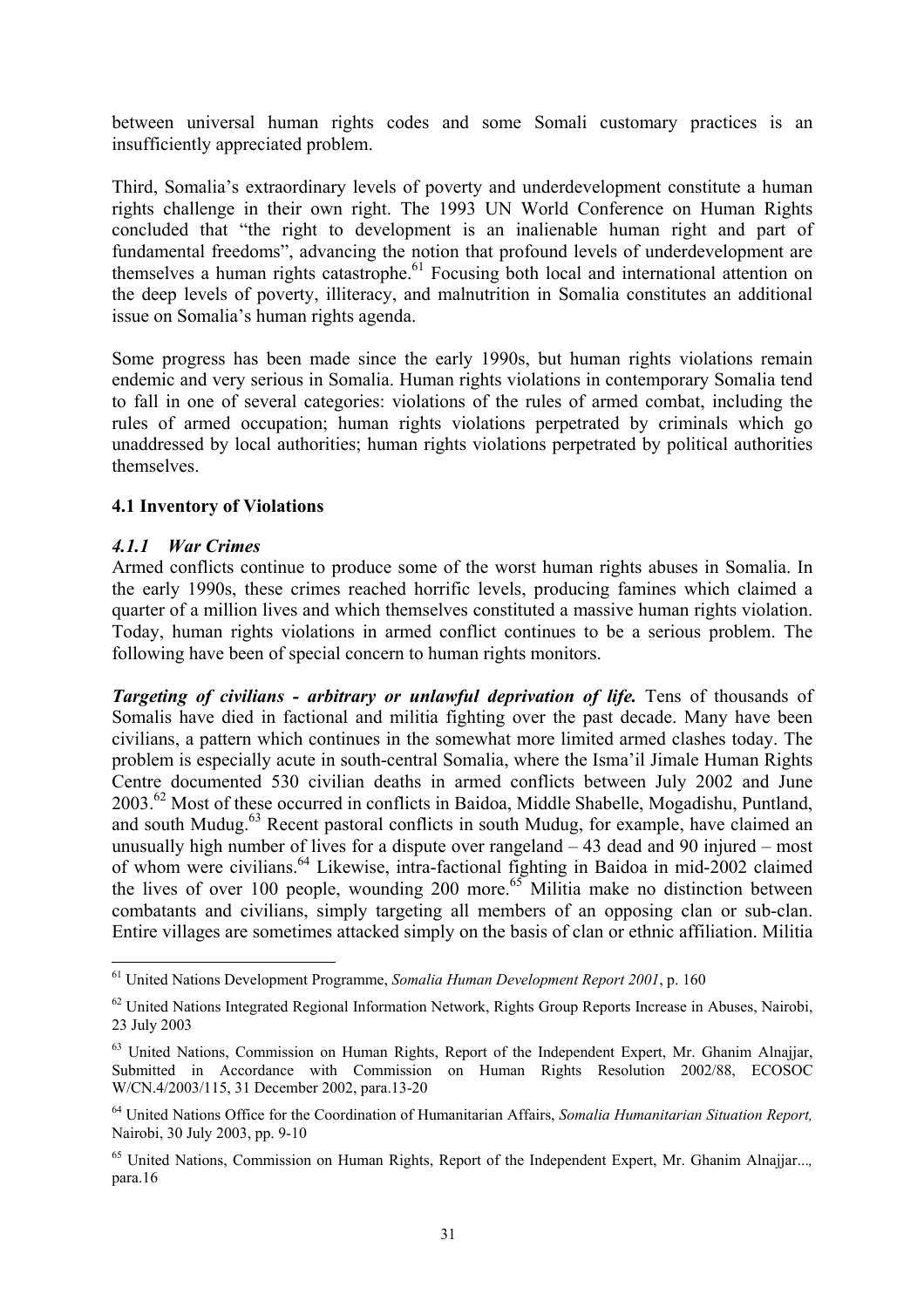between universal human rights codes and some Somali customary practices is an insufficiently appreciated problem.

Third, Somalia's extraordinary levels of poverty and underdevelopment constitute a human rights challenge in their own right. The 1993 UN World Conference on Human Rights concluded that "the right to development is an inalienable human right and part of fundamental freedoms", advancing the notion that profound levels of underdevelopment are themselves a human rights catastrophe.[61] Focusing both local and international attention on the deep levels of poverty, illiteracy, and malnutrition in Somalia constitutes an additional issue on Somalia's human rights agenda.

Some progress has been made since the early 1990s, but human rights violations remain endemic and very serious in Somalia. Human rights violations in contemporary Somalia tend to fall in one of several categories: violations of the rules of armed combat, including the rules of armed occupation; human rights violations perpetrated by criminals which go unaddressed by local authorities; human rights violations perpetrated by political authorities themselves.

### 4.1 Inventory of Violations

#### *4.1.1 War Crimes*

Armed conflicts continue to produce some of the worst human rights abuses in Somalia. In the early 1990s, these crimes reached horrific levels, producing famines which claimed a quarter of a million lives and which themselves constituted a massive human rights violation. Today, human rights violations in armed conflict continues to be a serious problem. The following have been of special concern to human rights monitors.

***Targeting of civilians - arbitrary or unlawful deprivation of life.*** Tens of thousands of Somalis have died in factional and militia fighting over the past decade. Many have been civilians, a pattern which continues in the somewhat more limited armed clashes today. The problem is especially acute in south-central Somalia, where the Isma'il Jimale Human Rights Centre documented 530 civilian deaths in armed conflicts between July 2002 and June 2003.[62] Most of these occurred in conflicts in Baidoa, Middle Shabelle, Mogadishu, Puntland, and south Mudug.[63] Recent pastoral conflicts in south Mudug, for example, have claimed an unusually high number of lives for a dispute over rangeland – 43 dead and 90 injured – most of whom were civilians.[64] Likewise, intra-factional fighting in Baidoa in mid-2002 claimed the lives of over 100 people, wounding 200 more.[65] Militia make no distinction between combatants and civilians, simply targeting all members of an opposing clan or sub-clan. Entire villages are sometimes attacked simply on the basis of clan or ethnic affiliation. Militia

---

[61] United Nations Development Programme, *Somalia Human Development Report 2001*, p. 160

[62] United Nations Integrated Regional Information Network, Rights Group Reports Increase in Abuses, Nairobi, 23 July 2003

[63] United Nations, Commission on Human Rights, Report of the Independent Expert, Mr. Ghanim Alnajjar, Submitted in Accordance with Commission on Human Rights Resolution 2002/88, ECOSOC W/CN.4/2003/115, 31 December 2002, para.13-20

[64] United Nations Office for the Coordination of Humanitarian Affairs, *Somalia Humanitarian Situation Report,* Nairobi, 30 July 2003, pp. 9-10

[65] United Nations, Commission on Human Rights, Report of the Independent Expert, Mr. Ghanim Alnajjar..., para.16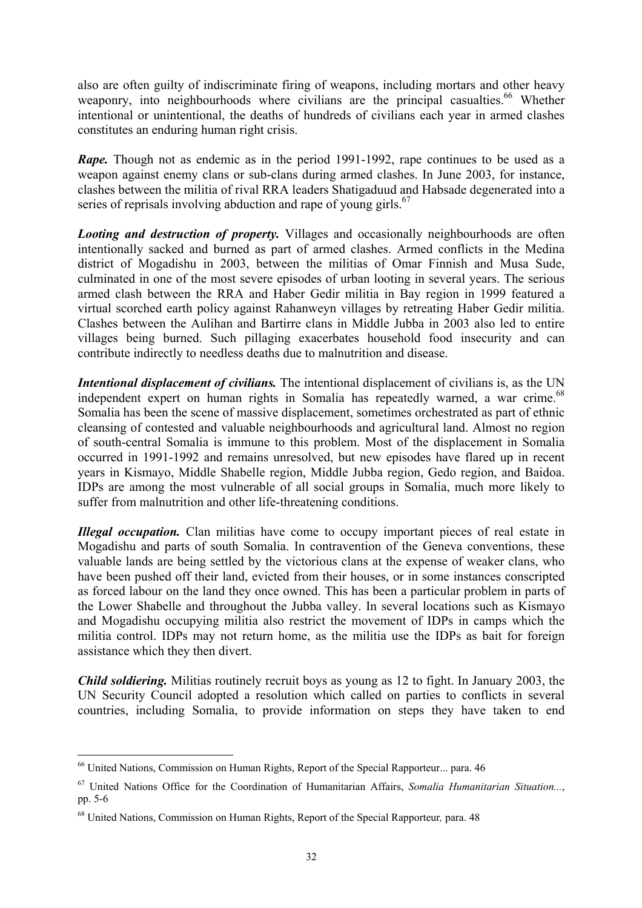also are often guilty of indiscriminate firing of weapons, including mortars and other heavy weaponry, into neighbourhoods where civilians are the principal casualties.[66] Whether intentional or unintentional, the deaths of hundreds of civilians each year in armed clashes constitutes an enduring human right crisis.

***Rape.*** Though not as endemic as in the period 1991-1992, rape continues to be used as a weapon against enemy clans or sub-clans during armed clashes. In June 2003, for instance, clashes between the militia of rival RRA leaders Shatigaduud and Habsade degenerated into a series of reprisals involving abduction and rape of young girls.[67]

***Looting and destruction of property.*** Villages and occasionally neighbourhoods are often intentionally sacked and burned as part of armed clashes. Armed conflicts in the Medina district of Mogadishu in 2003, between the militias of Omar Finnish and Musa Sude, culminated in one of the most severe episodes of urban looting in several years. The serious armed clash between the RRA and Haber Gedir militia in Bay region in 1999 featured a virtual scorched earth policy against Rahanweyn villages by retreating Haber Gedir militia. Clashes between the Aulihan and Bartirre clans in Middle Jubba in 2003 also led to entire villages being burned. Such pillaging exacerbates household food insecurity and can contribute indirectly to needless deaths due to malnutrition and disease.

***Intentional displacement of civilians.*** The intentional displacement of civilians is, as the UN independent expert on human rights in Somalia has repeatedly warned, a war crime.[68] Somalia has been the scene of massive displacement, sometimes orchestrated as part of ethnic cleansing of contested and valuable neighbourhoods and agricultural land. Almost no region of south-central Somalia is immune to this problem. Most of the displacement in Somalia occurred in 1991-1992 and remains unresolved, but new episodes have flared up in recent years in Kismayo, Middle Shabelle region, Middle Jubba region, Gedo region, and Baidoa. IDPs are among the most vulnerable of all social groups in Somalia, much more likely to suffer from malnutrition and other life-threatening conditions.

***Illegal occupation.*** Clan militias have come to occupy important pieces of real estate in Mogadishu and parts of south Somalia. In contravention of the Geneva conventions, these valuable lands are being settled by the victorious clans at the expense of weaker clans, who have been pushed off their land, evicted from their houses, or in some instances conscripted as forced labour on the land they once owned. This has been a particular problem in parts of the Lower Shabelle and throughout the Jubba valley. In several locations such as Kismayo and Mogadishu occupying militia also restrict the movement of IDPs in camps which the militia control. IDPs may not return home, as the militia use the IDPs as bait for foreign assistance which they then divert.

***Child soldiering.*** Militias routinely recruit boys as young as 12 to fight. In January 2003, the UN Security Council adopted a resolution which called on parties to conflicts in several countries, including Somalia, to provide information on steps they have taken to end

---

[66] United Nations, Commission on Human Rights, Report of the Special Rapporteur... para. 46

[67] United Nations Office for the Coordination of Humanitarian Affairs, *Somalia Humanitarian Situation...*, pp. 5-6

[68] United Nations, Commission on Human Rights, Report of the Special Rapporteur*,* para. 48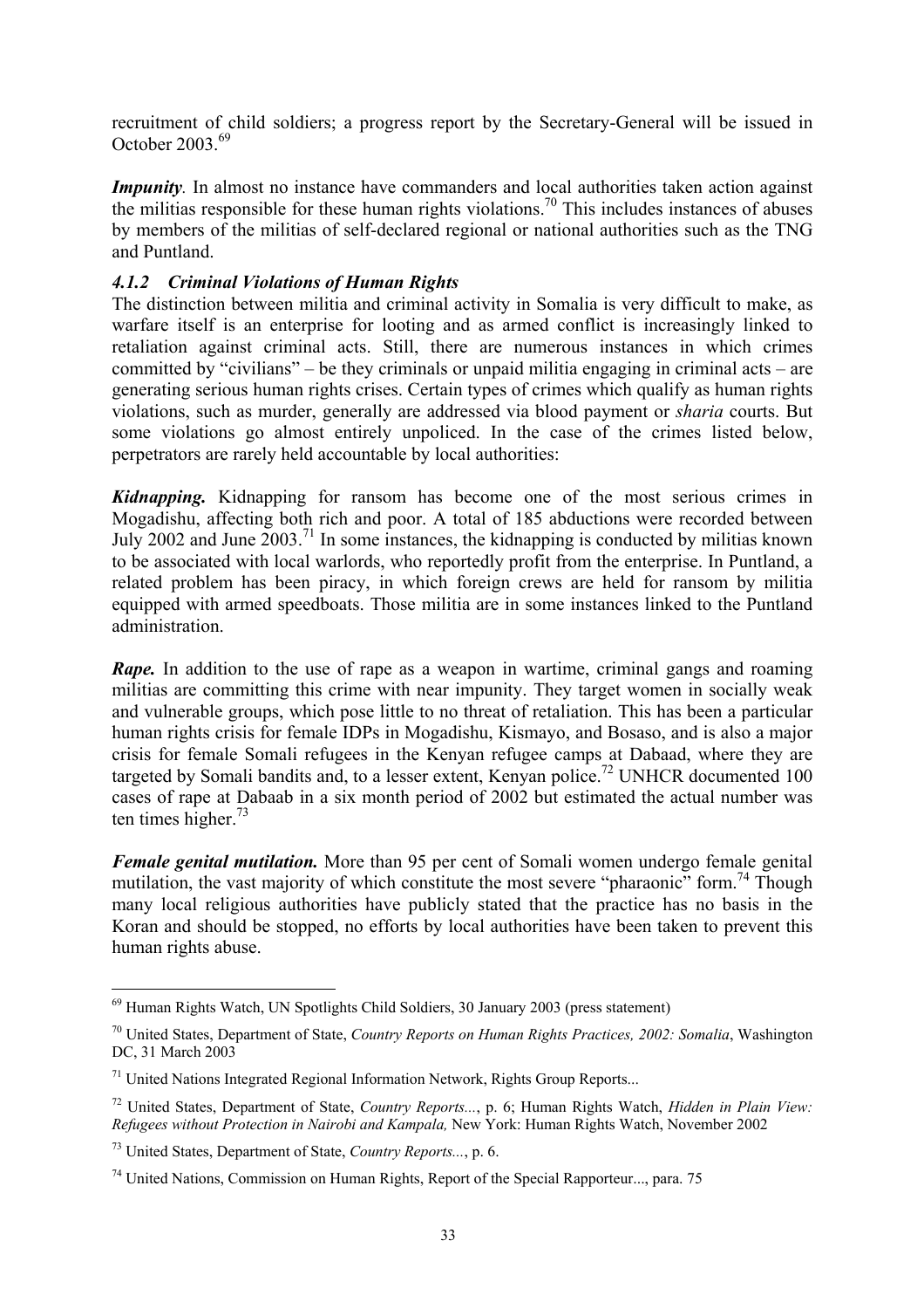recruitment of child soldiers; a progress report by the Secretary-General will be issued in October 2003.[69]

***Impunity***. In almost no instance have commanders and local authorities taken action against the militias responsible for these human rights violations.[70] This includes instances of abuses by members of the militias of self-declared regional or national authorities such as the TNG and Puntland.

### *4.1.2 Criminal Violations of Human Rights*

The distinction between militia and criminal activity in Somalia is very difficult to make, as warfare itself is an enterprise for looting and as armed conflict is increasingly linked to retaliation against criminal acts. Still, there are numerous instances in which crimes committed by "civilians" – be they criminals or unpaid militia engaging in criminal acts – are generating serious human rights crises. Certain types of crimes which qualify as human rights violations, such as murder, generally are addressed via blood payment or *sharia* courts. But some violations go almost entirely unpoliced. In the case of the crimes listed below, perpetrators are rarely held accountable by local authorities:

***Kidnapping.*** Kidnapping for ransom has become one of the most serious crimes in Mogadishu, affecting both rich and poor. A total of 185 abductions were recorded between July 2002 and June 2003.[71] In some instances, the kidnapping is conducted by militias known to be associated with local warlords, who reportedly profit from the enterprise. In Puntland, a related problem has been piracy, in which foreign crews are held for ransom by militia equipped with armed speedboats. Those militia are in some instances linked to the Puntland administration.

***Rape.*** In addition to the use of rape as a weapon in wartime, criminal gangs and roaming militias are committing this crime with near impunity. They target women in socially weak and vulnerable groups, which pose little to no threat of retaliation. This has been a particular human rights crisis for female IDPs in Mogadishu, Kismayo, and Bosaso, and is also a major crisis for female Somali refugees in the Kenyan refugee camps at Dabaad, where they are targeted by Somali bandits and, to a lesser extent, Kenyan police.[72] UNHCR documented 100 cases of rape at Dabaab in a six month period of 2002 but estimated the actual number was ten times higher.[73]

***Female genital mutilation.*** More than 95 per cent of Somali women undergo female genital mutilation, the vast majority of which constitute the most severe "pharaonic" form.[74] Though many local religious authorities have publicly stated that the practice has no basis in the Koran and should be stopped, no efforts by local authorities have been taken to prevent this human rights abuse.

---

[69] Human Rights Watch, UN Spotlights Child Soldiers, 30 January 2003 (press statement)

[70] United States, Department of State, *Country Reports on Human Rights Practices, 2002: Somalia*, Washington DC, 31 March 2003

[71] United Nations Integrated Regional Information Network, Rights Group Reports...

[72] United States, Department of State, *Country Reports...*, p. 6; Human Rights Watch, *Hidden in Plain View: Refugees without Protection in Nairobi and Kampala,* New York: Human Rights Watch, November 2002

[73] United States, Department of State, *Country Reports...*, p. 6.

[74] United Nations, Commission on Human Rights, Report of the Special Rapporteur..., para. 75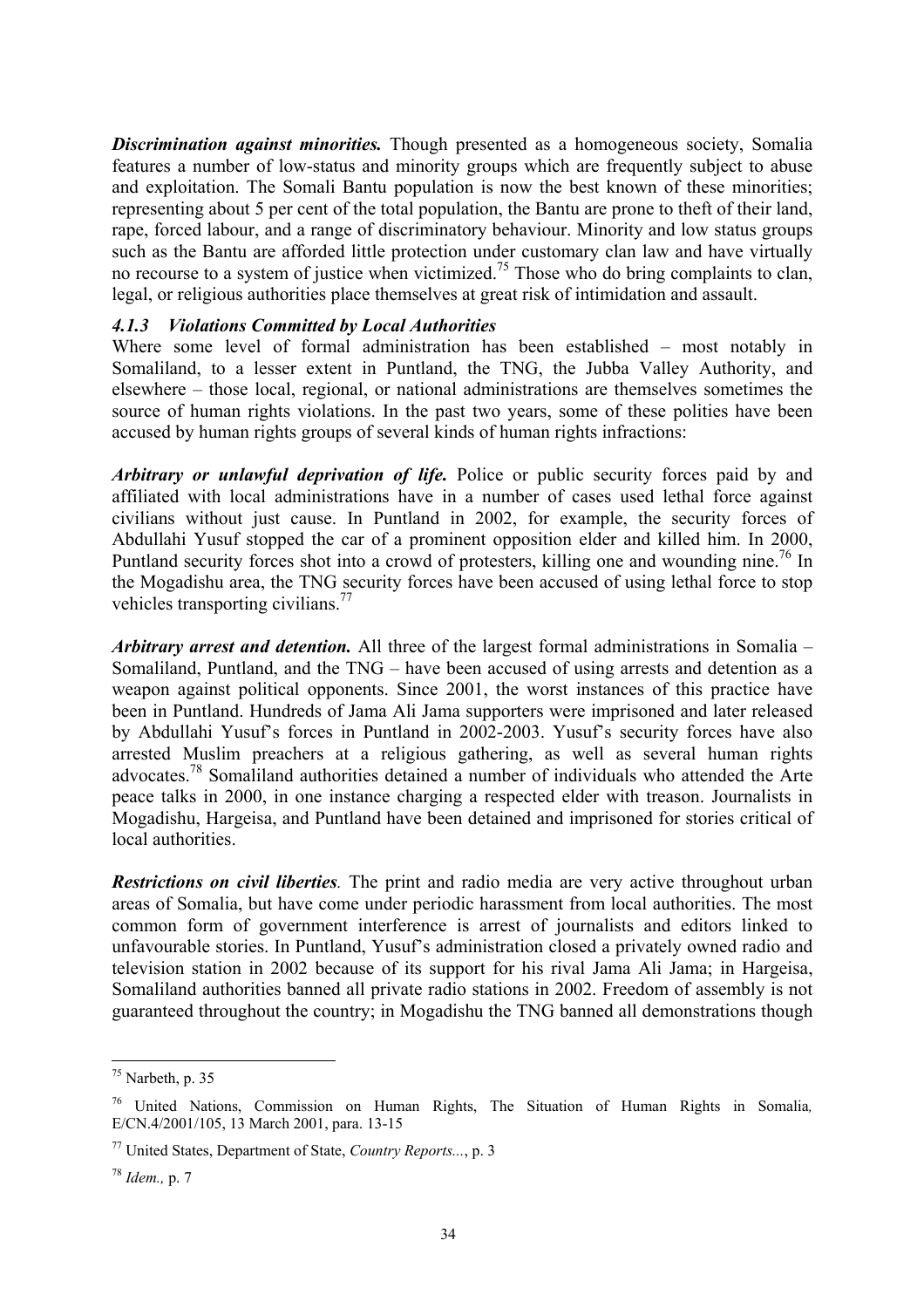***Discrimination against minorities.*** Though presented as a homogeneous society, Somalia features a number of low-status and minority groups which are frequently subject to abuse and exploitation. The Somali Bantu population is now the best known of these minorities; representing about 5 per cent of the total population, the Bantu are prone to theft of their land, rape, forced labour, and a range of discriminatory behaviour. Minority and low status groups such as the Bantu are afforded little protection under customary clan law and have virtually no recourse to a system of justice when victimized.[75] Those who do bring complaints to clan, legal, or religious authorities place themselves at great risk of intimidation and assault.

#### *4.1.3 Violations Committed by Local Authorities*

Where some level of formal administration has been established – most notably in Somaliland, to a lesser extent in Puntland, the TNG, the Jubba Valley Authority, and elsewhere – those local, regional, or national administrations are themselves sometimes the source of human rights violations. In the past two years, some of these polities have been accused by human rights groups of several kinds of human rights infractions:

***Arbitrary or unlawful deprivation of life.*** Police or public security forces paid by and affiliated with local administrations have in a number of cases used lethal force against civilians without just cause. In Puntland in 2002, for example, the security forces of Abdullahi Yusuf stopped the car of a prominent opposition elder and killed him. In 2000, Puntland security forces shot into a crowd of protesters, killing one and wounding nine.[76] In the Mogadishu area, the TNG security forces have been accused of using lethal force to stop vehicles transporting civilians.[77]

***Arbitrary arrest and detention.*** All three of the largest formal administrations in Somalia – Somaliland, Puntland, and the TNG – have been accused of using arrests and detention as a weapon against political opponents. Since 2001, the worst instances of this practice have been in Puntland. Hundreds of Jama Ali Jama supporters were imprisoned and later released by Abdullahi Yusuf's forces in Puntland in 2002-2003. Yusuf's security forces have also arrested Muslim preachers at a religious gathering, as well as several human rights advocates.[78] Somaliland authorities detained a number of individuals who attended the Arte peace talks in 2000, in one instance charging a respected elder with treason. Journalists in Mogadishu, Hargeisa, and Puntland have been detained and imprisoned for stories critical of local authorities.

***Restrictions on civil liberties.*** The print and radio media are very active throughout urban areas of Somalia, but have come under periodic harassment from local authorities. The most common form of government interference is arrest of journalists and editors linked to unfavourable stories. In Puntland, Yusuf's administration closed a privately owned radio and television station in 2002 because of its support for his rival Jama Ali Jama; in Hargeisa, Somaliland authorities banned all private radio stations in 2002. Freedom of assembly is not guaranteed throughout the country; in Mogadishu the TNG banned all demonstrations though

---

[75] Narbeth, p. 35

[76] United Nations, Commission on Human Rights, The Situation of Human Rights in Somalia*,* E/CN.4/2001/105, 13 March 2001, para. 13-15

[77] United States, Department of State, *Country Reports...*, p. 3

[78] *Idem.,* p. 7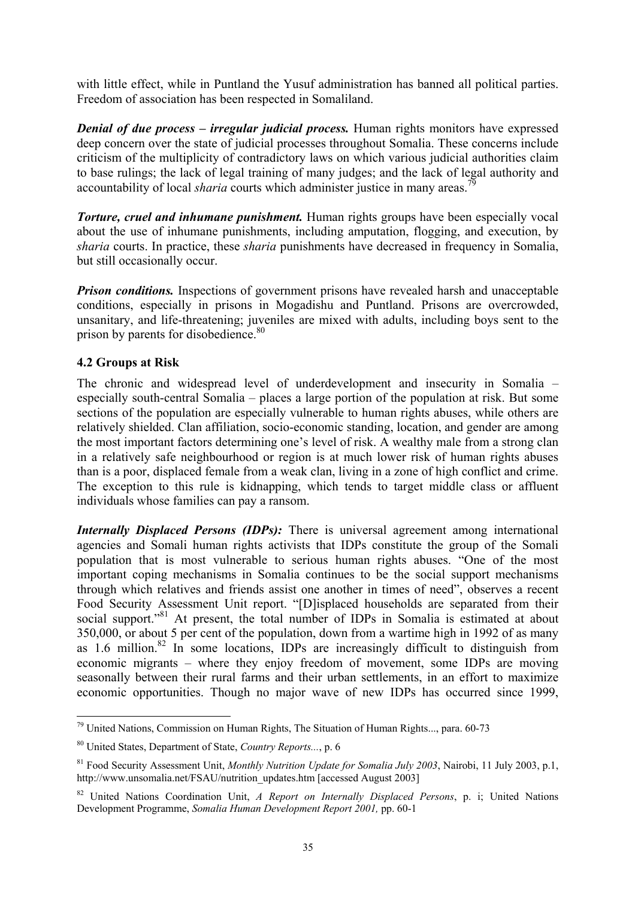with little effect, while in Puntland the Yusuf administration has banned all political parties. Freedom of association has been respected in Somaliland.

***Denial of due process – irregular judicial process.*** Human rights monitors have expressed deep concern over the state of judicial processes throughout Somalia. These concerns include criticism of the multiplicity of contradictory laws on which various judicial authorities claim to base rulings; the lack of legal training of many judges; and the lack of legal authority and accountability of local *sharia* courts which administer justice in many areas.[79]

***Torture, cruel and inhumane punishment.*** Human rights groups have been especially vocal about the use of inhumane punishments, including amputation, flogging, and execution, by *sharia* courts. In practice, these *sharia* punishments have decreased in frequency in Somalia, but still occasionally occur.

***Prison conditions.*** Inspections of government prisons have revealed harsh and unacceptable conditions, especially in prisons in Mogadishu and Puntland. Prisons are overcrowded, unsanitary, and life-threatening; juveniles are mixed with adults, including boys sent to the prison by parents for disobedience.[80]

## 4.2 Groups at Risk

The chronic and widespread level of underdevelopment and insecurity in Somalia – especially south-central Somalia – places a large portion of the population at risk. But some sections of the population are especially vulnerable to human rights abuses, while others are relatively shielded. Clan affiliation, socio-economic standing, location, and gender are among the most important factors determining one's level of risk. A wealthy male from a strong clan in a relatively safe neighbourhood or region is at much lower risk of human rights abuses than is a poor, displaced female from a weak clan, living in a zone of high conflict and crime. The exception to this rule is kidnapping, which tends to target middle class or affluent individuals whose families can pay a ransom.

***Internally Displaced Persons (IDPs):*** There is universal agreement among international agencies and Somali human rights activists that IDPs constitute the group of the Somali population that is most vulnerable to serious human rights abuses. "One of the most important coping mechanisms in Somalia continues to be the social support mechanisms through which relatives and friends assist one another in times of need", observes a recent Food Security Assessment Unit report. "[D]isplaced households are separated from their social support."[81] At present, the total number of IDPs in Somalia is estimated at about 350,000, or about 5 per cent of the population, down from a wartime high in 1992 of as many as 1.6 million.[82] In some locations, IDPs are increasingly difficult to distinguish from economic migrants – where they enjoy freedom of movement, some IDPs are moving seasonally between their rural farms and their urban settlements, in an effort to maximize economic opportunities. Though no major wave of new IDPs has occurred since 1999,

---

[79] United Nations, Commission on Human Rights, The Situation of Human Rights..., para. 60-73

[80] United States, Department of State, *Country Reports...*, p. 6

[81] Food Security Assessment Unit, *Monthly Nutrition Update for Somalia July 2003*, Nairobi, 11 July 2003, p.1, http://www.unsomalia.net/FSAU/nutrition_updates.htm [accessed August 2003]

[82] United Nations Coordination Unit, *A Report on Internally Displaced Persons*, p. i; United Nations Development Programme, *Somalia Human Development Report 2001,* pp. 60-1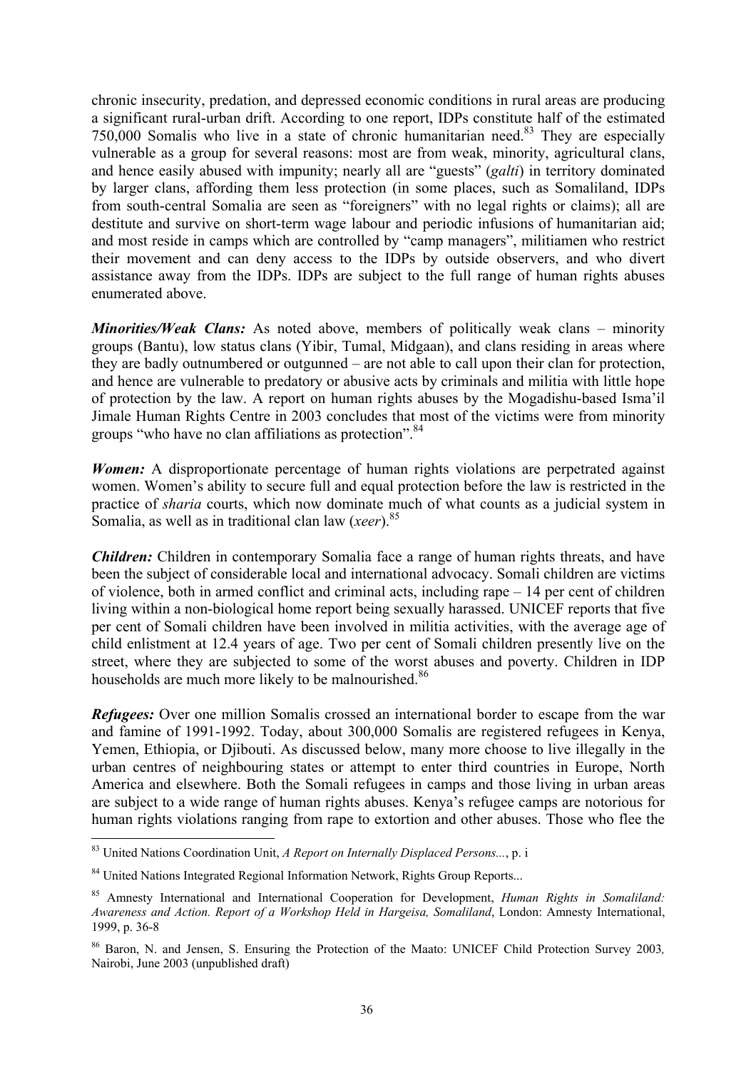chronic insecurity, predation, and depressed economic conditions in rural areas are producing a significant rural-urban drift. According to one report, IDPs constitute half of the estimated 750,000 Somalis who live in a state of chronic humanitarian need.[83] They are especially vulnerable as a group for several reasons: most are from weak, minority, agricultural clans, and hence easily abused with impunity; nearly all are "guests" (*galti*) in territory dominated by larger clans, affording them less protection (in some places, such as Somaliland, IDPs from south-central Somalia are seen as "foreigners" with no legal rights or claims); all are destitute and survive on short-term wage labour and periodic infusions of humanitarian aid; and most reside in camps which are controlled by "camp managers", militiamen who restrict their movement and can deny access to the IDPs by outside observers, and who divert assistance away from the IDPs. IDPs are subject to the full range of human rights abuses enumerated above.

***Minorities/Weak Clans:*** As noted above, members of politically weak clans – minority groups (Bantu), low status clans (Yibir, Tumal, Midgaan), and clans residing in areas where they are badly outnumbered or outgunned – are not able to call upon their clan for protection, and hence are vulnerable to predatory or abusive acts by criminals and militia with little hope of protection by the law. A report on human rights abuses by the Mogadishu-based Isma'il Jimale Human Rights Centre in 2003 concludes that most of the victims were from minority groups "who have no clan affiliations as protection".[84]

***Women:*** A disproportionate percentage of human rights violations are perpetrated against women. Women's ability to secure full and equal protection before the law is restricted in the practice of *sharia* courts, which now dominate much of what counts as a judicial system in Somalia, as well as in traditional clan law (*xeer*).[85]

***Children:*** Children in contemporary Somalia face a range of human rights threats, and have been the subject of considerable local and international advocacy. Somali children are victims of violence, both in armed conflict and criminal acts, including rape – 14 per cent of children living within a non-biological home report being sexually harassed. UNICEF reports that five per cent of Somali children have been involved in militia activities, with the average age of child enlistment at 12.4 years of age. Two per cent of Somali children presently live on the street, where they are subjected to some of the worst abuses and poverty. Children in IDP households are much more likely to be malnourished.[86]

***Refugees:*** Over one million Somalis crossed an international border to escape from the war and famine of 1991-1992. Today, about 300,000 Somalis are registered refugees in Kenya, Yemen, Ethiopia, or Djibouti. As discussed below, many more choose to live illegally in the urban centres of neighbouring states or attempt to enter third countries in Europe, North America and elsewhere. Both the Somali refugees in camps and those living in urban areas are subject to a wide range of human rights abuses. Kenya's refugee camps are notorious for human rights violations ranging from rape to extortion and other abuses. Those who flee the

---

[83] United Nations Coordination Unit, *A Report on Internally Displaced Persons...*, p. i

[84] United Nations Integrated Regional Information Network, Rights Group Reports...

[85] Amnesty International and International Cooperation for Development, *Human Rights in Somaliland: Awareness and Action. Report of a Workshop Held in Hargeisa, Somaliland*, London: Amnesty International, 1999, p. 36-8

[86] Baron, N. and Jensen, S. Ensuring the Protection of the Maato: UNICEF Child Protection Survey 2003*,* Nairobi, June 2003 (unpublished draft)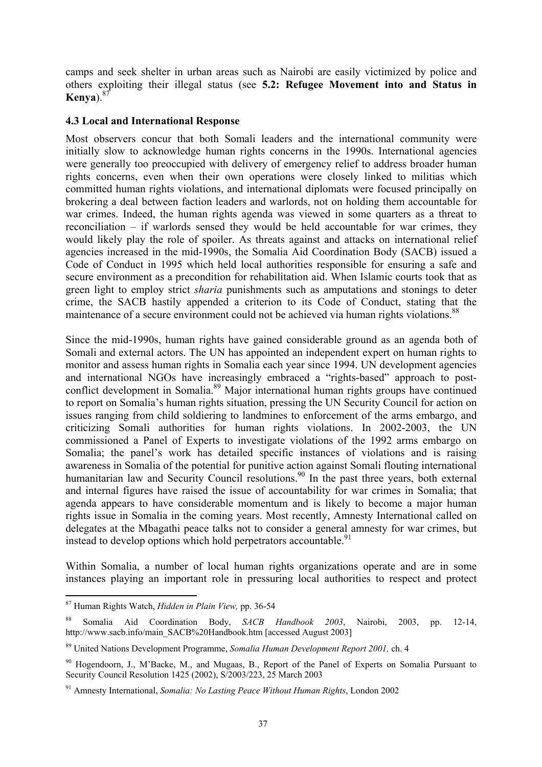camps and seek shelter in urban areas such as Nairobi are easily victimized by police and others exploiting their illegal status (see **5.2: Refugee Movement into and Status in Kenya**).[87]

### 4.3 Local and International Response

Most observers concur that both Somali leaders and the international community were initially slow to acknowledge human rights concerns in the 1990s. International agencies were generally too preoccupied with delivery of emergency relief to address broader human rights concerns, even when their own operations were closely linked to militias which committed human rights violations, and international diplomats were focused principally on brokering a deal between faction leaders and warlords, not on holding them accountable for war crimes. Indeed, the human rights agenda was viewed in some quarters as a threat to reconciliation – if warlords sensed they would be held accountable for war crimes, they would likely play the role of spoiler. As threats against and attacks on international relief agencies increased in the mid-1990s, the Somalia Aid Coordination Body (SACB) issued a Code of Conduct in 1995 which held local authorities responsible for ensuring a safe and secure environment as a precondition for rehabilitation aid. When Islamic courts took that as green light to employ strict *sharia* punishments such as amputations and stonings to deter crime, the SACB hastily appended a criterion to its Code of Conduct, stating that the maintenance of a secure environment could not be achieved via human rights violations.[88]

Since the mid-1990s, human rights have gained considerable ground as an agenda both of Somali and external actors. The UN has appointed an independent expert on human rights to monitor and assess human rights in Somalia each year since 1994. UN development agencies and international NGOs have increasingly embraced a "rights-based" approach to post-conflict development in Somalia.[89] Major international human rights groups have continued to report on Somalia's human rights situation, pressing the UN Security Council for action on issues ranging from child soldiering to landmines to enforcement of the arms embargo, and criticizing Somali authorities for human rights violations. In 2002-2003, the UN commissioned a Panel of Experts to investigate violations of the 1992 arms embargo on Somalia; the panel's work has detailed specific instances of violations and is raising awareness in Somalia of the potential for punitive action against Somali flouting international humanitarian law and Security Council resolutions.[90] In the past three years, both external and internal figures have raised the issue of accountability for war crimes in Somalia; that agenda appears to have considerable momentum and is likely to become a major human rights issue in Somalia in the coming years. Most recently, Amnesty International called on delegates at the Mbagathi peace talks not to consider a general amnesty for war crimes, but instead to develop options which hold perpetrators accountable.[91]

Within Somalia, a number of local human rights organizations operate and are in some instances playing an important role in pressuring local authorities to respect and protect

---

[87] Human Rights Watch, *Hidden in Plain View,* pp. 36-54

[88] Somalia Aid Coordination Body, *SACB Handbook 2003*, Nairobi, 2003, pp. 12-14, http://www.sacb.info/main_SACB%20Handbook.htm [accessed August 2003]

[89] United Nations Development Programme, *Somalia Human Development Report 2001,* ch. 4

[90] Hogendoorn, J., M'Backe, M., and Mugaas, B., Report of the Panel of Experts on Somalia Pursuant to Security Council Resolution 1425 (2002), S/2003/223, 25 March 2003

[91] Amnesty International, *Somalia: No Lasting Peace Without Human Rights*, London 2002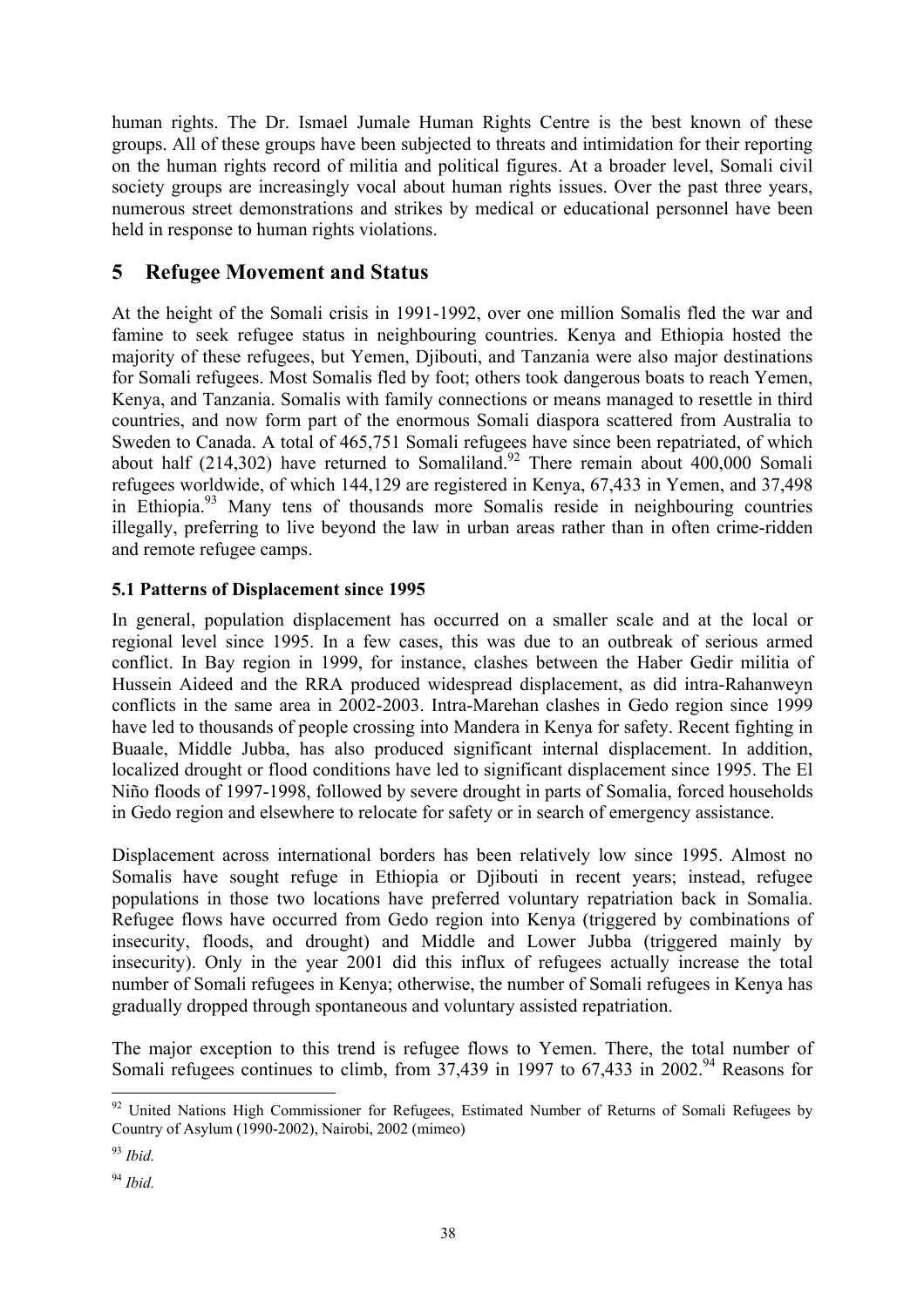human rights. The Dr. Ismael Jumale Human Rights Centre is the best known of these groups. All of these groups have been subjected to threats and intimidation for their reporting on the human rights record of militia and political figures. At a broader level, Somali civil society groups are increasingly vocal about human rights issues. Over the past three years, numerous street demonstrations and strikes by medical or educational personnel have been held in response to human rights violations.

# 5 Refugee Movement and Status

At the height of the Somali crisis in 1991-1992, over one million Somalis fled the war and famine to seek refugee status in neighbouring countries. Kenya and Ethiopia hosted the majority of these refugees, but Yemen, Djibouti, and Tanzania were also major destinations for Somali refugees. Most Somalis fled by foot; others took dangerous boats to reach Yemen, Kenya, and Tanzania. Somalis with family connections or means managed to resettle in third countries, and now form part of the enormous Somali diaspora scattered from Australia to Sweden to Canada. A total of 465,751 Somali refugees have since been repatriated, of which about half (214,302) have returned to Somaliland.[92] There remain about 400,000 Somali refugees worldwide, of which 144,129 are registered in Kenya, 67,433 in Yemen, and 37,498 in Ethiopia.[93] Many tens of thousands more Somalis reside in neighbouring countries illegally, preferring to live beyond the law in urban areas rather than in often crime-ridden and remote refugee camps.

### 5.1 Patterns of Displacement since 1995

In general, population displacement has occurred on a smaller scale and at the local or regional level since 1995. In a few cases, this was due to an outbreak of serious armed conflict. In Bay region in 1999, for instance, clashes between the Haber Gedir militia of Hussein Aideed and the RRA produced widespread displacement, as did intra-Rahanweyn conflicts in the same area in 2002-2003. Intra-Marehan clashes in Gedo region since 1999 have led to thousands of people crossing into Mandera in Kenya for safety. Recent fighting in Buaale, Middle Jubba, has also produced significant internal displacement. In addition, localized drought or flood conditions have led to significant displacement since 1995. The El Niño floods of 1997-1998, followed by severe drought in parts of Somalia, forced households in Gedo region and elsewhere to relocate for safety or in search of emergency assistance.

Displacement across international borders has been relatively low since 1995. Almost no Somalis have sought refuge in Ethiopia or Djibouti in recent years; instead, refugee populations in those two locations have preferred voluntary repatriation back in Somalia. Refugee flows have occurred from Gedo region into Kenya (triggered by combinations of insecurity, floods, and drought) and Middle and Lower Jubba (triggered mainly by insecurity). Only in the year 2001 did this influx of refugees actually increase the total number of Somali refugees in Kenya; otherwise, the number of Somali refugees in Kenya has gradually dropped through spontaneous and voluntary assisted repatriation.

The major exception to this trend is refugee flows to Yemen. There, the total number of Somali refugees continues to climb, from 37,439 in 1997 to 67,433 in 2002.[94] Reasons for

---

[92] United Nations High Commissioner for Refugees, Estimated Number of Returns of Somali Refugees by Country of Asylum (1990-2002), Nairobi, 2002 (mimeo)

[93] *Ibid.*

[94] *Ibid.*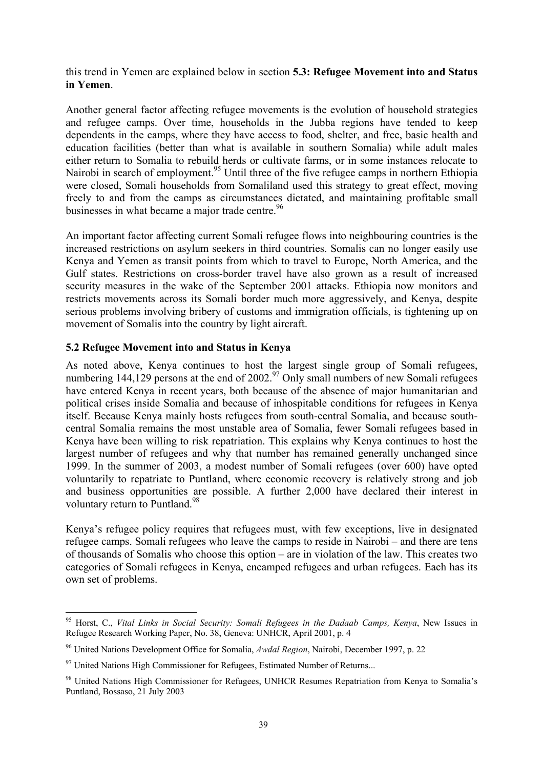this trend in Yemen are explained below in section **5.3: Refugee Movement into and Status in Yemen**.

Another general factor affecting refugee movements is the evolution of household strategies and refugee camps. Over time, households in the Jubba regions have tended to keep dependents in the camps, where they have access to food, shelter, and free, basic health and education facilities (better than what is available in southern Somalia) while adult males either return to Somalia to rebuild herds or cultivate farms, or in some instances relocate to Nairobi in search of employment.[95] Until three of the five refugee camps in northern Ethiopia were closed, Somali households from Somaliland used this strategy to great effect, moving freely to and from the camps as circumstances dictated, and maintaining profitable small businesses in what became a major trade centre.[96]

An important factor affecting current Somali refugee flows into neighbouring countries is the increased restrictions on asylum seekers in third countries. Somalis can no longer easily use Kenya and Yemen as transit points from which to travel to Europe, North America, and the Gulf states. Restrictions on cross-border travel have also grown as a result of increased security measures in the wake of the September 2001 attacks. Ethiopia now monitors and restricts movements across its Somali border much more aggressively, and Kenya, despite serious problems involving bribery of customs and immigration officials, is tightening up on movement of Somalis into the country by light aircraft.

## 5.2 Refugee Movement into and Status in Kenya

As noted above, Kenya continues to host the largest single group of Somali refugees, numbering 144,129 persons at the end of 2002.[97] Only small numbers of new Somali refugees have entered Kenya in recent years, both because of the absence of major humanitarian and political crises inside Somalia and because of inhospitable conditions for refugees in Kenya itself. Because Kenya mainly hosts refugees from south-central Somalia, and because south-central Somalia remains the most unstable area of Somalia, fewer Somali refugees based in Kenya have been willing to risk repatriation. This explains why Kenya continues to host the largest number of refugees and why that number has remained generally unchanged since 1999. In the summer of 2003, a modest number of Somali refugees (over 600) have opted voluntarily to repatriate to Puntland, where economic recovery is relatively strong and job and business opportunities are possible. A further 2,000 have declared their interest in voluntary return to Puntland.[98]

Kenya's refugee policy requires that refugees must, with few exceptions, live in designated refugee camps. Somali refugees who leave the camps to reside in Nairobi – and there are tens of thousands of Somalis who choose this option – are in violation of the law. This creates two categories of Somali refugees in Kenya, encamped refugees and urban refugees. Each has its own set of problems.

---

[95] Horst, C., *Vital Links in Social Security: Somali Refugees in the Dadaab Camps, Kenya*, New Issues in Refugee Research Working Paper, No. 38, Geneva: UNHCR, April 2001, p. 4

[96] United Nations Development Office for Somalia, *Awdal Region*, Nairobi, December 1997, p. 22

[97] United Nations High Commissioner for Refugees, Estimated Number of Returns...

[98] United Nations High Commissioner for Refugees, UNHCR Resumes Repatriation from Kenya to Somalia's Puntland, Bossaso, 21 July 2003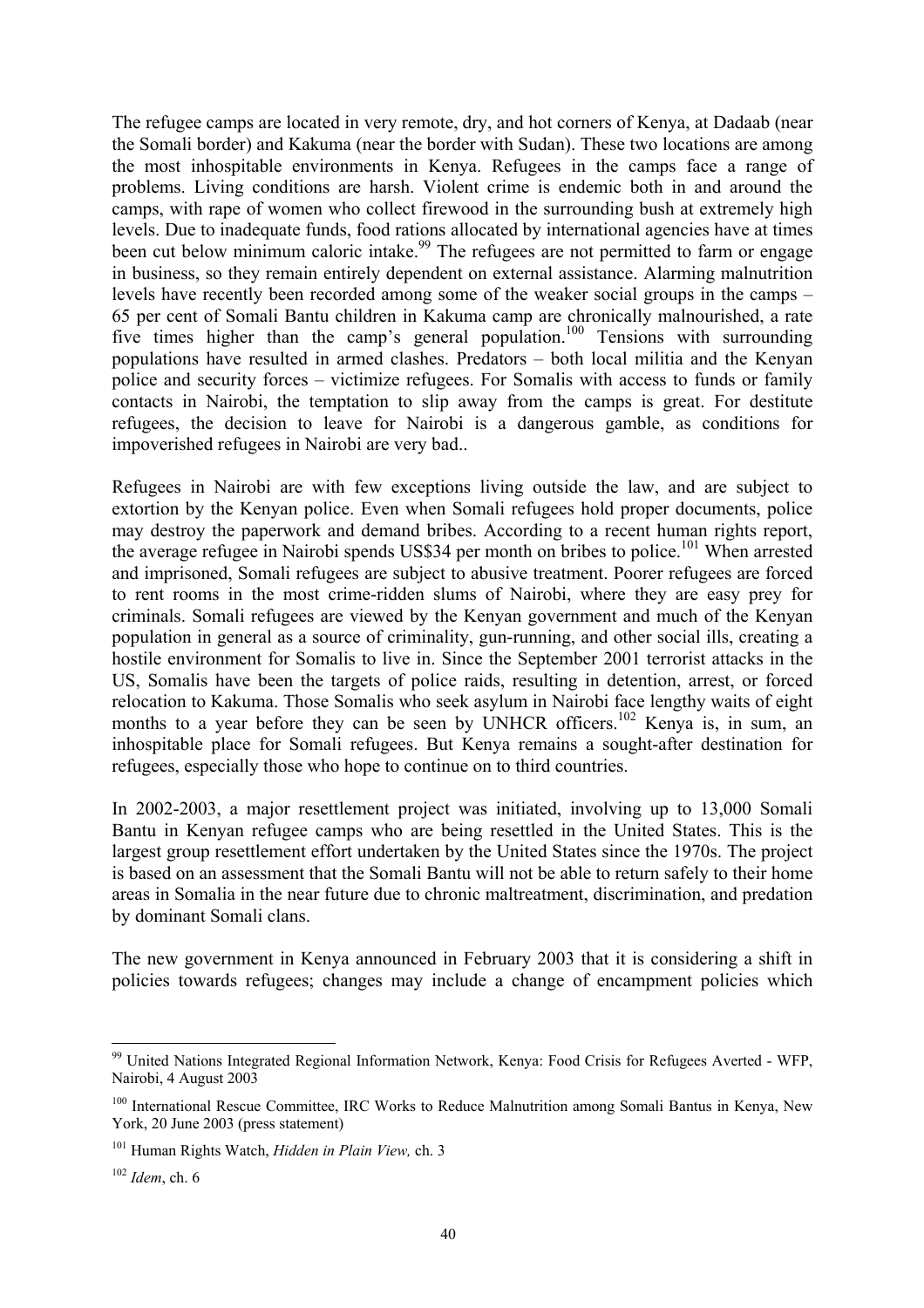The refugee camps are located in very remote, dry, and hot corners of Kenya, at Dadaab (near the Somali border) and Kakuma (near the border with Sudan). These two locations are among the most inhospitable environments in Kenya. Refugees in the camps face a range of problems. Living conditions are harsh. Violent crime is endemic both in and around the camps, with rape of women who collect firewood in the surrounding bush at extremely high levels. Due to inadequate funds, food rations allocated by international agencies have at times been cut below minimum caloric intake.[99] The refugees are not permitted to farm or engage in business, so they remain entirely dependent on external assistance. Alarming malnutrition levels have recently been recorded among some of the weaker social groups in the camps – 65 per cent of Somali Bantu children in Kakuma camp are chronically malnourished, a rate five times higher than the camp's general population.[100] Tensions with surrounding populations have resulted in armed clashes. Predators – both local militia and the Kenyan police and security forces – victimize refugees. For Somalis with access to funds or family contacts in Nairobi, the temptation to slip away from the camps is great. For destitute refugees, the decision to leave for Nairobi is a dangerous gamble, as conditions for impoverished refugees in Nairobi are very bad..

Refugees in Nairobi are with few exceptions living outside the law, and are subject to extortion by the Kenyan police. Even when Somali refugees hold proper documents, police may destroy the paperwork and demand bribes. According to a recent human rights report, the average refugee in Nairobi spends US$34 per month on bribes to police.[101] When arrested and imprisoned, Somali refugees are subject to abusive treatment. Poorer refugees are forced to rent rooms in the most crime-ridden slums of Nairobi, where they are easy prey for criminals. Somali refugees are viewed by the Kenyan government and much of the Kenyan population in general as a source of criminality, gun-running, and other social ills, creating a hostile environment for Somalis to live in. Since the September 2001 terrorist attacks in the US, Somalis have been the targets of police raids, resulting in detention, arrest, or forced relocation to Kakuma. Those Somalis who seek asylum in Nairobi face lengthy waits of eight months to a year before they can be seen by UNHCR officers.[102] Kenya is, in sum, an inhospitable place for Somali refugees. But Kenya remains a sought-after destination for refugees, especially those who hope to continue on to third countries.

In 2002-2003, a major resettlement project was initiated, involving up to 13,000 Somali Bantu in Kenyan refugee camps who are being resettled in the United States. This is the largest group resettlement effort undertaken by the United States since the 1970s. The project is based on an assessment that the Somali Bantu will not be able to return safely to their home areas in Somalia in the near future due to chronic maltreatment, discrimination, and predation by dominant Somali clans.

The new government in Kenya announced in February 2003 that it is considering a shift in policies towards refugees; changes may include a change of encampment policies which

---

[99] United Nations Integrated Regional Information Network, Kenya: Food Crisis for Refugees Averted - WFP, Nairobi, 4 August 2003

[100] International Rescue Committee, IRC Works to Reduce Malnutrition among Somali Bantus in Kenya, New York, 20 June 2003 (press statement)

[101] Human Rights Watch, *Hidden in Plain View,* ch. 3

[102] *Idem*, ch. 6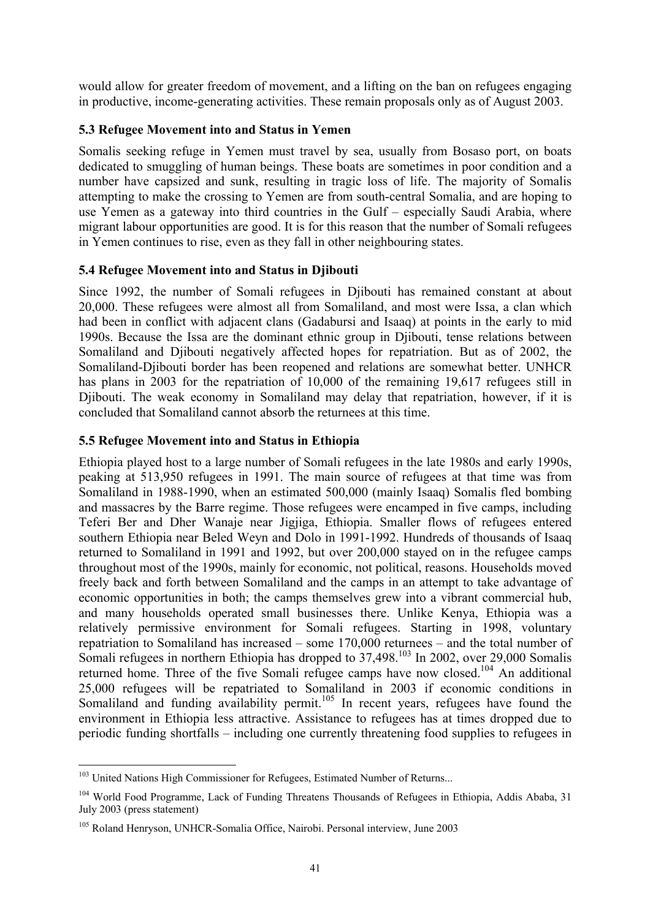would allow for greater freedom of movement, and a lifting on the ban on refugees engaging in productive, income-generating activities. These remain proposals only as of August 2003.

### 5.3 Refugee Movement into and Status in Yemen

Somalis seeking refuge in Yemen must travel by sea, usually from Bosaso port, on boats dedicated to smuggling of human beings. These boats are sometimes in poor condition and a number have capsized and sunk, resulting in tragic loss of life. The majority of Somalis attempting to make the crossing to Yemen are from south-central Somalia, and are hoping to use Yemen as a gateway into third countries in the Gulf – especially Saudi Arabia, where migrant labour opportunities are good. It is for this reason that the number of Somali refugees in Yemen continues to rise, even as they fall in other neighbouring states.

### 5.4 Refugee Movement into and Status in Djibouti

Since 1992, the number of Somali refugees in Djibouti has remained constant at about 20,000. These refugees were almost all from Somaliland, and most were Issa, a clan which had been in conflict with adjacent clans (Gadabursi and Isaaq) at points in the early to mid 1990s. Because the Issa are the dominant ethnic group in Djibouti, tense relations between Somaliland and Djibouti negatively affected hopes for repatriation. But as of 2002, the Somaliland-Djibouti border has been reopened and relations are somewhat better. UNHCR has plans in 2003 for the repatriation of 10,000 of the remaining 19,617 refugees still in Djibouti. The weak economy in Somaliland may delay that repatriation, however, if it is concluded that Somaliland cannot absorb the returnees at this time.

### 5.5 Refugee Movement into and Status in Ethiopia

Ethiopia played host to a large number of Somali refugees in the late 1980s and early 1990s, peaking at 513,950 refugees in 1991. The main source of refugees at that time was from Somaliland in 1988-1990, when an estimated 500,000 (mainly Isaaq) Somalis fled bombing and massacres by the Barre regime. Those refugees were encamped in five camps, including Teferi Ber and Dher Wanaje near Jigjiga, Ethiopia. Smaller flows of refugees entered southern Ethiopia near Beled Weyn and Dolo in 1991-1992. Hundreds of thousands of Isaaq returned to Somaliland in 1991 and 1992, but over 200,000 stayed on in the refugee camps throughout most of the 1990s, mainly for economic, not political, reasons. Households moved freely back and forth between Somaliland and the camps in an attempt to take advantage of economic opportunities in both; the camps themselves grew into a vibrant commercial hub, and many households operated small businesses there. Unlike Kenya, Ethiopia was a relatively permissive environment for Somali refugees. Starting in 1998, voluntary repatriation to Somaliland has increased – some 170,000 returnees – and the total number of Somali refugees in northern Ethiopia has dropped to 37,498.[103] In 2002, over 29,000 Somalis returned home. Three of the five Somali refugee camps have now closed.[104] An additional 25,000 refugees will be repatriated to Somaliland in 2003 if economic conditions in Somaliland and funding availability permit.[105] In recent years, refugees have found the environment in Ethiopia less attractive. Assistance to refugees has at times dropped due to periodic funding shortfalls – including one currently threatening food supplies to refugees in

---

[103] United Nations High Commissioner for Refugees, Estimated Number of Returns...

[104] World Food Programme, Lack of Funding Threatens Thousands of Refugees in Ethiopia, Addis Ababa, 31 July 2003 (press statement)

[105] Roland Henryson, UNHCR-Somalia Office, Nairobi. Personal interview, June 2003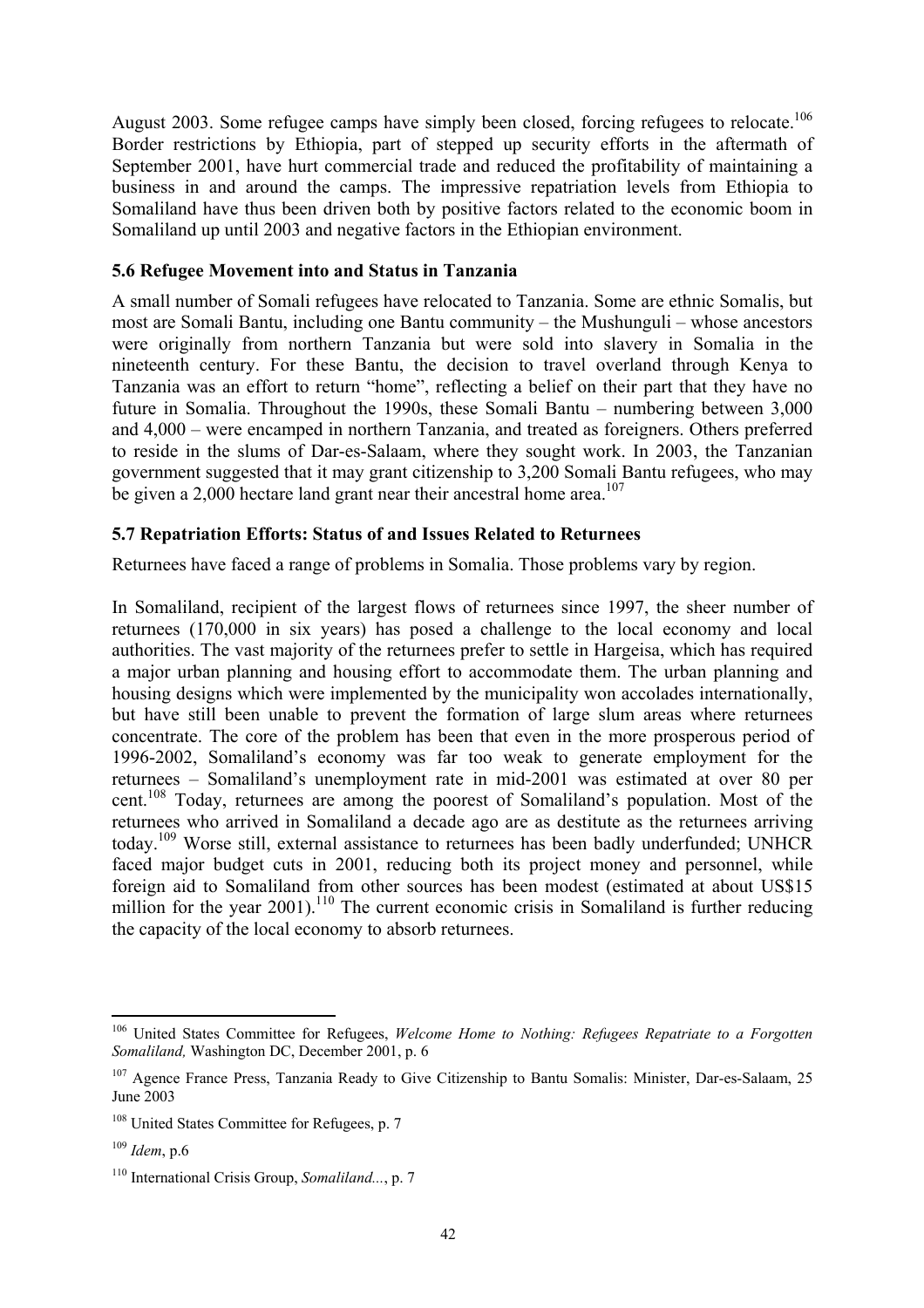August 2003. Some refugee camps have simply been closed, forcing refugees to relocate.[106] Border restrictions by Ethiopia, part of stepped up security efforts in the aftermath of September 2001, have hurt commercial trade and reduced the profitability of maintaining a business in and around the camps. The impressive repatriation levels from Ethiopia to Somaliland have thus been driven both by positive factors related to the economic boom in Somaliland up until 2003 and negative factors in the Ethiopian environment.

### 5.6 Refugee Movement into and Status in Tanzania

A small number of Somali refugees have relocated to Tanzania. Some are ethnic Somalis, but most are Somali Bantu, including one Bantu community – the Mushunguli – whose ancestors were originally from northern Tanzania but were sold into slavery in Somalia in the nineteenth century. For these Bantu, the decision to travel overland through Kenya to Tanzania was an effort to return "home", reflecting a belief on their part that they have no future in Somalia. Throughout the 1990s, these Somali Bantu – numbering between 3,000 and 4,000 – were encamped in northern Tanzania, and treated as foreigners. Others preferred to reside in the slums of Dar-es-Salaam, where they sought work. In 2003, the Tanzanian government suggested that it may grant citizenship to 3,200 Somali Bantu refugees, who may be given a 2,000 hectare land grant near their ancestral home area.[107]

### 5.7 Repatriation Efforts: Status of and Issues Related to Returnees

Returnees have faced a range of problems in Somalia. Those problems vary by region.

In Somaliland, recipient of the largest flows of returnees since 1997, the sheer number of returnees (170,000 in six years) has posed a challenge to the local economy and local authorities. The vast majority of the returnees prefer to settle in Hargeisa, which has required a major urban planning and housing effort to accommodate them. The urban planning and housing designs which were implemented by the municipality won accolades internationally, but have still been unable to prevent the formation of large slum areas where returnees concentrate. The core of the problem has been that even in the more prosperous period of 1996-2002, Somaliland's economy was far too weak to generate employment for the returnees – Somaliland's unemployment rate in mid-2001 was estimated at over 80 per cent.[108] Today, returnees are among the poorest of Somaliland's population. Most of the returnees who arrived in Somaliland a decade ago are as destitute as the returnees arriving today.[109] Worse still, external assistance to returnees has been badly underfunded; UNHCR faced major budget cuts in 2001, reducing both its project money and personnel, while foreign aid to Somaliland from other sources has been modest (estimated at about US$15 million for the year 2001).[110] The current economic crisis in Somaliland is further reducing the capacity of the local economy to absorb returnees.

---

[106] United States Committee for Refugees, *Welcome Home to Nothing: Refugees Repatriate to a Forgotten Somaliland,* Washington DC, December 2001, p. 6

[107] Agence France Press, Tanzania Ready to Give Citizenship to Bantu Somalis: Minister, Dar-es-Salaam, 25 June 2003

[108] United States Committee for Refugees, p. 7

[109] *Idem*, p.6

[110] International Crisis Group, *Somaliland...*, p. 7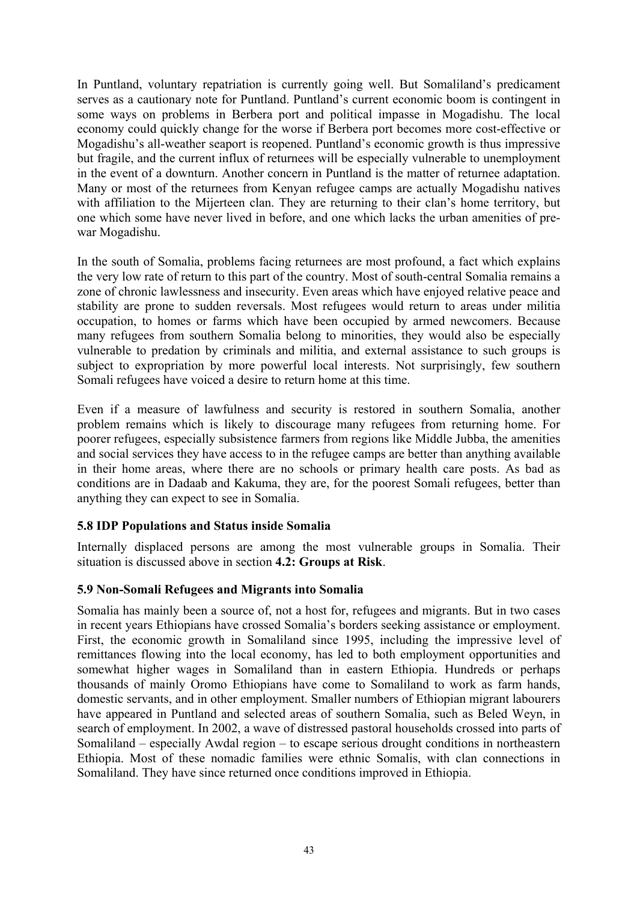In Puntland, voluntary repatriation is currently going well. But Somaliland's predicament serves as a cautionary note for Puntland. Puntland's current economic boom is contingent in some ways on problems in Berbera port and political impasse in Mogadishu. The local economy could quickly change for the worse if Berbera port becomes more cost-effective or Mogadishu's all-weather seaport is reopened. Puntland's economic growth is thus impressive but fragile, and the current influx of returnees will be especially vulnerable to unemployment in the event of a downturn. Another concern in Puntland is the matter of returnee adaptation. Many or most of the returnees from Kenyan refugee camps are actually Mogadishu natives with affiliation to the Mijerteen clan. They are returning to their clan's home territory, but one which some have never lived in before, and one which lacks the urban amenities of pre-war Mogadishu.

In the south of Somalia, problems facing returnees are most profound, a fact which explains the very low rate of return to this part of the country. Most of south-central Somalia remains a zone of chronic lawlessness and insecurity. Even areas which have enjoyed relative peace and stability are prone to sudden reversals. Most refugees would return to areas under militia occupation, to homes or farms which have been occupied by armed newcomers. Because many refugees from southern Somalia belong to minorities, they would also be especially vulnerable to predation by criminals and militia, and external assistance to such groups is subject to expropriation by more powerful local interests. Not surprisingly, few southern Somali refugees have voiced a desire to return home at this time.

Even if a measure of lawfulness and security is restored in southern Somalia, another problem remains which is likely to discourage many refugees from returning home. For poorer refugees, especially subsistence farmers from regions like Middle Jubba, the amenities and social services they have access to in the refugee camps are better than anything available in their home areas, where there are no schools or primary health care posts. As bad as conditions are in Dadaab and Kakuma, they are, for the poorest Somali refugees, better than anything they can expect to see in Somalia.

### 5.8 IDP Populations and Status inside Somalia

Internally displaced persons are among the most vulnerable groups in Somalia. Their situation is discussed above in section **4.2: Groups at Risk**.

### 5.9 Non-Somali Refugees and Migrants into Somalia

Somalia has mainly been a source of, not a host for, refugees and migrants. But in two cases in recent years Ethiopians have crossed Somalia's borders seeking assistance or employment. First, the economic growth in Somaliland since 1995, including the impressive level of remittances flowing into the local economy, has led to both employment opportunities and somewhat higher wages in Somaliland than in eastern Ethiopia. Hundreds or perhaps thousands of mainly Oromo Ethiopians have come to Somaliland to work as farm hands, domestic servants, and in other employment. Smaller numbers of Ethiopian migrant labourers have appeared in Puntland and selected areas of southern Somalia, such as Beled Weyn, in search of employment. In 2002, a wave of distressed pastoral households crossed into parts of Somaliland – especially Awdal region – to escape serious drought conditions in northeastern Ethiopia. Most of these nomadic families were ethnic Somalis, with clan connections in Somaliland. They have since returned once conditions improved in Ethiopia.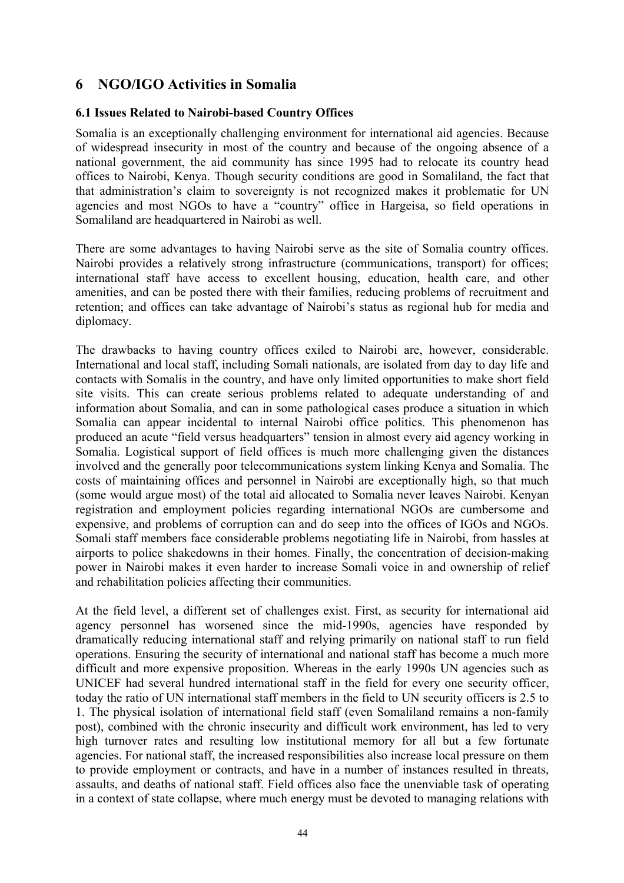# 6 NGO/IGO Activities in Somalia

### 6.1 Issues Related to Nairobi-based Country Offices

Somalia is an exceptionally challenging environment for international aid agencies. Because of widespread insecurity in most of the country and because of the ongoing absence of a national government, the aid community has since 1995 had to relocate its country head offices to Nairobi, Kenya. Though security conditions are good in Somaliland, the fact that that administration's claim to sovereignty is not recognized makes it problematic for UN agencies and most NGOs to have a "country" office in Hargeisa, so field operations in Somaliland are headquartered in Nairobi as well.

There are some advantages to having Nairobi serve as the site of Somalia country offices. Nairobi provides a relatively strong infrastructure (communications, transport) for offices; international staff have access to excellent housing, education, health care, and other amenities, and can be posted there with their families, reducing problems of recruitment and retention; and offices can take advantage of Nairobi's status as regional hub for media and diplomacy.

The drawbacks to having country offices exiled to Nairobi are, however, considerable. International and local staff, including Somali nationals, are isolated from day to day life and contacts with Somalis in the country, and have only limited opportunities to make short field site visits. This can create serious problems related to adequate understanding of and information about Somalia, and can in some pathological cases produce a situation in which Somalia can appear incidental to internal Nairobi office politics. This phenomenon has produced an acute "field versus headquarters" tension in almost every aid agency working in Somalia. Logistical support of field offices is much more challenging given the distances involved and the generally poor telecommunications system linking Kenya and Somalia. The costs of maintaining offices and personnel in Nairobi are exceptionally high, so that much (some would argue most) of the total aid allocated to Somalia never leaves Nairobi. Kenyan registration and employment policies regarding international NGOs are cumbersome and expensive, and problems of corruption can and do seep into the offices of IGOs and NGOs. Somali staff members face considerable problems negotiating life in Nairobi, from hassles at airports to police shakedowns in their homes. Finally, the concentration of decision-making power in Nairobi makes it even harder to increase Somali voice in and ownership of relief and rehabilitation policies affecting their communities.

At the field level, a different set of challenges exist. First, as security for international aid agency personnel has worsened since the mid-1990s, agencies have responded by dramatically reducing international staff and relying primarily on national staff to run field operations. Ensuring the security of international and national staff has become a much more difficult and more expensive proposition. Whereas in the early 1990s UN agencies such as UNICEF had several hundred international staff in the field for every one security officer, today the ratio of UN international staff members in the field to UN security officers is 2.5 to 1. The physical isolation of international field staff (even Somaliland remains a non-family post), combined with the chronic insecurity and difficult work environment, has led to very high turnover rates and resulting low institutional memory for all but a few fortunate agencies. For national staff, the increased responsibilities also increase local pressure on them to provide employment or contracts, and have in a number of instances resulted in threats, assaults, and deaths of national staff. Field offices also face the unenviable task of operating in a context of state collapse, where much energy must be devoted to managing relations with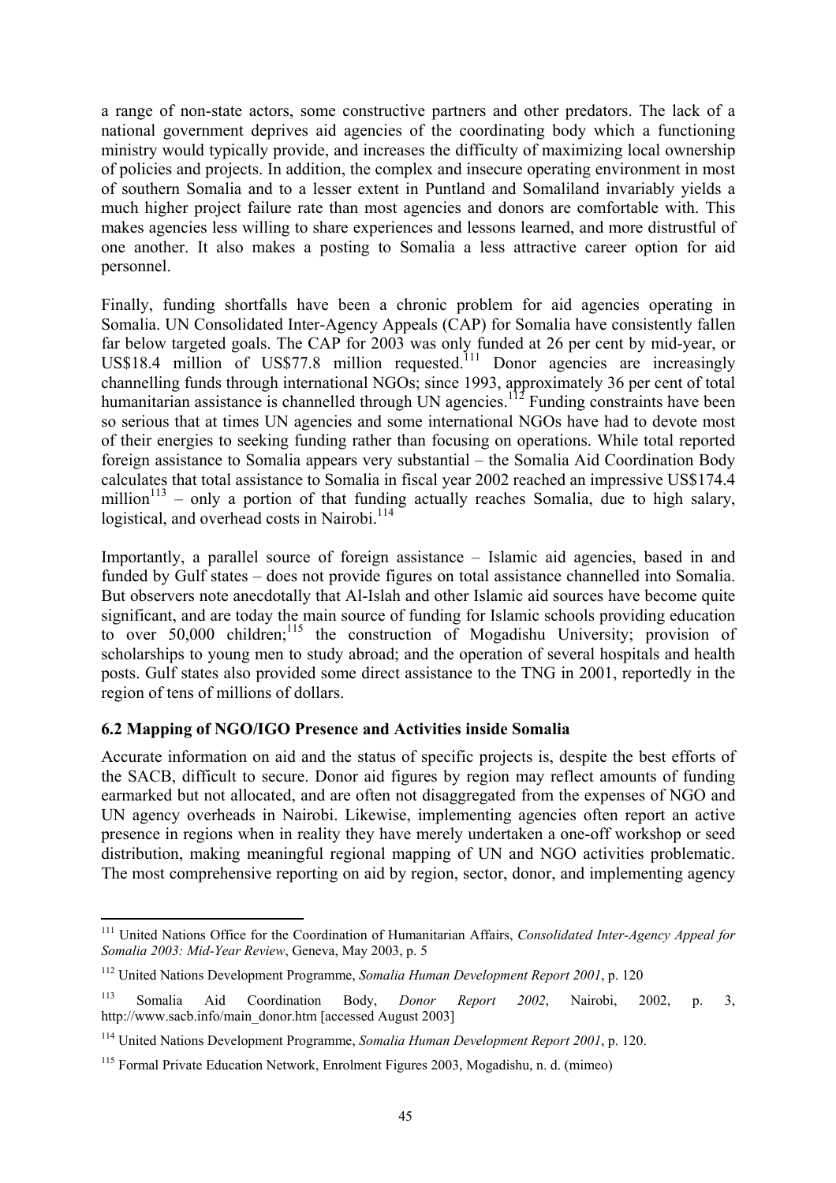a range of non-state actors, some constructive partners and other predators. The lack of a national government deprives aid agencies of the coordinating body which a functioning ministry would typically provide, and increases the difficulty of maximizing local ownership of policies and projects. In addition, the complex and insecure operating environment in most of southern Somalia and to a lesser extent in Puntland and Somaliland invariably yields a much higher project failure rate than most agencies and donors are comfortable with. This makes agencies less willing to share experiences and lessons learned, and more distrustful of one another. It also makes a posting to Somalia a less attractive career option for aid personnel.

Finally, funding shortfalls have been a chronic problem for aid agencies operating in Somalia. UN Consolidated Inter-Agency Appeals (CAP) for Somalia have consistently fallen far below targeted goals. The CAP for 2003 was only funded at 26 per cent by mid-year, or US$18.4 million of US$77.8 million requested.[111] Donor agencies are increasingly channelling funds through international NGOs; since 1993, approximately 36 per cent of total humanitarian assistance is channelled through UN agencies.[112] Funding constraints have been so serious that at times UN agencies and some international NGOs have had to devote most of their energies to seeking funding rather than focusing on operations. While total reported foreign assistance to Somalia appears very substantial – the Somalia Aid Coordination Body calculates that total assistance to Somalia in fiscal year 2002 reached an impressive US$174.4 million[113] – only a portion of that funding actually reaches Somalia, due to high salary, logistical, and overhead costs in Nairobi.[114]

Importantly, a parallel source of foreign assistance – Islamic aid agencies, based in and funded by Gulf states – does not provide figures on total assistance channelled into Somalia. But observers note anecdotally that Al-Islah and other Islamic aid sources have become quite significant, and are today the main source of funding for Islamic schools providing education to over 50,000 children;[115] the construction of Mogadishu University; provision of scholarships to young men to study abroad; and the operation of several hospitals and health posts. Gulf states also provided some direct assistance to the TNG in 2001, reportedly in the region of tens of millions of dollars.

### 6.2 Mapping of NGO/IGO Presence and Activities inside Somalia

Accurate information on aid and the status of specific projects is, despite the best efforts of the SACB, difficult to secure. Donor aid figures by region may reflect amounts of funding earmarked but not allocated, and are often not disaggregated from the expenses of NGO and UN agency overheads in Nairobi. Likewise, implementing agencies often report an active presence in regions when in reality they have merely undertaken a one-off workshop or seed distribution, making meaningful regional mapping of UN and NGO activities problematic. The most comprehensive reporting on aid by region, sector, donor, and implementing agency

---

[111] United Nations Office for the Coordination of Humanitarian Affairs, *Consolidated Inter-Agency Appeal for Somalia 2003: Mid-Year Review*, Geneva, May 2003, p. 5

[112] United Nations Development Programme, *Somalia Human Development Report 2001*, p. 120

[113] Somalia Aid Coordination Body, *Donor Report 2002*, Nairobi, 2002, p. 3, http://www.sacb.info/main_donor.htm [accessed August 2003]

[114] United Nations Development Programme, *Somalia Human Development Report 2001*, p. 120.

[115] Formal Private Education Network, Enrolment Figures 2003, Mogadishu, n. d. (mimeo)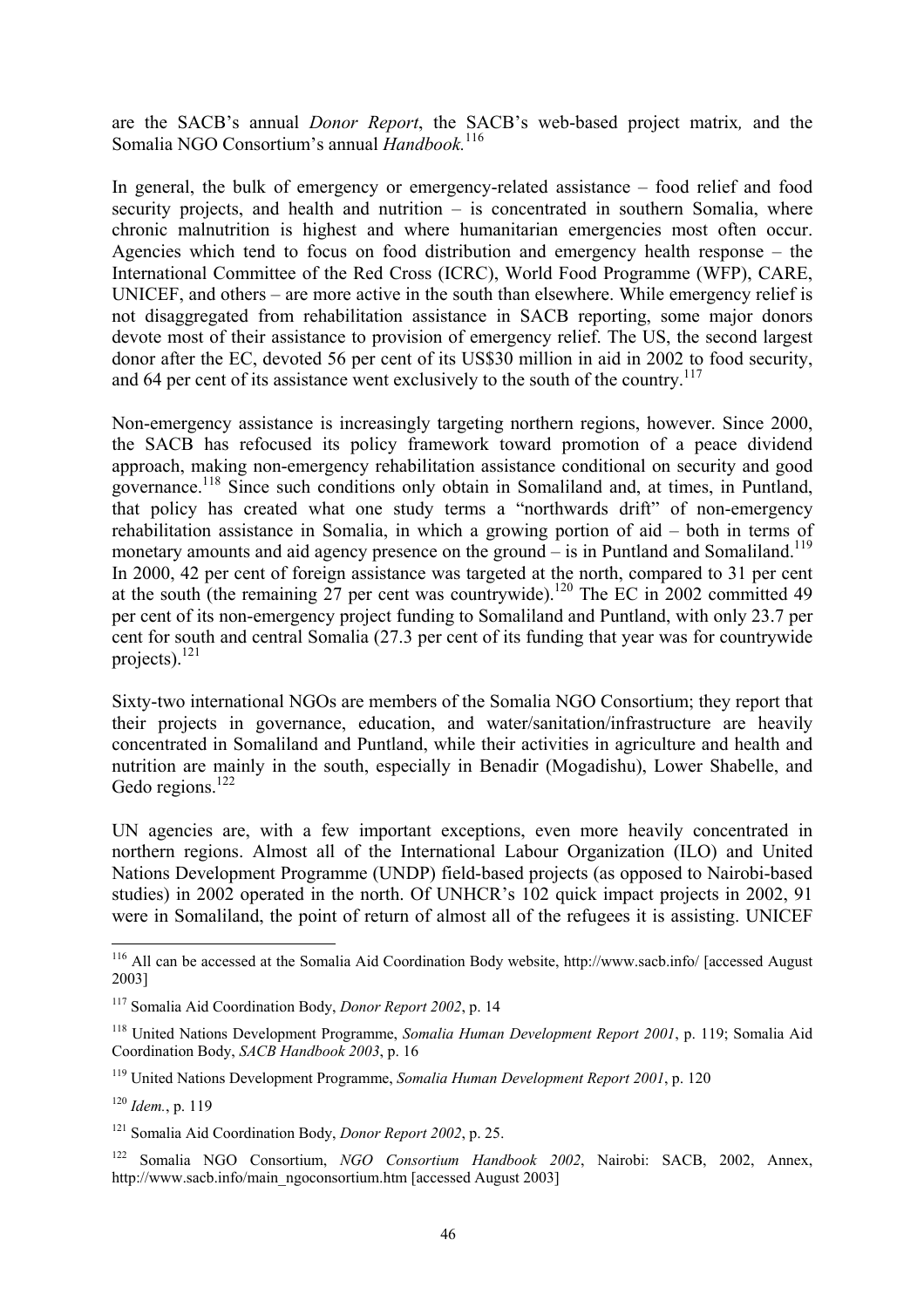are the SACB's annual *Donor Report*, the SACB's web-based project matrix*,* and the Somalia NGO Consortium's annual *Handbook.*[116]

In general, the bulk of emergency or emergency-related assistance – food relief and food security projects, and health and nutrition – is concentrated in southern Somalia, where chronic malnutrition is highest and where humanitarian emergencies most often occur. Agencies which tend to focus on food distribution and emergency health response – the International Committee of the Red Cross (ICRC), World Food Programme (WFP), CARE, UNICEF, and others – are more active in the south than elsewhere. While emergency relief is not disaggregated from rehabilitation assistance in SACB reporting, some major donors devote most of their assistance to provision of emergency relief. The US, the second largest donor after the EC, devoted 56 per cent of its US$30 million in aid in 2002 to food security, and 64 per cent of its assistance went exclusively to the south of the country.[117]

Non-emergency assistance is increasingly targeting northern regions, however. Since 2000, the SACB has refocused its policy framework toward promotion of a peace dividend approach, making non-emergency rehabilitation assistance conditional on security and good governance.[118] Since such conditions only obtain in Somaliland and, at times, in Puntland, that policy has created what one study terms a "northwards drift" of non-emergency rehabilitation assistance in Somalia, in which a growing portion of aid – both in terms of monetary amounts and aid agency presence on the ground – is in Puntland and Somaliland.[119] In 2000, 42 per cent of foreign assistance was targeted at the north, compared to 31 per cent at the south (the remaining 27 per cent was countrywide).[120] The EC in 2002 committed 49 per cent of its non-emergency project funding to Somaliland and Puntland, with only 23.7 per cent for south and central Somalia (27.3 per cent of its funding that year was for countrywide projects).[121]

Sixty-two international NGOs are members of the Somalia NGO Consortium; they report that their projects in governance, education, and water/sanitation/infrastructure are heavily concentrated in Somaliland and Puntland, while their activities in agriculture and health and nutrition are mainly in the south, especially in Benadir (Mogadishu), Lower Shabelle, and Gedo regions.[122]

UN agencies are, with a few important exceptions, even more heavily concentrated in northern regions. Almost all of the International Labour Organization (ILO) and United Nations Development Programme (UNDP) field-based projects (as opposed to Nairobi-based studies) in 2002 operated in the north. Of UNHCR's 102 quick impact projects in 2002, 91 were in Somaliland, the point of return of almost all of the refugees it is assisting. UNICEF

---

[116] All can be accessed at the Somalia Aid Coordination Body website, http://www.sacb.info/ [accessed August 2003]

[117] Somalia Aid Coordination Body, *Donor Report 2002*, p. 14

[118] United Nations Development Programme, *Somalia Human Development Report 2001*, p. 119; Somalia Aid Coordination Body, *SACB Handbook 2003*, p. 16

[119] United Nations Development Programme, *Somalia Human Development Report 2001*, p. 120

[120] *Idem.*, p. 119

[121] Somalia Aid Coordination Body, *Donor Report 2002*, p. 25.

[122] Somalia NGO Consortium, *NGO Consortium Handbook 2002*, Nairobi: SACB, 2002, Annex, http://www.sacb.info/main_ngoconsortium.htm [accessed August 2003]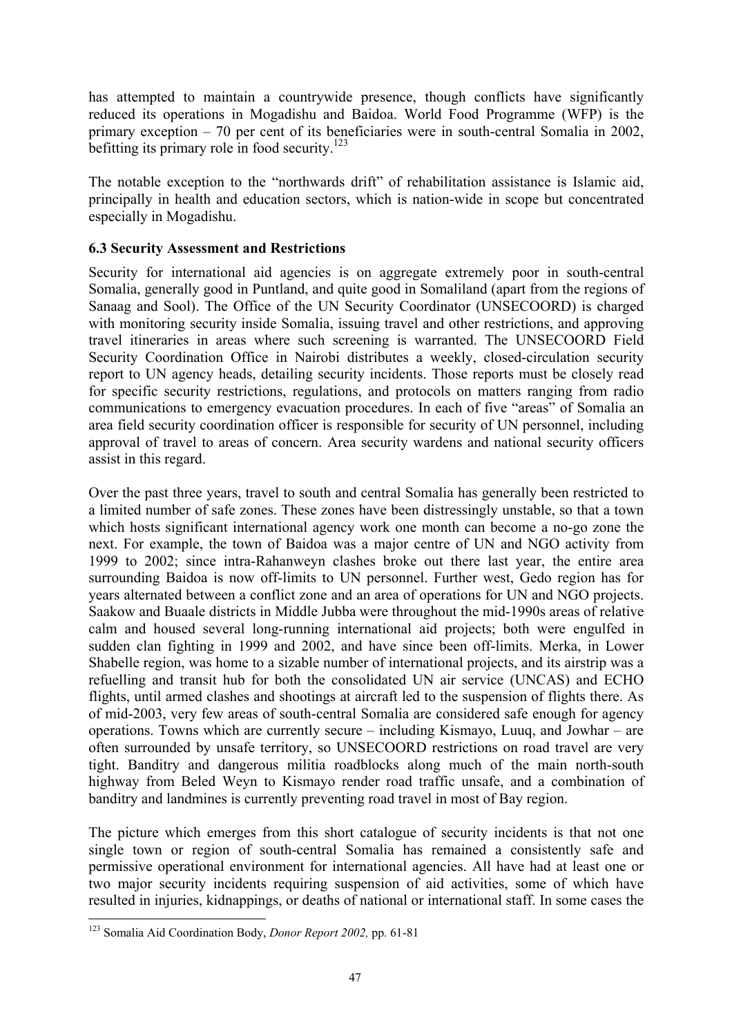has attempted to maintain a countrywide presence, though conflicts have significantly reduced its operations in Mogadishu and Baidoa. World Food Programme (WFP) is the primary exception – 70 per cent of its beneficiaries were in south-central Somalia in 2002, befitting its primary role in food security.[123]

The notable exception to the "northwards drift" of rehabilitation assistance is Islamic aid, principally in health and education sectors, which is nation-wide in scope but concentrated especially in Mogadishu.

### 6.3 Security Assessment and Restrictions

Security for international aid agencies is on aggregate extremely poor in south-central Somalia, generally good in Puntland, and quite good in Somaliland (apart from the regions of Sanaag and Sool). The Office of the UN Security Coordinator (UNSECOORD) is charged with monitoring security inside Somalia, issuing travel and other restrictions, and approving travel itineraries in areas where such screening is warranted. The UNSECOORD Field Security Coordination Office in Nairobi distributes a weekly, closed-circulation security report to UN agency heads, detailing security incidents. Those reports must be closely read for specific security restrictions, regulations, and protocols on matters ranging from radio communications to emergency evacuation procedures. In each of five "areas" of Somalia an area field security coordination officer is responsible for security of UN personnel, including approval of travel to areas of concern. Area security wardens and national security officers assist in this regard.

Over the past three years, travel to south and central Somalia has generally been restricted to a limited number of safe zones. These zones have been distressingly unstable, so that a town which hosts significant international agency work one month can become a no-go zone the next. For example, the town of Baidoa was a major centre of UN and NGO activity from 1999 to 2002; since intra-Rahanweyn clashes broke out there last year, the entire area surrounding Baidoa is now off-limits to UN personnel. Further west, Gedo region has for years alternated between a conflict zone and an area of operations for UN and NGO projects. Saakow and Buaale districts in Middle Jubba were throughout the mid-1990s areas of relative calm and housed several long-running international aid projects; both were engulfed in sudden clan fighting in 1999 and 2002, and have since been off-limits. Merka, in Lower Shabelle region, was home to a sizable number of international projects, and its airstrip was a refuelling and transit hub for both the consolidated UN air service (UNCAS) and ECHO flights, until armed clashes and shootings at aircraft led to the suspension of flights there. As of mid-2003, very few areas of south-central Somalia are considered safe enough for agency operations. Towns which are currently secure – including Kismayo, Luuq, and Jowhar – are often surrounded by unsafe territory, so UNSECOORD restrictions on road travel are very tight. Banditry and dangerous militia roadblocks along much of the main north-south highway from Beled Weyn to Kismayo render road traffic unsafe, and a combination of banditry and landmines is currently preventing road travel in most of Bay region.

The picture which emerges from this short catalogue of security incidents is that not one single town or region of south-central Somalia has remained a consistently safe and permissive operational environment for international agencies. All have had at least one or two major security incidents requiring suspension of aid activities, some of which have resulted in injuries, kidnappings, or deaths of national or international staff. In some cases the

[123] Somalia Aid Coordination Body, *Donor Report 2002,* pp. 61-81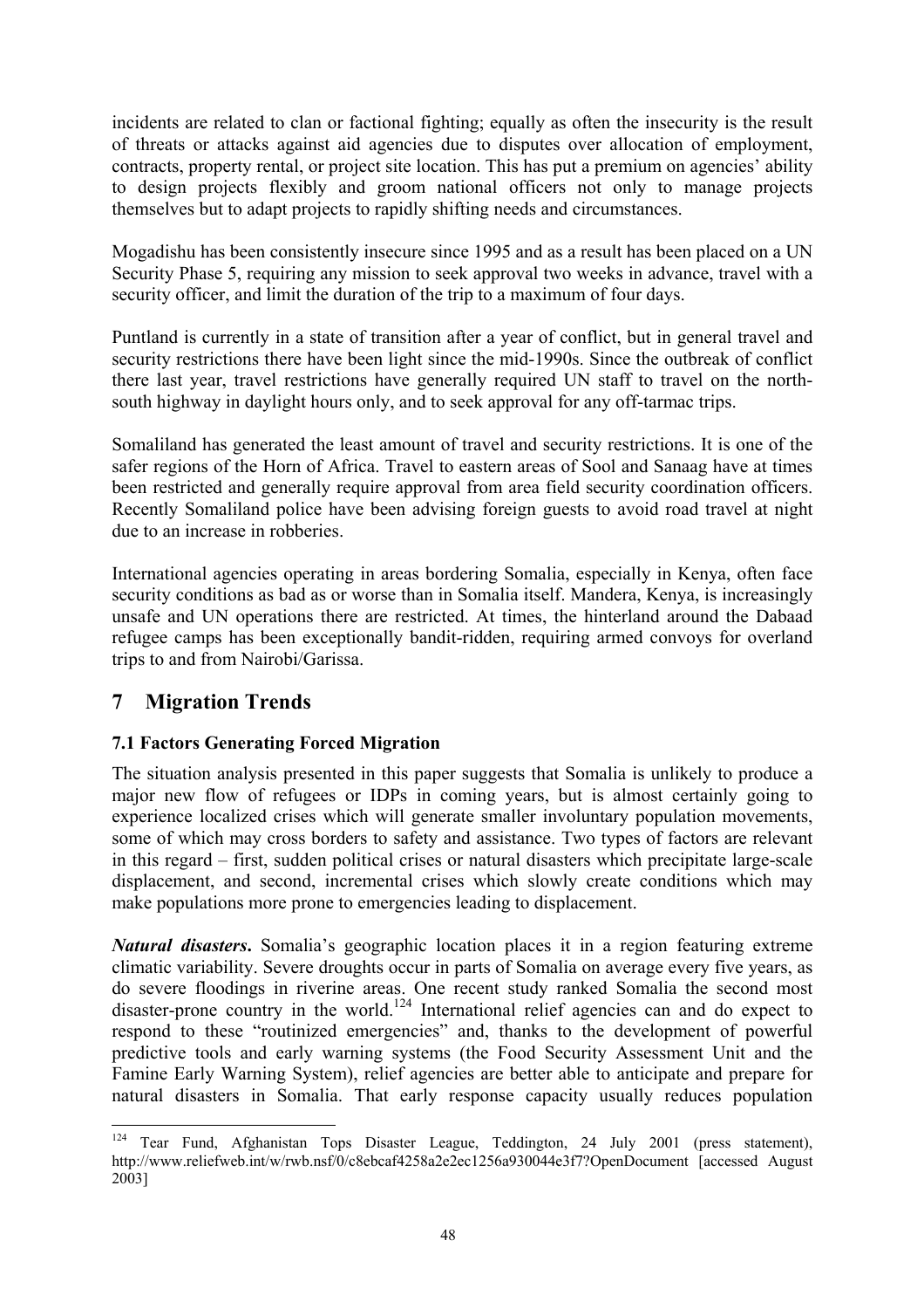incidents are related to clan or factional fighting; equally as often the insecurity is the result of threats or attacks against aid agencies due to disputes over allocation of employment, contracts, property rental, or project site location. This has put a premium on agencies' ability to design projects flexibly and groom national officers not only to manage projects themselves but to adapt projects to rapidly shifting needs and circumstances.

Mogadishu has been consistently insecure since 1995 and as a result has been placed on a UN Security Phase 5, requiring any mission to seek approval two weeks in advance, travel with a security officer, and limit the duration of the trip to a maximum of four days.

Puntland is currently in a state of transition after a year of conflict, but in general travel and security restrictions there have been light since the mid-1990s. Since the outbreak of conflict there last year, travel restrictions have generally required UN staff to travel on the north-south highway in daylight hours only, and to seek approval for any off-tarmac trips.

Somaliland has generated the least amount of travel and security restrictions. It is one of the safer regions of the Horn of Africa. Travel to eastern areas of Sool and Sanaag have at times been restricted and generally require approval from area field security coordination officers. Recently Somaliland police have been advising foreign guests to avoid road travel at night due to an increase in robberies.

International agencies operating in areas bordering Somalia, especially in Kenya, often face security conditions as bad as or worse than in Somalia itself. Mandera, Kenya, is increasingly unsafe and UN operations there are restricted. At times, the hinterland around the Dabaad refugee camps has been exceptionally bandit-ridden, requiring armed convoys for overland trips to and from Nairobi/Garissa.

## 7 Migration Trends

### 7.1 Factors Generating Forced Migration

The situation analysis presented in this paper suggests that Somalia is unlikely to produce a major new flow of refugees or IDPs in coming years, but is almost certainly going to experience localized crises which will generate smaller involuntary population movements, some of which may cross borders to safety and assistance. Two types of factors are relevant in this regard – first, sudden political crises or natural disasters which precipitate large-scale displacement, and second, incremental crises which slowly create conditions which may make populations more prone to emergencies leading to displacement.

***Natural disasters*.** Somalia's geographic location places it in a region featuring extreme climatic variability. Severe droughts occur in parts of Somalia on average every five years, as do severe floodings in riverine areas. One recent study ranked Somalia the second most disaster-prone country in the world.[124] International relief agencies can and do expect to respond to these "routinized emergencies" and, thanks to the development of powerful predictive tools and early warning systems (the Food Security Assessment Unit and the Famine Early Warning System), relief agencies are better able to anticipate and prepare for natural disasters in Somalia. That early response capacity usually reduces population

---

[124] Tear Fund, Afghanistan Tops Disaster League, Teddington, 24 July 2001 (press statement), http://www.reliefweb.int/w/rwb.nsf/0/c8ebcaf4258a2e2ec1256a930044e3f7?OpenDocument [accessed August 2003]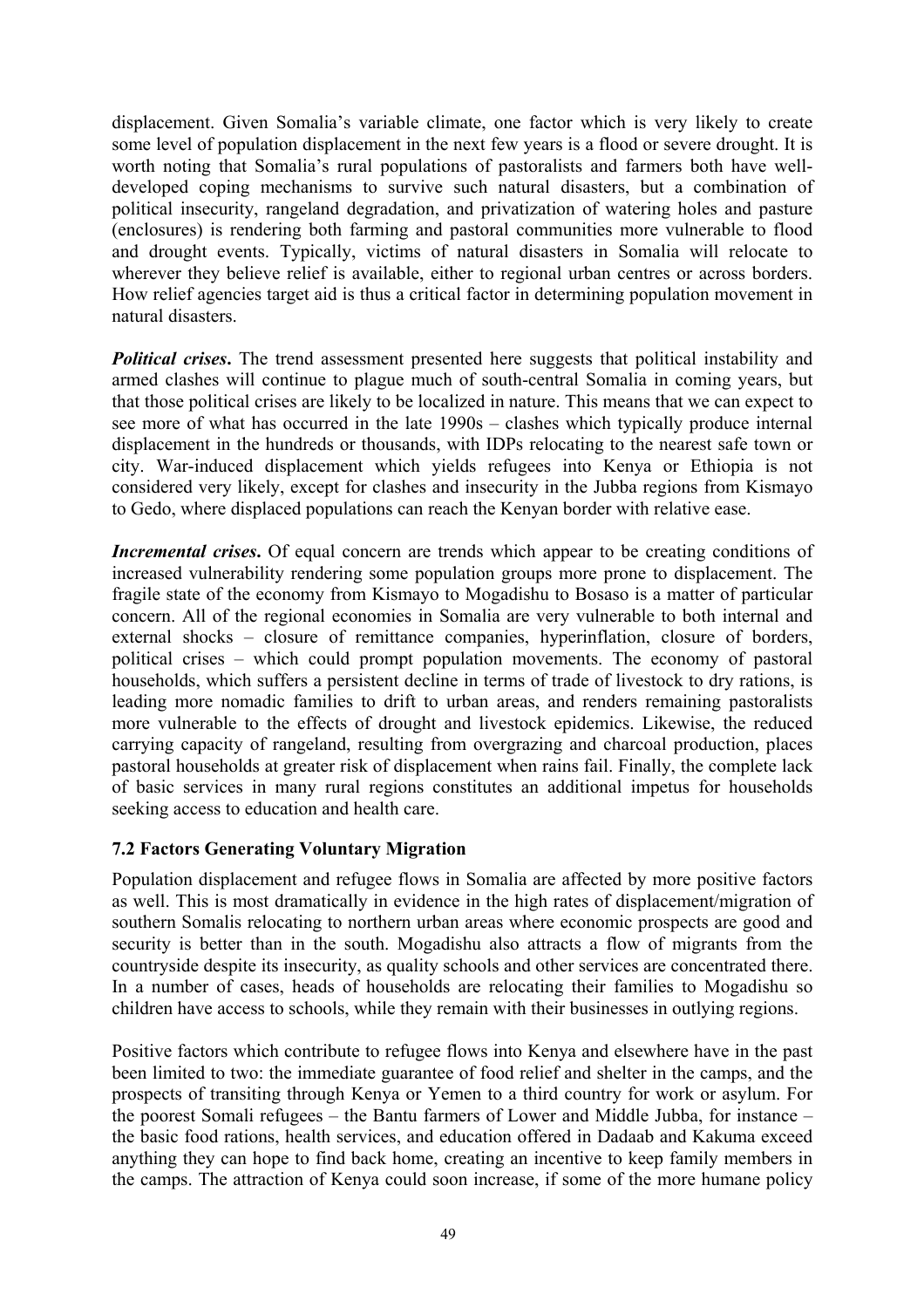displacement. Given Somalia's variable climate, one factor which is very likely to create some level of population displacement in the next few years is a flood or severe drought. It is worth noting that Somalia's rural populations of pastoralists and farmers both have well-developed coping mechanisms to survive such natural disasters, but a combination of political insecurity, rangeland degradation, and privatization of watering holes and pasture (enclosures) is rendering both farming and pastoral communities more vulnerable to flood and drought events. Typically, victims of natural disasters in Somalia will relocate to wherever they believe relief is available, either to regional urban centres or across borders. How relief agencies target aid is thus a critical factor in determining population movement in natural disasters.

***Political crises*.** The trend assessment presented here suggests that political instability and armed clashes will continue to plague much of south-central Somalia in coming years, but that those political crises are likely to be localized in nature. This means that we can expect to see more of what has occurred in the late 1990s – clashes which typically produce internal displacement in the hundreds or thousands, with IDPs relocating to the nearest safe town or city. War-induced displacement which yields refugees into Kenya or Ethiopia is not considered very likely, except for clashes and insecurity in the Jubba regions from Kismayo to Gedo, where displaced populations can reach the Kenyan border with relative ease.

***Incremental crises*.** Of equal concern are trends which appear to be creating conditions of increased vulnerability rendering some population groups more prone to displacement. The fragile state of the economy from Kismayo to Mogadishu to Bosaso is a matter of particular concern. All of the regional economies in Somalia are very vulnerable to both internal and external shocks – closure of remittance companies, hyperinflation, closure of borders, political crises – which could prompt population movements. The economy of pastoral households, which suffers a persistent decline in terms of trade of livestock to dry rations, is leading more nomadic families to drift to urban areas, and renders remaining pastoralists more vulnerable to the effects of drought and livestock epidemics. Likewise, the reduced carrying capacity of rangeland, resulting from overgrazing and charcoal production, places pastoral households at greater risk of displacement when rains fail. Finally, the complete lack of basic services in many rural regions constitutes an additional impetus for households seeking access to education and health care.

### 7.2 Factors Generating Voluntary Migration

Population displacement and refugee flows in Somalia are affected by more positive factors as well. This is most dramatically in evidence in the high rates of displacement/migration of southern Somalis relocating to northern urban areas where economic prospects are good and security is better than in the south. Mogadishu also attracts a flow of migrants from the countryside despite its insecurity, as quality schools and other services are concentrated there. In a number of cases, heads of households are relocating their families to Mogadishu so children have access to schools, while they remain with their businesses in outlying regions.

Positive factors which contribute to refugee flows into Kenya and elsewhere have in the past been limited to two: the immediate guarantee of food relief and shelter in the camps, and the prospects of transiting through Kenya or Yemen to a third country for work or asylum. For the poorest Somali refugees – the Bantu farmers of Lower and Middle Jubba, for instance – the basic food rations, health services, and education offered in Dadaab and Kakuma exceed anything they can hope to find back home, creating an incentive to keep family members in the camps. The attraction of Kenya could soon increase, if some of the more humane policy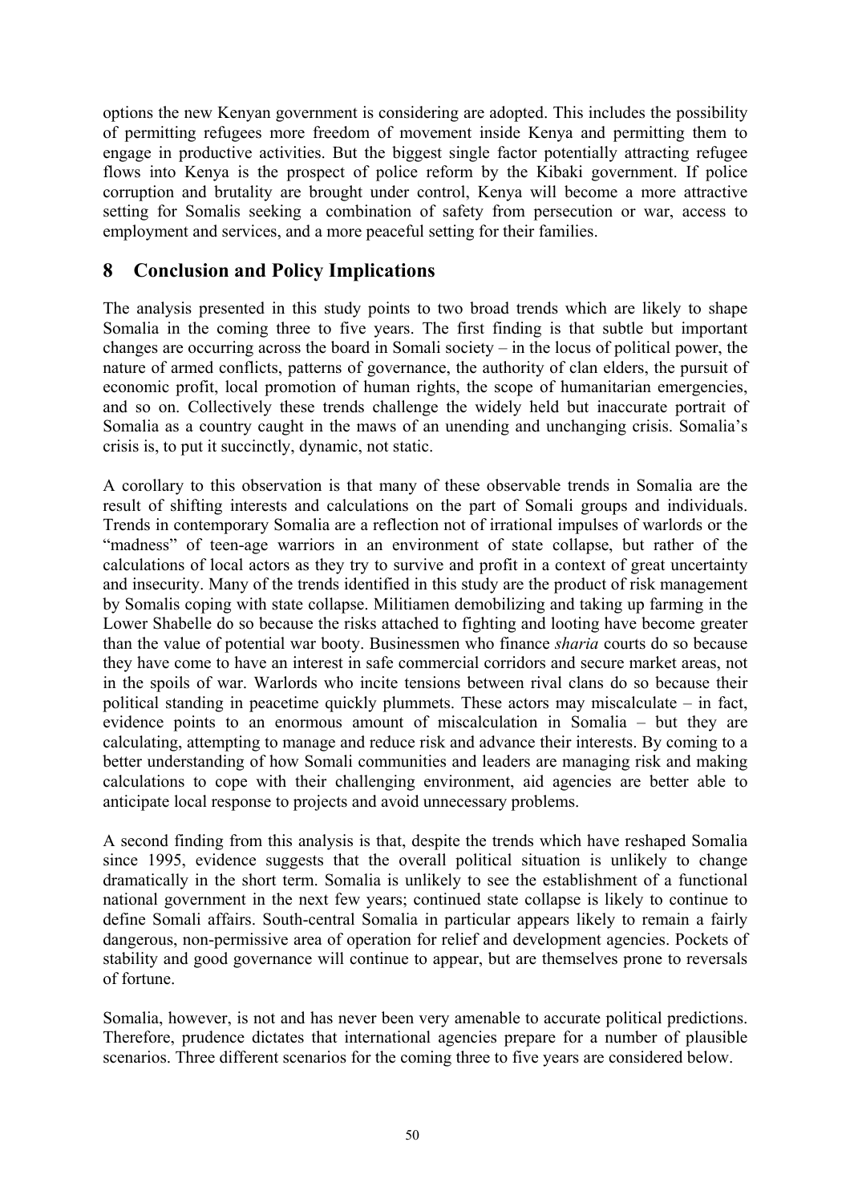options the new Kenyan government is considering are adopted. This includes the possibility of permitting refugees more freedom of movement inside Kenya and permitting them to engage in productive activities. But the biggest single factor potentially attracting refugee flows into Kenya is the prospect of police reform by the Kibaki government. If police corruption and brutality are brought under control, Kenya will become a more attractive setting for Somalis seeking a combination of safety from persecution or war, access to employment and services, and a more peaceful setting for their families.

## 8 Conclusion and Policy Implications

The analysis presented in this study points to two broad trends which are likely to shape Somalia in the coming three to five years. The first finding is that subtle but important changes are occurring across the board in Somali society – in the locus of political power, the nature of armed conflicts, patterns of governance, the authority of clan elders, the pursuit of economic profit, local promotion of human rights, the scope of humanitarian emergencies, and so on. Collectively these trends challenge the widely held but inaccurate portrait of Somalia as a country caught in the maws of an unending and unchanging crisis. Somalia's crisis is, to put it succinctly, dynamic, not static.

A corollary to this observation is that many of these observable trends in Somalia are the result of shifting interests and calculations on the part of Somali groups and individuals. Trends in contemporary Somalia are a reflection not of irrational impulses of warlords or the "madness" of teen-age warriors in an environment of state collapse, but rather of the calculations of local actors as they try to survive and profit in a context of great uncertainty and insecurity. Many of the trends identified in this study are the product of risk management by Somalis coping with state collapse. Militiamen demobilizing and taking up farming in the Lower Shabelle do so because the risks attached to fighting and looting have become greater than the value of potential war booty. Businessmen who finance *sharia* courts do so because they have come to have an interest in safe commercial corridors and secure market areas, not in the spoils of war. Warlords who incite tensions between rival clans do so because their political standing in peacetime quickly plummets. These actors may miscalculate – in fact, evidence points to an enormous amount of miscalculation in Somalia – but they are calculating, attempting to manage and reduce risk and advance their interests. By coming to a better understanding of how Somali communities and leaders are managing risk and making calculations to cope with their challenging environment, aid agencies are better able to anticipate local response to projects and avoid unnecessary problems.

A second finding from this analysis is that, despite the trends which have reshaped Somalia since 1995, evidence suggests that the overall political situation is unlikely to change dramatically in the short term. Somalia is unlikely to see the establishment of a functional national government in the next few years; continued state collapse is likely to continue to define Somali affairs. South-central Somalia in particular appears likely to remain a fairly dangerous, non-permissive area of operation for relief and development agencies. Pockets of stability and good governance will continue to appear, but are themselves prone to reversals of fortune.

Somalia, however, is not and has never been very amenable to accurate political predictions. Therefore, prudence dictates that international agencies prepare for a number of plausible scenarios. Three different scenarios for the coming three to five years are considered below.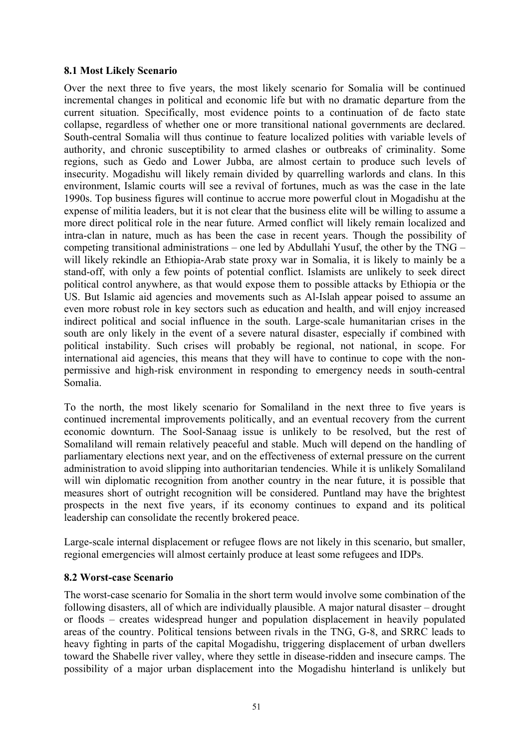### 8.1 Most Likely Scenario

Over the next three to five years, the most likely scenario for Somalia will be continued incremental changes in political and economic life but with no dramatic departure from the current situation. Specifically, most evidence points to a continuation of de facto state collapse, regardless of whether one or more transitional national governments are declared. South-central Somalia will thus continue to feature localized polities with variable levels of authority, and chronic susceptibility to armed clashes or outbreaks of criminality. Some regions, such as Gedo and Lower Jubba, are almost certain to produce such levels of insecurity. Mogadishu will likely remain divided by quarrelling warlords and clans. In this environment, Islamic courts will see a revival of fortunes, much as was the case in the late 1990s. Top business figures will continue to accrue more powerful clout in Mogadishu at the expense of militia leaders, but it is not clear that the business elite will be willing to assume a more direct political role in the near future. Armed conflict will likely remain localized and intra-clan in nature, much as has been the case in recent years. Though the possibility of competing transitional administrations – one led by Abdullahi Yusuf, the other by the TNG – will likely rekindle an Ethiopia-Arab state proxy war in Somalia, it is likely to mainly be a stand-off, with only a few points of potential conflict. Islamists are unlikely to seek direct political control anywhere, as that would expose them to possible attacks by Ethiopia or the US. But Islamic aid agencies and movements such as Al-Islah appear poised to assume an even more robust role in key sectors such as education and health, and will enjoy increased indirect political and social influence in the south. Large-scale humanitarian crises in the south are only likely in the event of a severe natural disaster, especially if combined with political instability. Such crises will probably be regional, not national, in scope. For international aid agencies, this means that they will have to continue to cope with the non-permissive and high-risk environment in responding to emergency needs in south-central Somalia.

To the north, the most likely scenario for Somaliland in the next three to five years is continued incremental improvements politically, and an eventual recovery from the current economic downturn. The Sool-Sanaag issue is unlikely to be resolved, but the rest of Somaliland will remain relatively peaceful and stable. Much will depend on the handling of parliamentary elections next year, and on the effectiveness of external pressure on the current administration to avoid slipping into authoritarian tendencies. While it is unlikely Somaliland will win diplomatic recognition from another country in the near future, it is possible that measures short of outright recognition will be considered. Puntland may have the brightest prospects in the next five years, if its economy continues to expand and its political leadership can consolidate the recently brokered peace.

Large-scale internal displacement or refugee flows are not likely in this scenario, but smaller, regional emergencies will almost certainly produce at least some refugees and IDPs.

### 8.2 Worst-case Scenario

The worst-case scenario for Somalia in the short term would involve some combination of the following disasters, all of which are individually plausible. A major natural disaster – drought or floods – creates widespread hunger and population displacement in heavily populated areas of the country. Political tensions between rivals in the TNG, G-8, and SRRC leads to heavy fighting in parts of the capital Mogadishu, triggering displacement of urban dwellers toward the Shabelle river valley, where they settle in disease-ridden and insecure camps. The possibility of a major urban displacement into the Mogadishu hinterland is unlikely but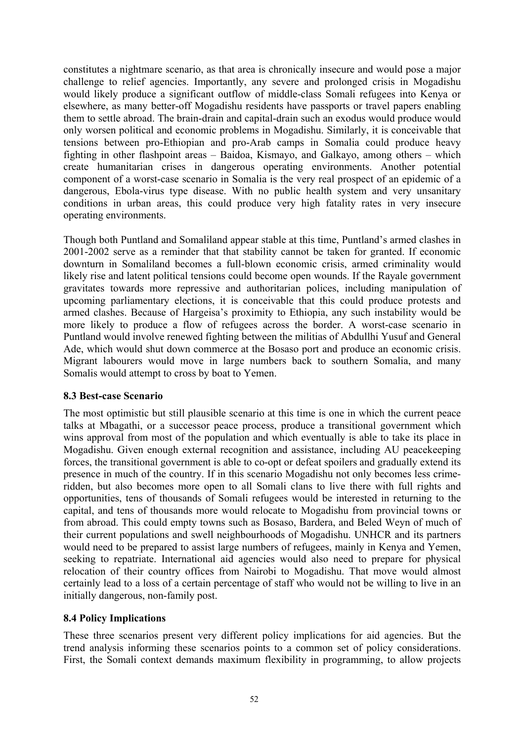constitutes a nightmare scenario, as that area is chronically insecure and would pose a major challenge to relief agencies. Importantly, any severe and prolonged crisis in Mogadishu would likely produce a significant outflow of middle-class Somali refugees into Kenya or elsewhere, as many better-off Mogadishu residents have passports or travel papers enabling them to settle abroad. The brain-drain and capital-drain such an exodus would produce would only worsen political and economic problems in Mogadishu. Similarly, it is conceivable that tensions between pro-Ethiopian and pro-Arab camps in Somalia could produce heavy fighting in other flashpoint areas – Baidoa, Kismayo, and Galkayo, among others – which create humanitarian crises in dangerous operating environments. Another potential component of a worst-case scenario in Somalia is the very real prospect of an epidemic of a dangerous, Ebola-virus type disease. With no public health system and very unsanitary conditions in urban areas, this could produce very high fatality rates in very insecure operating environments.

Though both Puntland and Somaliland appear stable at this time, Puntland's armed clashes in 2001-2002 serve as a reminder that that stability cannot be taken for granted. If economic downturn in Somaliland becomes a full-blown economic crisis, armed criminality would likely rise and latent political tensions could become open wounds. If the Rayale government gravitates towards more repressive and authoritarian polices, including manipulation of upcoming parliamentary elections, it is conceivable that this could produce protests and armed clashes. Because of Hargeisa's proximity to Ethiopia, any such instability would be more likely to produce a flow of refugees across the border. A worst-case scenario in Puntland would involve renewed fighting between the militias of Abdullhi Yusuf and General Ade, which would shut down commerce at the Bosaso port and produce an economic crisis. Migrant labourers would move in large numbers back to southern Somalia, and many Somalis would attempt to cross by boat to Yemen.

### 8.3 Best-case Scenario

The most optimistic but still plausible scenario at this time is one in which the current peace talks at Mbagathi, or a successor peace process, produce a transitional government which wins approval from most of the population and which eventually is able to take its place in Mogadishu. Given enough external recognition and assistance, including AU peacekeeping forces, the transitional government is able to co-opt or defeat spoilers and gradually extend its presence in much of the country. If in this scenario Mogadishu not only becomes less crime-ridden, but also becomes more open to all Somali clans to live there with full rights and opportunities, tens of thousands of Somali refugees would be interested in returning to the capital, and tens of thousands more would relocate to Mogadishu from provincial towns or from abroad. This could empty towns such as Bosaso, Bardera, and Beled Weyn of much of their current populations and swell neighbourhoods of Mogadishu. UNHCR and its partners would need to be prepared to assist large numbers of refugees, mainly in Kenya and Yemen, seeking to repatriate. International aid agencies would also need to prepare for physical relocation of their country offices from Nairobi to Mogadishu. That move would almost certainly lead to a loss of a certain percentage of staff who would not be willing to live in an initially dangerous, non-family post.

### 8.4 Policy Implications

These three scenarios present very different policy implications for aid agencies. But the trend analysis informing these scenarios points to a common set of policy considerations. First, the Somali context demands maximum flexibility in programming, to allow projects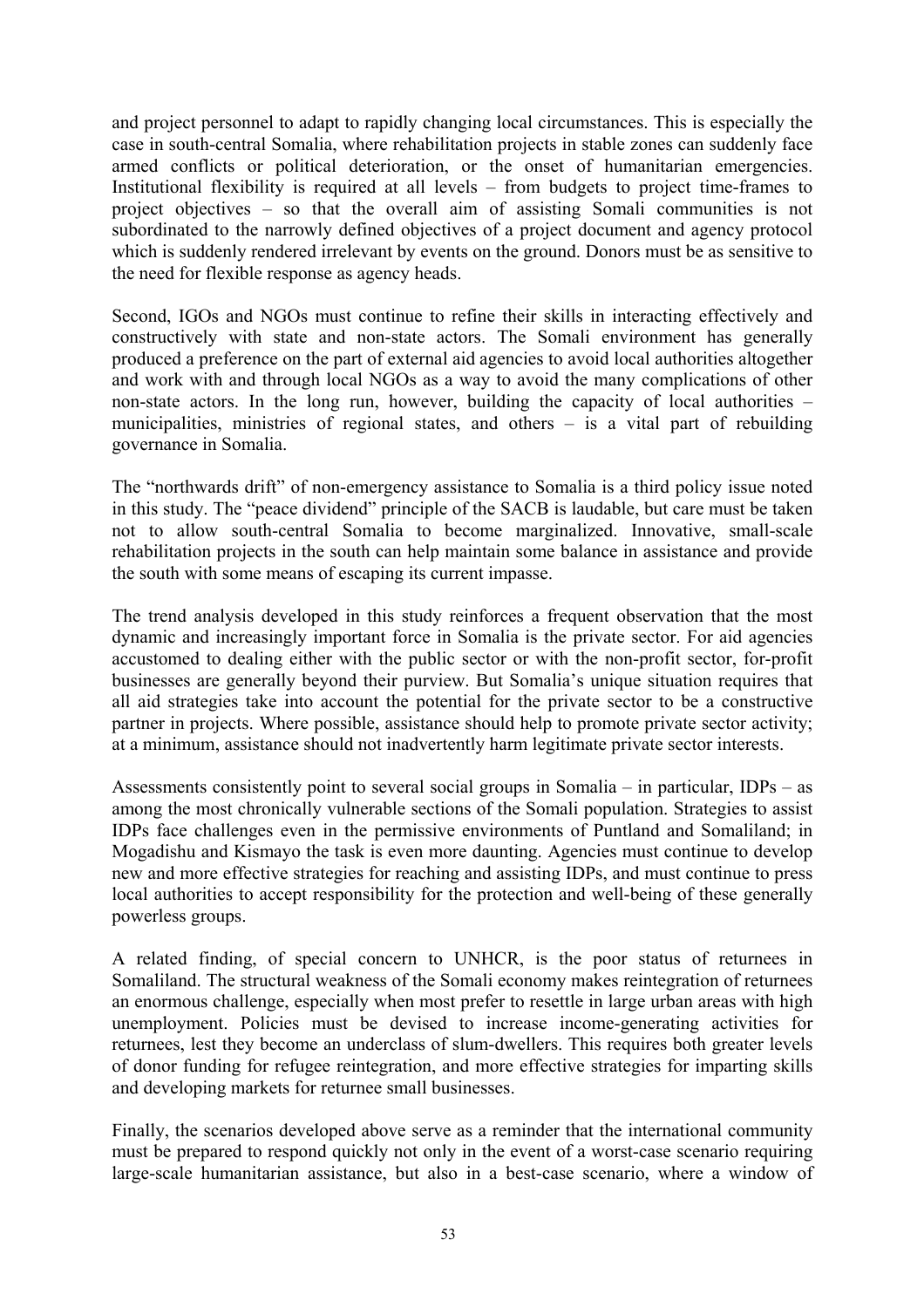and project personnel to adapt to rapidly changing local circumstances. This is especially the case in south-central Somalia, where rehabilitation projects in stable zones can suddenly face armed conflicts or political deterioration, or the onset of humanitarian emergencies. Institutional flexibility is required at all levels – from budgets to project time-frames to project objectives – so that the overall aim of assisting Somali communities is not subordinated to the narrowly defined objectives of a project document and agency protocol which is suddenly rendered irrelevant by events on the ground. Donors must be as sensitive to the need for flexible response as agency heads.

Second, IGOs and NGOs must continue to refine their skills in interacting effectively and constructively with state and non-state actors. The Somali environment has generally produced a preference on the part of external aid agencies to avoid local authorities altogether and work with and through local NGOs as a way to avoid the many complications of other non-state actors. In the long run, however, building the capacity of local authorities – municipalities, ministries of regional states, and others – is a vital part of rebuilding governance in Somalia.

The "northwards drift" of non-emergency assistance to Somalia is a third policy issue noted in this study. The "peace dividend" principle of the SACB is laudable, but care must be taken not to allow south-central Somalia to become marginalized. Innovative, small-scale rehabilitation projects in the south can help maintain some balance in assistance and provide the south with some means of escaping its current impasse.

The trend analysis developed in this study reinforces a frequent observation that the most dynamic and increasingly important force in Somalia is the private sector. For aid agencies accustomed to dealing either with the public sector or with the non-profit sector, for-profit businesses are generally beyond their purview. But Somalia's unique situation requires that all aid strategies take into account the potential for the private sector to be a constructive partner in projects. Where possible, assistance should help to promote private sector activity; at a minimum, assistance should not inadvertently harm legitimate private sector interests.

Assessments consistently point to several social groups in Somalia – in particular, IDPs – as among the most chronically vulnerable sections of the Somali population. Strategies to assist IDPs face challenges even in the permissive environments of Puntland and Somaliland; in Mogadishu and Kismayo the task is even more daunting. Agencies must continue to develop new and more effective strategies for reaching and assisting IDPs, and must continue to press local authorities to accept responsibility for the protection and well-being of these generally powerless groups.

A related finding, of special concern to UNHCR, is the poor status of returnees in Somaliland. The structural weakness of the Somali economy makes reintegration of returnees an enormous challenge, especially when most prefer to resettle in large urban areas with high unemployment. Policies must be devised to increase income-generating activities for returnees, lest they become an underclass of slum-dwellers. This requires both greater levels of donor funding for refugee reintegration, and more effective strategies for imparting skills and developing markets for returnee small businesses.

Finally, the scenarios developed above serve as a reminder that the international community must be prepared to respond quickly not only in the event of a worst-case scenario requiring large-scale humanitarian assistance, but also in a best-case scenario, where a window of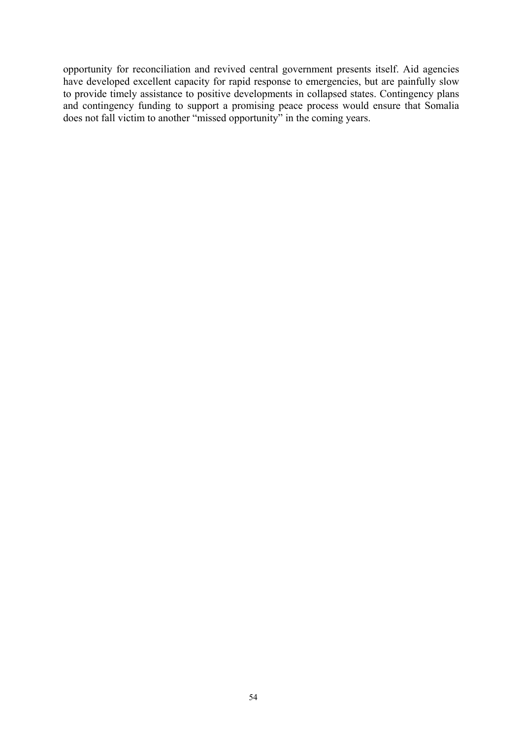opportunity for reconciliation and revived central government presents itself. Aid agencies have developed excellent capacity for rapid response to emergencies, but are painfully slow to provide timely assistance to positive developments in collapsed states. Contingency plans and contingency funding to support a promising peace process would ensure that Somalia does not fall victim to another "missed opportunity" in the coming years.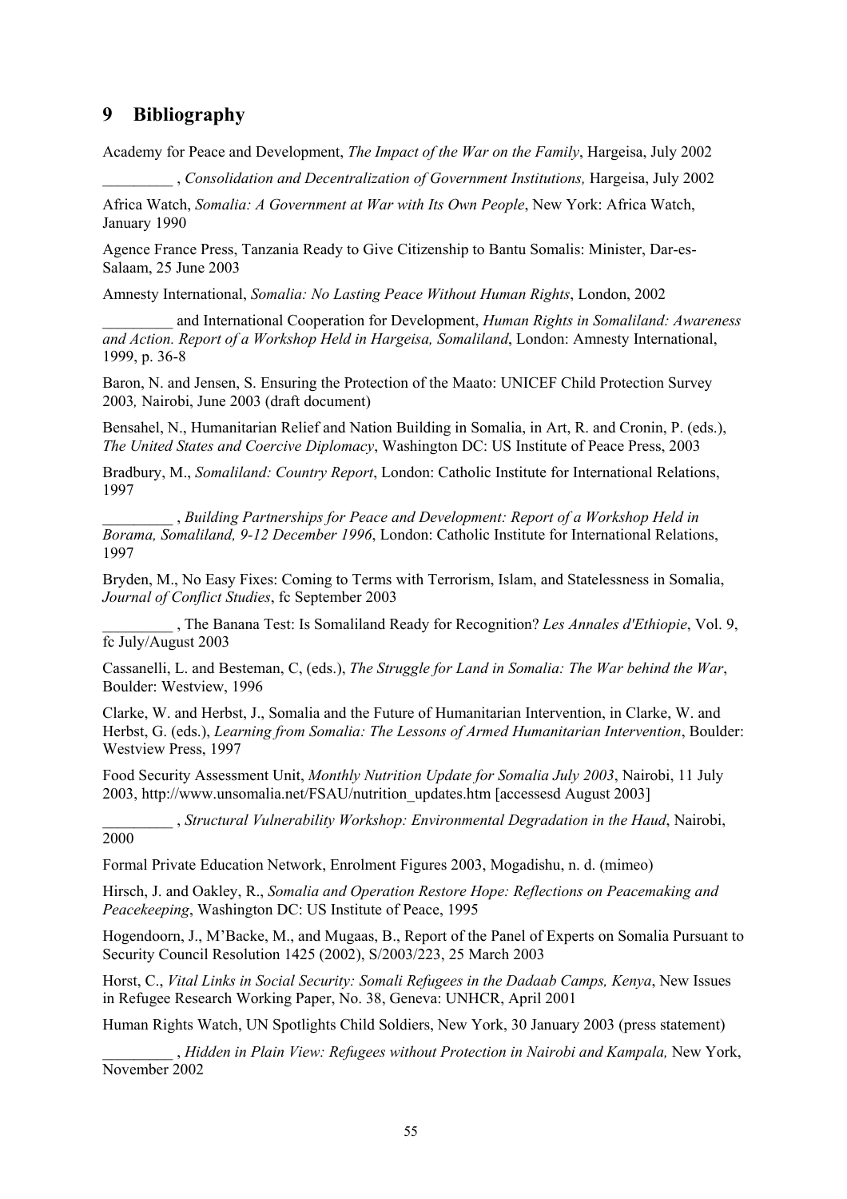# 9 Bibliography

Academy for Peace and Development, *The Impact of the War on the Family*, Hargeisa, July 2002

_________ , *Consolidation and Decentralization of Government Institutions,* Hargeisa, July 2002

Africa Watch, *Somalia: A Government at War with Its Own People*, New York: Africa Watch, January 1990

Agence France Press, Tanzania Ready to Give Citizenship to Bantu Somalis: Minister, Dar-es-Salaam, 25 June 2003

Amnesty International, *Somalia: No Lasting Peace Without Human Rights*, London, 2002

_________ and International Cooperation for Development, *Human Rights in Somaliland: Awareness and Action. Report of a Workshop Held in Hargeisa, Somaliland*, London: Amnesty International, 1999, p. 36-8

Baron, N. and Jensen, S. Ensuring the Protection of the Maato: UNICEF Child Protection Survey 2003*,* Nairobi, June 2003 (draft document)

Bensahel, N., Humanitarian Relief and Nation Building in Somalia, in Art, R. and Cronin, P. (eds.), *The United States and Coercive Diplomacy*, Washington DC: US Institute of Peace Press, 2003

Bradbury, M., *Somaliland: Country Report*, London: Catholic Institute for International Relations, 1997

_________ , *Building Partnerships for Peace and Development: Report of a Workshop Held in Borama, Somaliland, 9-12 December 1996*, London: Catholic Institute for International Relations, 1997

Bryden, M., No Easy Fixes: Coming to Terms with Terrorism, Islam, and Statelessness in Somalia, *Journal of Conflict Studies*, fc September 2003

_________ , The Banana Test: Is Somaliland Ready for Recognition? *Les Annales d'Ethiopie*, Vol. 9, fc July/August 2003

Cassanelli, L. and Besteman, C, (eds.), *The Struggle for Land in Somalia: The War behind the War*, Boulder: Westview, 1996

Clarke, W. and Herbst, J., Somalia and the Future of Humanitarian Intervention, in Clarke, W. and Herbst, G. (eds.), *Learning from Somalia: The Lessons of Armed Humanitarian Intervention*, Boulder: Westview Press, 1997

Food Security Assessment Unit, *Monthly Nutrition Update for Somalia July 2003*, Nairobi, 11 July 2003, http://www.unsomalia.net/FSAU/nutrition_updates.htm [accessesd August 2003]

_________ , *Structural Vulnerability Workshop: Environmental Degradation in the Haud*, Nairobi, 2000

Formal Private Education Network, Enrolment Figures 2003, Mogadishu, n. d. (mimeo)

Hirsch, J. and Oakley, R., *Somalia and Operation Restore Hope: Reflections on Peacemaking and Peacekeeping*, Washington DC: US Institute of Peace, 1995

Hogendoorn, J., M'Backe, M., and Mugaas, B., Report of the Panel of Experts on Somalia Pursuant to Security Council Resolution 1425 (2002), S/2003/223, 25 March 2003

Horst, C., *Vital Links in Social Security: Somali Refugees in the Dadaab Camps, Kenya*, New Issues in Refugee Research Working Paper, No. 38, Geneva: UNHCR, April 2001

Human Rights Watch, UN Spotlights Child Soldiers, New York, 30 January 2003 (press statement)

_________ , *Hidden in Plain View: Refugees without Protection in Nairobi and Kampala,* New York, November 2002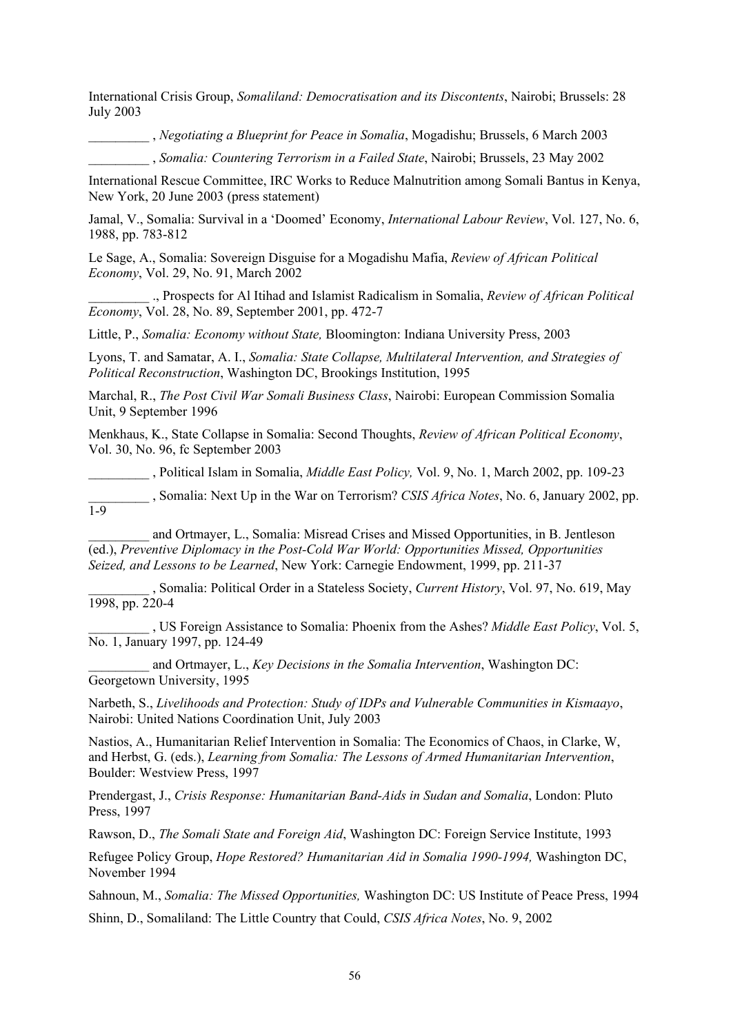International Crisis Group, *Somaliland: Democratisation and its Discontents*, Nairobi; Brussels: 28 July 2003

_________ , *Negotiating a Blueprint for Peace in Somalia*, Mogadishu; Brussels, 6 March 2003

_________ , *Somalia: Countering Terrorism in a Failed State*, Nairobi; Brussels, 23 May 2002

International Rescue Committee, IRC Works to Reduce Malnutrition among Somali Bantus in Kenya, New York, 20 June 2003 (press statement)

Jamal, V., Somalia: Survival in a 'Doomed' Economy, *International Labour Review*, Vol. 127, No. 6, 1988, pp. 783-812

Le Sage, A., Somalia: Sovereign Disguise for a Mogadishu Mafia, *Review of African Political Economy*, Vol. 29, No. 91, March 2002

_________ ., Prospects for Al Itihad and Islamist Radicalism in Somalia, *Review of African Political Economy*, Vol. 28, No. 89, September 2001, pp. 472-7

Little, P., *Somalia: Economy without State,* Bloomington: Indiana University Press, 2003

Lyons, T. and Samatar, A. I., *Somalia: State Collapse, Multilateral Intervention, and Strategies of Political Reconstruction*, Washington DC, Brookings Institution, 1995

Marchal, R., *The Post Civil War Somali Business Class*, Nairobi: European Commission Somalia Unit, 9 September 1996

Menkhaus, K., State Collapse in Somalia: Second Thoughts, *Review of African Political Economy*, Vol. 30, No. 96, fc September 2003

_________ , Political Islam in Somalia, *Middle East Policy,* Vol. 9, No. 1, March 2002, pp. 109-23

_________ , Somalia: Next Up in the War on Terrorism? *CSIS Africa Notes*, No. 6, January 2002, pp. 1-9

_________ and Ortmayer, L., Somalia: Misread Crises and Missed Opportunities, in B. Jentleson (ed.), *Preventive Diplomacy in the Post-Cold War World: Opportunities Missed, Opportunities Seized, and Lessons to be Learned*, New York: Carnegie Endowment, 1999, pp. 211-37

_________ , Somalia: Political Order in a Stateless Society, *Current History*, Vol. 97, No. 619, May 1998, pp. 220-4

_________ , US Foreign Assistance to Somalia: Phoenix from the Ashes? *Middle East Policy*, Vol. 5, No. 1, January 1997, pp. 124-49

_________ and Ortmayer, L., *Key Decisions in the Somalia Intervention*, Washington DC: Georgetown University, 1995

Narbeth, S., *Livelihoods and Protection: Study of IDPs and Vulnerable Communities in Kismaayo*, Nairobi: United Nations Coordination Unit, July 2003

Nastios, A., Humanitarian Relief Intervention in Somalia: The Economics of Chaos, in Clarke, W, and Herbst, G. (eds.), *Learning from Somalia: The Lessons of Armed Humanitarian Intervention*, Boulder: Westview Press, 1997

Prendergast, J., *Crisis Response: Humanitarian Band-Aids in Sudan and Somalia*, London: Pluto Press, 1997

Rawson, D., *The Somali State and Foreign Aid*, Washington DC: Foreign Service Institute, 1993

Refugee Policy Group, *Hope Restored? Humanitarian Aid in Somalia 1990-1994,* Washington DC, November 1994

Sahnoun, M., *Somalia: The Missed Opportunities,* Washington DC: US Institute of Peace Press, 1994

Shinn, D., Somaliland: The Little Country that Could, *CSIS Africa Notes*, No. 9, 2002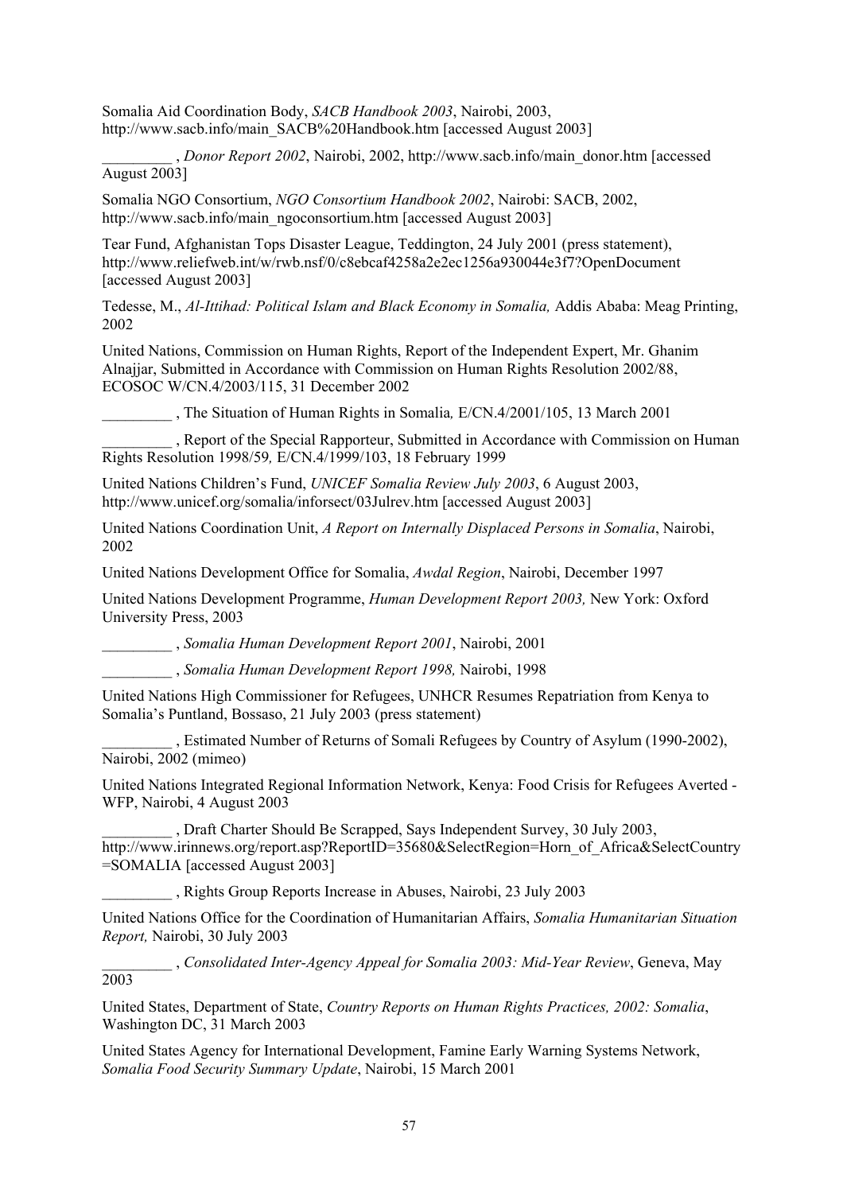Somalia Aid Coordination Body, *SACB Handbook 2003*, Nairobi, 2003, http://www.sacb.info/main_SACB%20Handbook.htm [accessed August 2003]

_________ , *Donor Report 2002*, Nairobi, 2002, http://www.sacb.info/main_donor.htm [accessed August 2003]

Somalia NGO Consortium, *NGO Consortium Handbook 2002*, Nairobi: SACB, 2002, http://www.sacb.info/main_ngoconsortium.htm [accessed August 2003]

Tear Fund, Afghanistan Tops Disaster League, Teddington, 24 July 2001 (press statement), http://www.reliefweb.int/w/rwb.nsf/0/c8ebcaf4258a2e2ec1256a930044e3f7?OpenDocument [accessed August 2003]

Tedesse, M., *Al-Ittihad: Political Islam and Black Economy in Somalia,* Addis Ababa: Meag Printing, 2002

United Nations, Commission on Human Rights, Report of the Independent Expert, Mr. Ghanim Alnajjar, Submitted in Accordance with Commission on Human Rights Resolution 2002/88, ECOSOC W/CN.4/2003/115, 31 December 2002

_________ , The Situation of Human Rights in Somalia*,* E/CN.4/2001/105, 13 March 2001

_________ , Report of the Special Rapporteur, Submitted in Accordance with Commission on Human Rights Resolution 1998/59*,* E/CN.4/1999/103, 18 February 1999

United Nations Children's Fund, *UNICEF Somalia Review July 2003*, 6 August 2003, http://www.unicef.org/somalia/inforsect/03Julrev.htm [accessed August 2003]

United Nations Coordination Unit, *A Report on Internally Displaced Persons in Somalia*, Nairobi, 2002

United Nations Development Office for Somalia, *Awdal Region*, Nairobi, December 1997

United Nations Development Programme, *Human Development Report 2003,* New York: Oxford University Press, 2003

_________ , *Somalia Human Development Report 2001*, Nairobi, 2001

_________ , *Somalia Human Development Report 1998,* Nairobi, 1998

United Nations High Commissioner for Refugees, UNHCR Resumes Repatriation from Kenya to Somalia's Puntland, Bossaso, 21 July 2003 (press statement)

_________ , Estimated Number of Returns of Somali Refugees by Country of Asylum (1990-2002), Nairobi, 2002 (mimeo)

United Nations Integrated Regional Information Network, Kenya: Food Crisis for Refugees Averted - WFP, Nairobi, 4 August 2003

_________ , Draft Charter Should Be Scrapped, Says Independent Survey, 30 July 2003, http://www.irinnews.org/report.asp?ReportID=35680&SelectRegion=Horn_of_Africa&SelectCountry=SOMALIA [accessed August 2003]

_________ , Rights Group Reports Increase in Abuses, Nairobi, 23 July 2003

United Nations Office for the Coordination of Humanitarian Affairs, *Somalia Humanitarian Situation Report,* Nairobi, 30 July 2003

_________ , *Consolidated Inter-Agency Appeal for Somalia 2003: Mid-Year Review*, Geneva, May 2003

United States, Department of State, *Country Reports on Human Rights Practices, 2002: Somalia*, Washington DC, 31 March 2003

United States Agency for International Development, Famine Early Warning Systems Network, *Somalia Food Security Summary Update*, Nairobi, 15 March 2001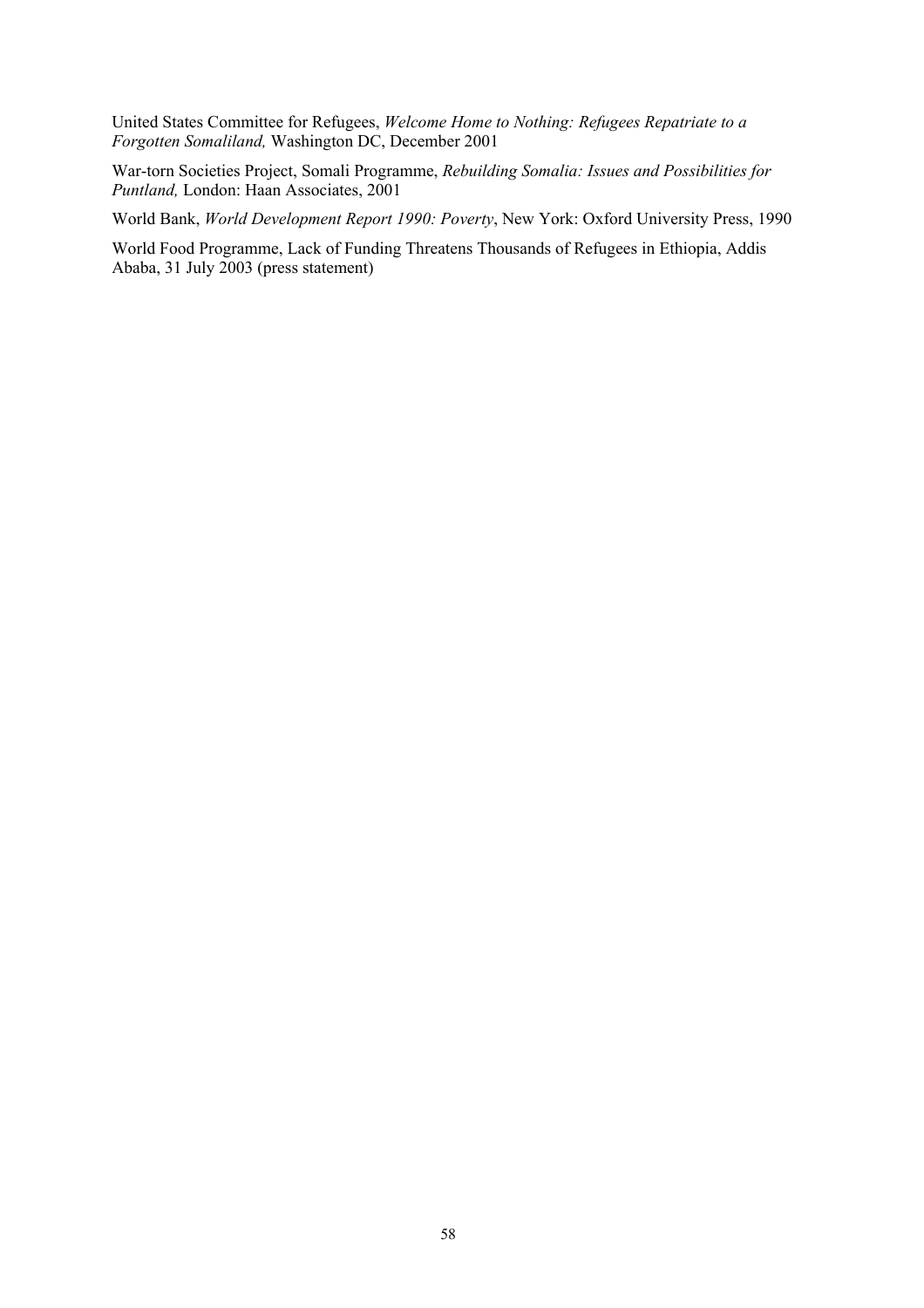United States Committee for Refugees, *Welcome Home to Nothing: Refugees Repatriate to a Forgotten Somaliland,* Washington DC, December 2001

War-torn Societies Project, Somali Programme, *Rebuilding Somalia: Issues and Possibilities for Puntland,* London: Haan Associates, 2001

World Bank, *World Development Report 1990: Poverty*, New York: Oxford University Press, 1990

World Food Programme, Lack of Funding Threatens Thousands of Refugees in Ethiopia, Addis Ababa, 31 July 2003 (press statement)